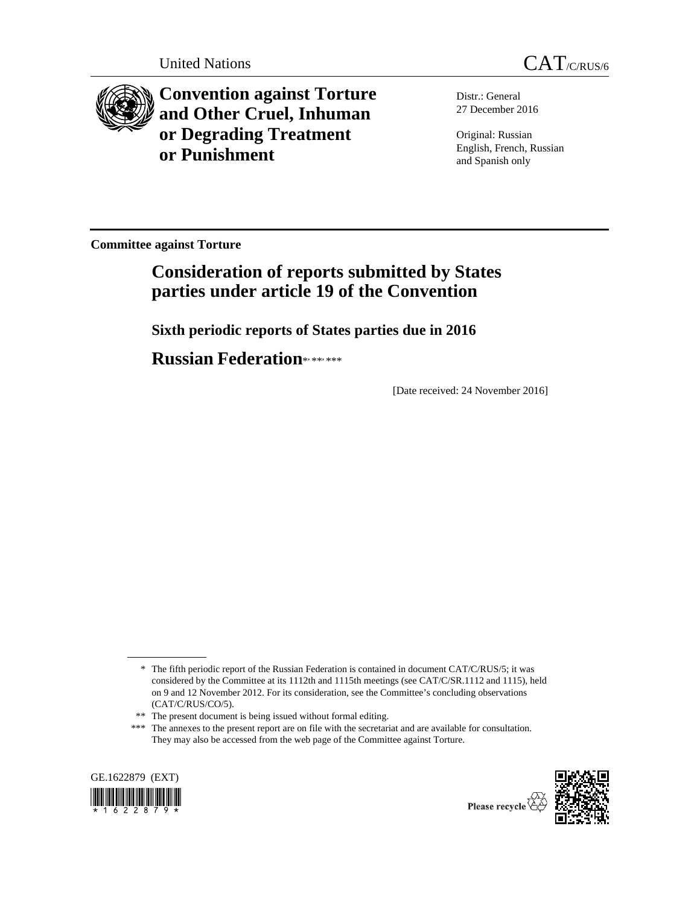United Nations CAT/C/RUS/6

# Convention against Torture and Other Cruel, Inhuman or Degrading Treatment or Punishment

Distr.: General
27 December 2016

Original: Russian
English, French, Russian and Spanish only

**Committee against Torture**

## Consideration of reports submitted by States parties under article 19 of the Convention

### Sixth periodic reports of States parties due in 2016

### Russian Federation*, **, ***

[Date received: 24 November 2016]

---

\* The fifth periodic report of the Russian Federation is contained in document CAT/C/RUS/5; it was considered by the Committee at its 1112th and 1115th meetings (see CAT/C/SR.1112 and 1115), held on 9 and 12 November 2012. For its consideration, see the Committee's concluding observations (CAT/C/RUS/CO/5).

\*\* The present document is being issued without formal editing.

\*\*\* The annexes to the present report are on file with the secretariat and are available for consultation. They may also be accessed from the web page of the Committee against Torture.

GE.1622879 (EXT)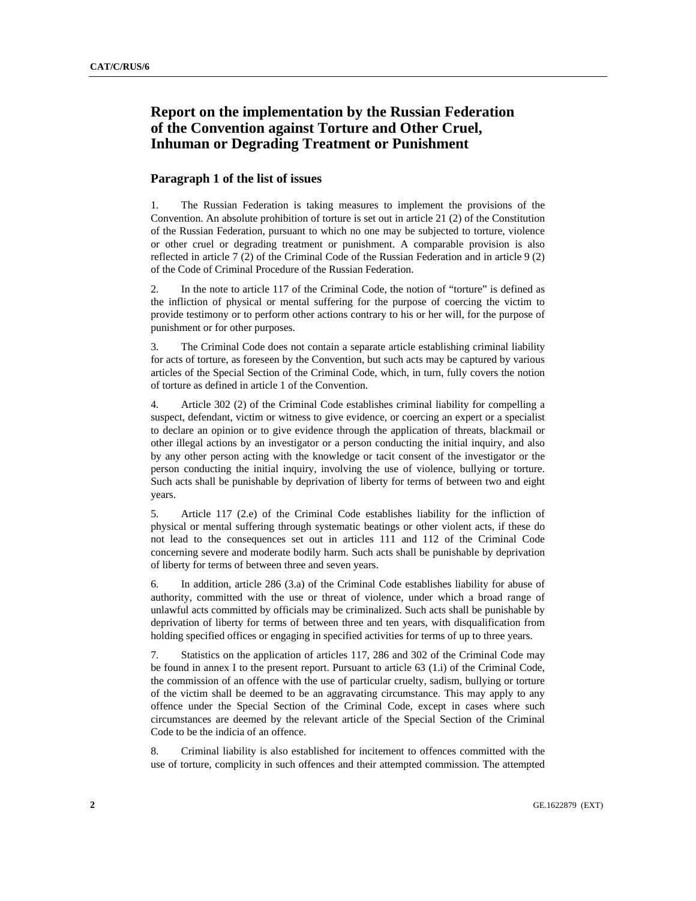# Report on the implementation by the Russian Federation of the Convention against Torture and Other Cruel, Inhuman or Degrading Treatment or Punishment

## Paragraph 1 of the list of issues

1. The Russian Federation is taking measures to implement the provisions of the Convention. An absolute prohibition of torture is set out in article 21 (2) of the Constitution of the Russian Federation, pursuant to which no one may be subjected to torture, violence or other cruel or degrading treatment or punishment. A comparable provision is also reflected in article 7 (2) of the Criminal Code of the Russian Federation and in article 9 (2) of the Code of Criminal Procedure of the Russian Federation.

2. In the note to article 117 of the Criminal Code, the notion of "torture" is defined as the infliction of physical or mental suffering for the purpose of coercing the victim to provide testimony or to perform other actions contrary to his or her will, for the purpose of punishment or for other purposes.

3. The Criminal Code does not contain a separate article establishing criminal liability for acts of torture, as foreseen by the Convention, but such acts may be captured by various articles of the Special Section of the Criminal Code, which, in turn, fully covers the notion of torture as defined in article 1 of the Convention.

4. Article 302 (2) of the Criminal Code establishes criminal liability for compelling a suspect, defendant, victim or witness to give evidence, or coercing an expert or a specialist to declare an opinion or to give evidence through the application of threats, blackmail or other illegal actions by an investigator or a person conducting the initial inquiry, and also by any other person acting with the knowledge or tacit consent of the investigator or the person conducting the initial inquiry, involving the use of violence, bullying or torture. Such acts shall be punishable by deprivation of liberty for terms of between two and eight years.

5. Article 117 (2.e) of the Criminal Code establishes liability for the infliction of physical or mental suffering through systematic beatings or other violent acts, if these do not lead to the consequences set out in articles 111 and 112 of the Criminal Code concerning severe and moderate bodily harm. Such acts shall be punishable by deprivation of liberty for terms of between three and seven years.

6. In addition, article 286 (3.a) of the Criminal Code establishes liability for abuse of authority, committed with the use or threat of violence, under which a broad range of unlawful acts committed by officials may be criminalized. Such acts shall be punishable by deprivation of liberty for terms of between three and ten years, with disqualification from holding specified offices or engaging in specified activities for terms of up to three years.

7. Statistics on the application of articles 117, 286 and 302 of the Criminal Code may be found in annex I to the present report. Pursuant to article 63 (1.i) of the Criminal Code, the commission of an offence with the use of particular cruelty, sadism, bullying or torture of the victim shall be deemed to be an aggravating circumstance. This may apply to any offence under the Special Section of the Criminal Code, except in cases where such circumstances are deemed by the relevant article of the Special Section of the Criminal Code to be the indicia of an offence.

8. Criminal liability is also established for incitement to offences committed with the use of torture, complicity in such offences and their attempted commission. The attempted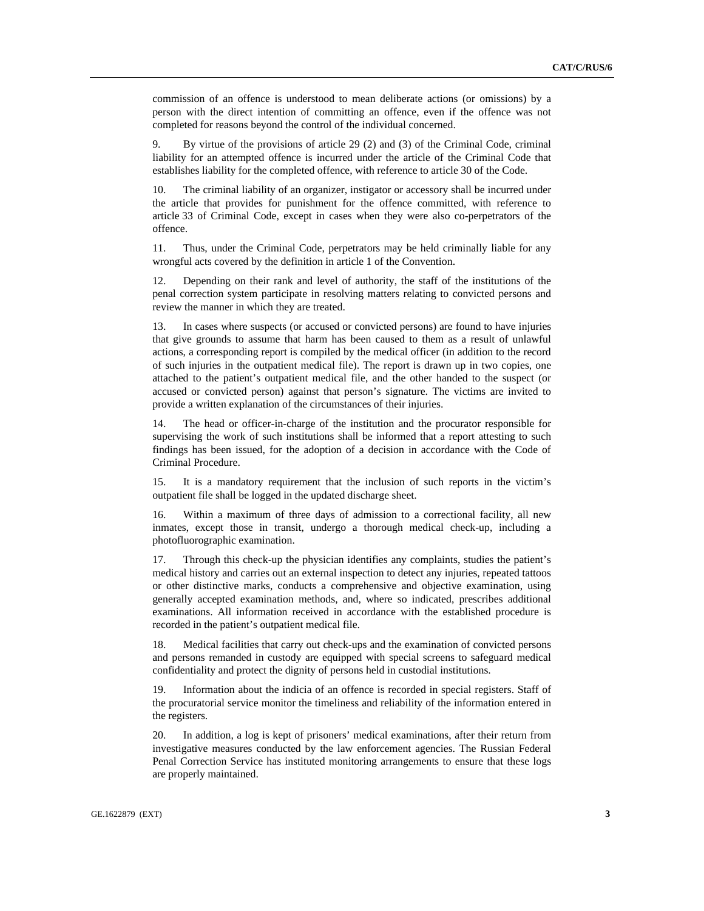commission of an offence is understood to mean deliberate actions (or omissions) by a person with the direct intention of committing an offence, even if the offence was not completed for reasons beyond the control of the individual concerned.

9. By virtue of the provisions of article 29 (2) and (3) of the Criminal Code, criminal liability for an attempted offence is incurred under the article of the Criminal Code that establishes liability for the completed offence, with reference to article 30 of the Code.

10. The criminal liability of an organizer, instigator or accessory shall be incurred under the article that provides for punishment for the offence committed, with reference to article 33 of Criminal Code, except in cases when they were also co-perpetrators of the offence.

11. Thus, under the Criminal Code, perpetrators may be held criminally liable for any wrongful acts covered by the definition in article 1 of the Convention.

12. Depending on their rank and level of authority, the staff of the institutions of the penal correction system participate in resolving matters relating to convicted persons and review the manner in which they are treated.

13. In cases where suspects (or accused or convicted persons) are found to have injuries that give grounds to assume that harm has been caused to them as a result of unlawful actions, a corresponding report is compiled by the medical officer (in addition to the record of such injuries in the outpatient medical file). The report is drawn up in two copies, one attached to the patient's outpatient medical file, and the other handed to the suspect (or accused or convicted person) against that person's signature. The victims are invited to provide a written explanation of the circumstances of their injuries.

14. The head or officer-in-charge of the institution and the procurator responsible for supervising the work of such institutions shall be informed that a report attesting to such findings has been issued, for the adoption of a decision in accordance with the Code of Criminal Procedure.

15. It is a mandatory requirement that the inclusion of such reports in the victim's outpatient file shall be logged in the updated discharge sheet.

16. Within a maximum of three days of admission to a correctional facility, all new inmates, except those in transit, undergo a thorough medical check-up, including a photofluorographic examination.

17. Through this check-up the physician identifies any complaints, studies the patient's medical history and carries out an external inspection to detect any injuries, repeated tattoos or other distinctive marks, conducts a comprehensive and objective examination, using generally accepted examination methods, and, where so indicated, prescribes additional examinations. All information received in accordance with the established procedure is recorded in the patient's outpatient medical file.

18. Medical facilities that carry out check-ups and the examination of convicted persons and persons remanded in custody are equipped with special screens to safeguard medical confidentiality and protect the dignity of persons held in custodial institutions.

19. Information about the indicia of an offence is recorded in special registers. Staff of the procuratorial service monitor the timeliness and reliability of the information entered in the registers.

20. In addition, a log is kept of prisoners' medical examinations, after their return from investigative measures conducted by the law enforcement agencies. The Russian Federal Penal Correction Service has instituted monitoring arrangements to ensure that these logs are properly maintained.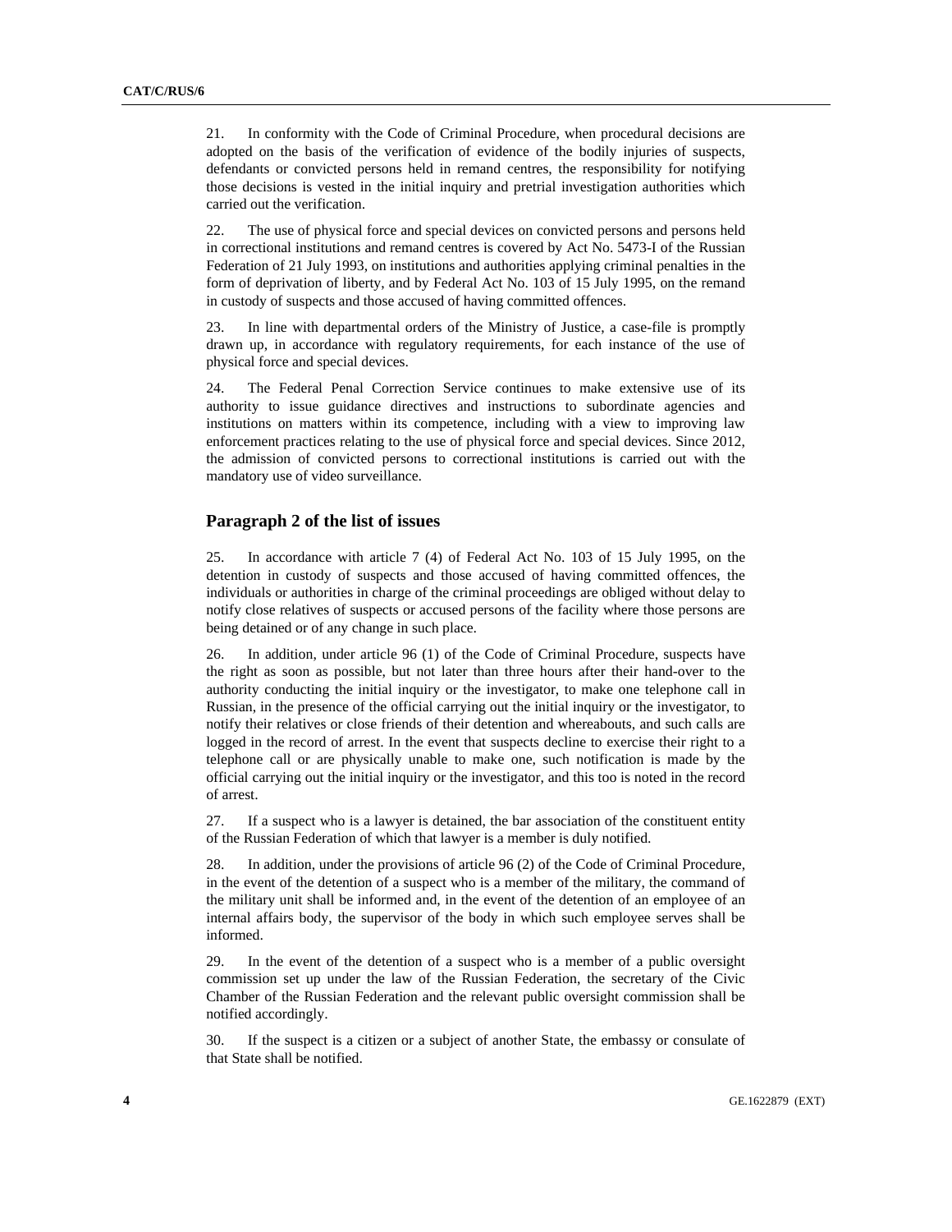21. In conformity with the Code of Criminal Procedure, when procedural decisions are adopted on the basis of the verification of evidence of the bodily injuries of suspects, defendants or convicted persons held in remand centres, the responsibility for notifying those decisions is vested in the initial inquiry and pretrial investigation authorities which carried out the verification.

22. The use of physical force and special devices on convicted persons and persons held in correctional institutions and remand centres is covered by Act No. 5473-I of the Russian Federation of 21 July 1993, on institutions and authorities applying criminal penalties in the form of deprivation of liberty, and by Federal Act No. 103 of 15 July 1995, on the remand in custody of suspects and those accused of having committed offences.

23. In line with departmental orders of the Ministry of Justice, a case-file is promptly drawn up, in accordance with regulatory requirements, for each instance of the use of physical force and special devices.

24. The Federal Penal Correction Service continues to make extensive use of its authority to issue guidance directives and instructions to subordinate agencies and institutions on matters within its competence, including with a view to improving law enforcement practices relating to the use of physical force and special devices. Since 2012, the admission of convicted persons to correctional institutions is carried out with the mandatory use of video surveillance.

## Paragraph 2 of the list of issues

25. In accordance with article 7 (4) of Federal Act No. 103 of 15 July 1995, on the detention in custody of suspects and those accused of having committed offences, the individuals or authorities in charge of the criminal proceedings are obliged without delay to notify close relatives of suspects or accused persons of the facility where those persons are being detained or of any change in such place.

26. In addition, under article 96 (1) of the Code of Criminal Procedure, suspects have the right as soon as possible, but not later than three hours after their hand-over to the authority conducting the initial inquiry or the investigator, to make one telephone call in Russian, in the presence of the official carrying out the initial inquiry or the investigator, to notify their relatives or close friends of their detention and whereabouts, and such calls are logged in the record of arrest. In the event that suspects decline to exercise their right to a telephone call or are physically unable to make one, such notification is made by the official carrying out the initial inquiry or the investigator, and this too is noted in the record of arrest.

27. If a suspect who is a lawyer is detained, the bar association of the constituent entity of the Russian Federation of which that lawyer is a member is duly notified.

28. In addition, under the provisions of article 96 (2) of the Code of Criminal Procedure, in the event of the detention of a suspect who is a member of the military, the command of the military unit shall be informed and, in the event of the detention of an employee of an internal affairs body, the supervisor of the body in which such employee serves shall be informed.

29. In the event of the detention of a suspect who is a member of a public oversight commission set up under the law of the Russian Federation, the secretary of the Civic Chamber of the Russian Federation and the relevant public oversight commission shall be notified accordingly.

30. If the suspect is a citizen or a subject of another State, the embassy or consulate of that State shall be notified.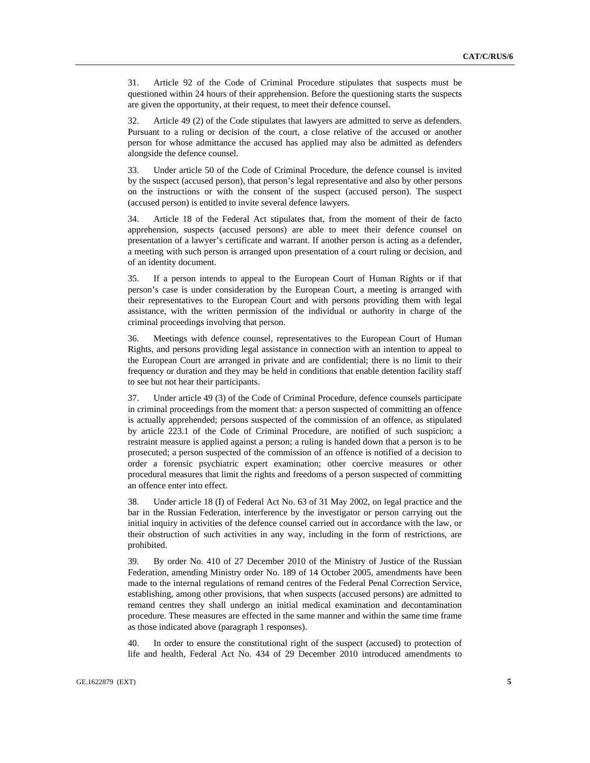31. Article 92 of the Code of Criminal Procedure stipulates that suspects must be questioned within 24 hours of their apprehension. Before the questioning starts the suspects are given the opportunity, at their request, to meet their defence counsel.

32. Article 49 (2) of the Code stipulates that lawyers are admitted to serve as defenders. Pursuant to a ruling or decision of the court, a close relative of the accused or another person for whose admittance the accused has applied may also be admitted as defenders alongside the defence counsel.

33. Under article 50 of the Code of Criminal Procedure, the defence counsel is invited by the suspect (accused person), that person's legal representative and also by other persons on the instructions or with the consent of the suspect (accused person). The suspect (accused person) is entitled to invite several defence lawyers.

34. Article 18 of the Federal Act stipulates that, from the moment of their de facto apprehension, suspects (accused persons) are able to meet their defence counsel on presentation of a lawyer's certificate and warrant. If another person is acting as a defender, a meeting with such person is arranged upon presentation of a court ruling or decision, and of an identity document.

35. If a person intends to appeal to the European Court of Human Rights or if that person's case is under consideration by the European Court, a meeting is arranged with their representatives to the European Court and with persons providing them with legal assistance, with the written permission of the individual or authority in charge of the criminal proceedings involving that person.

36. Meetings with defence counsel, representatives to the European Court of Human Rights, and persons providing legal assistance in connection with an intention to appeal to the European Court are arranged in private and are confidential; there is no limit to their frequency or duration and they may be held in conditions that enable detention facility staff to see but not hear their participants.

37. Under article 49 (3) of the Code of Criminal Procedure, defence counsels participate in criminal proceedings from the moment that: a person suspected of committing an offence is actually apprehended; persons suspected of the commission of an offence, as stipulated by article 223.1 of the Code of Criminal Procedure, are notified of such suspicion; a restraint measure is applied against a person; a ruling is handed down that a person is to be prosecuted; a person suspected of the commission of an offence is notified of a decision to order a forensic psychiatric expert examination; other coercive measures or other procedural measures that limit the rights and freedoms of a person suspected of committing an offence enter into effect.

38. Under article 18 (I) of Federal Act No. 63 of 31 May 2002, on legal practice and the bar in the Russian Federation, interference by the investigator or person carrying out the initial inquiry in activities of the defence counsel carried out in accordance with the law, or their obstruction of such activities in any way, including in the form of restrictions, are prohibited.

39. By order No. 410 of 27 December 2010 of the Ministry of Justice of the Russian Federation, amending Ministry order No. 189 of 14 October 2005, amendments have been made to the internal regulations of remand centres of the Federal Penal Correction Service, establishing, among other provisions, that when suspects (accused persons) are admitted to remand centres they shall undergo an initial medical examination and decontamination procedure. These measures are effected in the same manner and within the same time frame as those indicated above (paragraph 1 responses).

40. In order to ensure the constitutional right of the suspect (accused) to protection of life and health, Federal Act No. 434 of 29 December 2010 introduced amendments to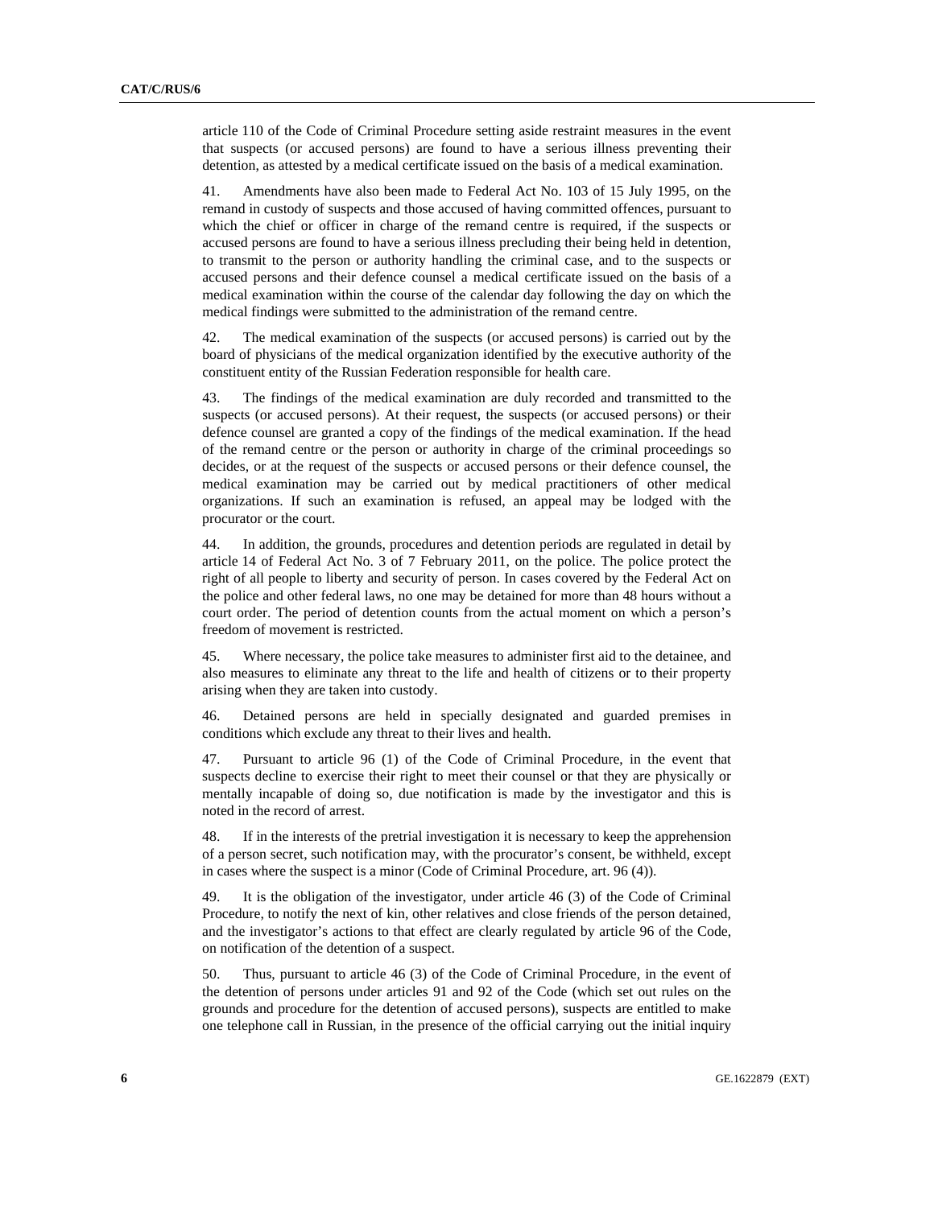article 110 of the Code of Criminal Procedure setting aside restraint measures in the event that suspects (or accused persons) are found to have a serious illness preventing their detention, as attested by a medical certificate issued on the basis of a medical examination.

41. Amendments have also been made to Federal Act No. 103 of 15 July 1995, on the remand in custody of suspects and those accused of having committed offences, pursuant to which the chief or officer in charge of the remand centre is required, if the suspects or accused persons are found to have a serious illness precluding their being held in detention, to transmit to the person or authority handling the criminal case, and to the suspects or accused persons and their defence counsel a medical certificate issued on the basis of a medical examination within the course of the calendar day following the day on which the medical findings were submitted to the administration of the remand centre.

42. The medical examination of the suspects (or accused persons) is carried out by the board of physicians of the medical organization identified by the executive authority of the constituent entity of the Russian Federation responsible for health care.

43. The findings of the medical examination are duly recorded and transmitted to the suspects (or accused persons). At their request, the suspects (or accused persons) or their defence counsel are granted a copy of the findings of the medical examination. If the head of the remand centre or the person or authority in charge of the criminal proceedings so decides, or at the request of the suspects or accused persons or their defence counsel, the medical examination may be carried out by medical practitioners of other medical organizations. If such an examination is refused, an appeal may be lodged with the procurator or the court.

44. In addition, the grounds, procedures and detention periods are regulated in detail by article 14 of Federal Act No. 3 of 7 February 2011, on the police. The police protect the right of all people to liberty and security of person. In cases covered by the Federal Act on the police and other federal laws, no one may be detained for more than 48 hours without a court order. The period of detention counts from the actual moment on which a person's freedom of movement is restricted.

45. Where necessary, the police take measures to administer first aid to the detainee, and also measures to eliminate any threat to the life and health of citizens or to their property arising when they are taken into custody.

46. Detained persons are held in specially designated and guarded premises in conditions which exclude any threat to their lives and health.

47. Pursuant to article 96 (1) of the Code of Criminal Procedure, in the event that suspects decline to exercise their right to meet their counsel or that they are physically or mentally incapable of doing so, due notification is made by the investigator and this is noted in the record of arrest.

48. If in the interests of the pretrial investigation it is necessary to keep the apprehension of a person secret, such notification may, with the procurator's consent, be withheld, except in cases where the suspect is a minor (Code of Criminal Procedure, art. 96 (4)).

49. It is the obligation of the investigator, under article 46 (3) of the Code of Criminal Procedure, to notify the next of kin, other relatives and close friends of the person detained, and the investigator's actions to that effect are clearly regulated by article 96 of the Code, on notification of the detention of a suspect.

50. Thus, pursuant to article 46 (3) of the Code of Criminal Procedure, in the event of the detention of persons under articles 91 and 92 of the Code (which set out rules on the grounds and procedure for the detention of accused persons), suspects are entitled to make one telephone call in Russian, in the presence of the official carrying out the initial inquiry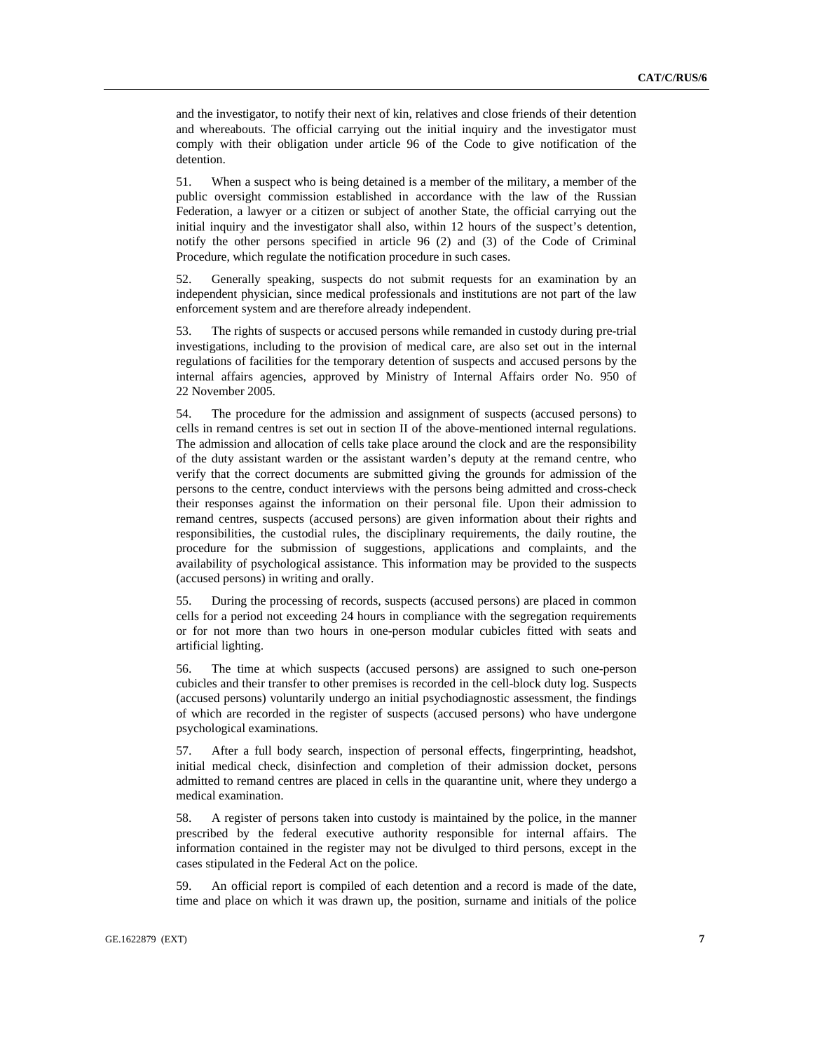and the investigator, to notify their next of kin, relatives and close friends of their detention and whereabouts. The official carrying out the initial inquiry and the investigator must comply with their obligation under article 96 of the Code to give notification of the detention.

51. When a suspect who is being detained is a member of the military, a member of the public oversight commission established in accordance with the law of the Russian Federation, a lawyer or a citizen or subject of another State, the official carrying out the initial inquiry and the investigator shall also, within 12 hours of the suspect's detention, notify the other persons specified in article 96 (2) and (3) of the Code of Criminal Procedure, which regulate the notification procedure in such cases.

52. Generally speaking, suspects do not submit requests for an examination by an independent physician, since medical professionals and institutions are not part of the law enforcement system and are therefore already independent.

53. The rights of suspects or accused persons while remanded in custody during pre-trial investigations, including to the provision of medical care, are also set out in the internal regulations of facilities for the temporary detention of suspects and accused persons by the internal affairs agencies, approved by Ministry of Internal Affairs order No. 950 of 22 November 2005.

54. The procedure for the admission and assignment of suspects (accused persons) to cells in remand centres is set out in section II of the above-mentioned internal regulations. The admission and allocation of cells take place around the clock and are the responsibility of the duty assistant warden or the assistant warden's deputy at the remand centre, who verify that the correct documents are submitted giving the grounds for admission of the persons to the centre, conduct interviews with the persons being admitted and cross-check their responses against the information on their personal file. Upon their admission to remand centres, suspects (accused persons) are given information about their rights and responsibilities, the custodial rules, the disciplinary requirements, the daily routine, the procedure for the submission of suggestions, applications and complaints, and the availability of psychological assistance. This information may be provided to the suspects (accused persons) in writing and orally.

55. During the processing of records, suspects (accused persons) are placed in common cells for a period not exceeding 24 hours in compliance with the segregation requirements or for not more than two hours in one-person modular cubicles fitted with seats and artificial lighting.

56. The time at which suspects (accused persons) are assigned to such one-person cubicles and their transfer to other premises is recorded in the cell-block duty log. Suspects (accused persons) voluntarily undergo an initial psychodiagnostic assessment, the findings of which are recorded in the register of suspects (accused persons) who have undergone psychological examinations.

57. After a full body search, inspection of personal effects, fingerprinting, headshot, initial medical check, disinfection and completion of their admission docket, persons admitted to remand centres are placed in cells in the quarantine unit, where they undergo a medical examination.

58. A register of persons taken into custody is maintained by the police, in the manner prescribed by the federal executive authority responsible for internal affairs. The information contained in the register may not be divulged to third persons, except in the cases stipulated in the Federal Act on the police.

59. An official report is compiled of each detention and a record is made of the date, time and place on which it was drawn up, the position, surname and initials of the police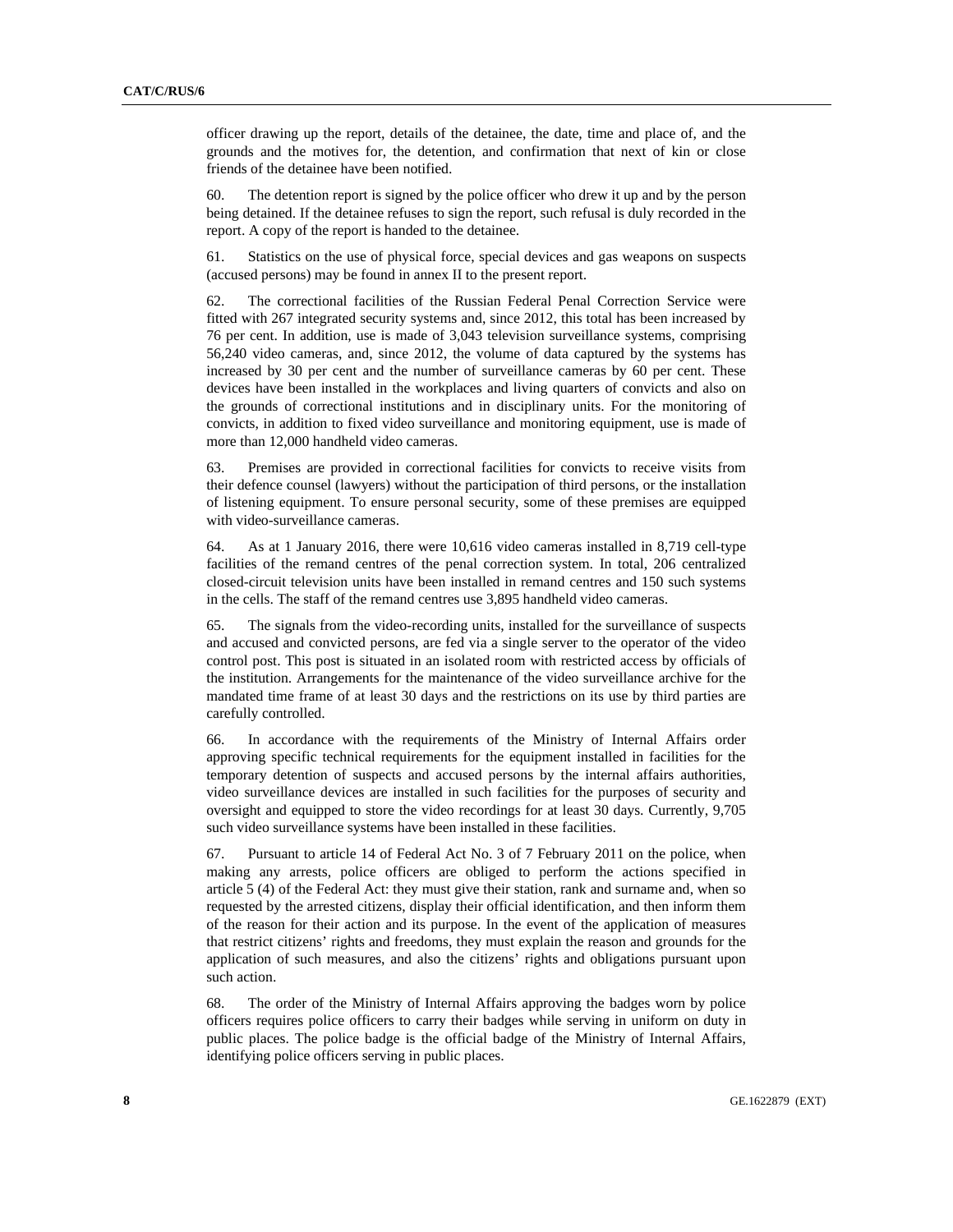officer drawing up the report, details of the detainee, the date, time and place of, and the grounds and the motives for, the detention, and confirmation that next of kin or close friends of the detainee have been notified.

60. The detention report is signed by the police officer who drew it up and by the person being detained. If the detainee refuses to sign the report, such refusal is duly recorded in the report. A copy of the report is handed to the detainee.

61. Statistics on the use of physical force, special devices and gas weapons on suspects (accused persons) may be found in annex II to the present report.

62. The correctional facilities of the Russian Federal Penal Correction Service were fitted with 267 integrated security systems and, since 2012, this total has been increased by 76 per cent. In addition, use is made of 3,043 television surveillance systems, comprising 56,240 video cameras, and, since 2012, the volume of data captured by the systems has increased by 30 per cent and the number of surveillance cameras by 60 per cent. These devices have been installed in the workplaces and living quarters of convicts and also on the grounds of correctional institutions and in disciplinary units. For the monitoring of convicts, in addition to fixed video surveillance and monitoring equipment, use is made of more than 12,000 handheld video cameras.

63. Premises are provided in correctional facilities for convicts to receive visits from their defence counsel (lawyers) without the participation of third persons, or the installation of listening equipment. To ensure personal security, some of these premises are equipped with video-surveillance cameras.

64. As at 1 January 2016, there were 10,616 video cameras installed in 8,719 cell-type facilities of the remand centres of the penal correction system. In total, 206 centralized closed-circuit television units have been installed in remand centres and 150 such systems in the cells. The staff of the remand centres use 3,895 handheld video cameras.

65. The signals from the video-recording units, installed for the surveillance of suspects and accused and convicted persons, are fed via a single server to the operator of the video control post. This post is situated in an isolated room with restricted access by officials of the institution. Arrangements for the maintenance of the video surveillance archive for the mandated time frame of at least 30 days and the restrictions on its use by third parties are carefully controlled.

66. In accordance with the requirements of the Ministry of Internal Affairs order approving specific technical requirements for the equipment installed in facilities for the temporary detention of suspects and accused persons by the internal affairs authorities, video surveillance devices are installed in such facilities for the purposes of security and oversight and equipped to store the video recordings for at least 30 days. Currently, 9,705 such video surveillance systems have been installed in these facilities.

67. Pursuant to article 14 of Federal Act No. 3 of 7 February 2011 on the police, when making any arrests, police officers are obliged to perform the actions specified in article 5 (4) of the Federal Act: they must give their station, rank and surname and, when so requested by the arrested citizens, display their official identification, and then inform them of the reason for their action and its purpose. In the event of the application of measures that restrict citizens' rights and freedoms, they must explain the reason and grounds for the application of such measures, and also the citizens' rights and obligations pursuant upon such action.

68. The order of the Ministry of Internal Affairs approving the badges worn by police officers requires police officers to carry their badges while serving in uniform on duty in public places. The police badge is the official badge of the Ministry of Internal Affairs, identifying police officers serving in public places.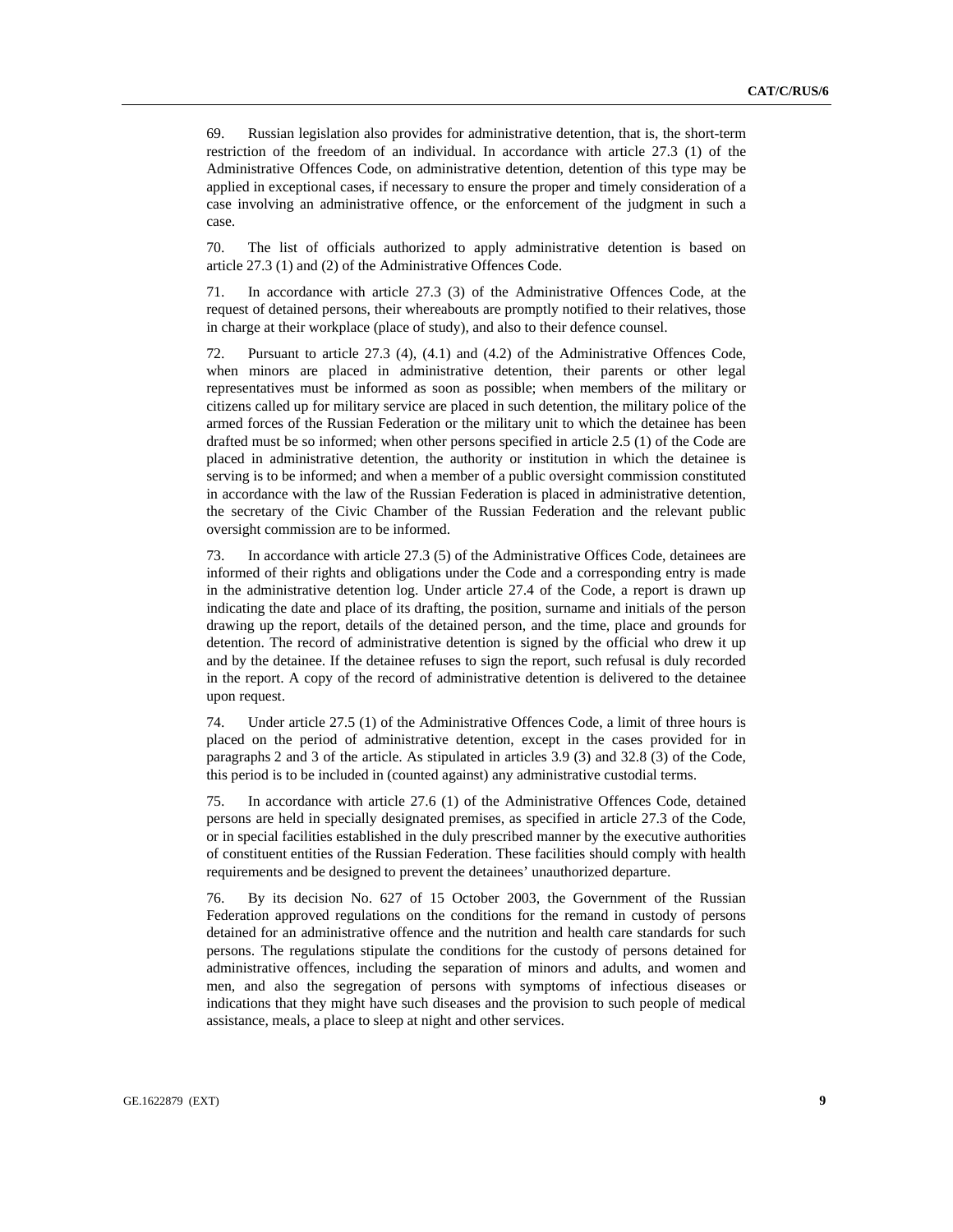69. Russian legislation also provides for administrative detention, that is, the short-term restriction of the freedom of an individual. In accordance with article 27.3 (1) of the Administrative Offences Code, on administrative detention, detention of this type may be applied in exceptional cases, if necessary to ensure the proper and timely consideration of a case involving an administrative offence, or the enforcement of the judgment in such a case.

70. The list of officials authorized to apply administrative detention is based on article 27.3 (1) and (2) of the Administrative Offences Code.

71. In accordance with article 27.3 (3) of the Administrative Offences Code, at the request of detained persons, their whereabouts are promptly notified to their relatives, those in charge at their workplace (place of study), and also to their defence counsel.

72. Pursuant to article 27.3 (4), (4.1) and (4.2) of the Administrative Offences Code, when minors are placed in administrative detention, their parents or other legal representatives must be informed as soon as possible; when members of the military or citizens called up for military service are placed in such detention, the military police of the armed forces of the Russian Federation or the military unit to which the detainee has been drafted must be so informed; when other persons specified in article 2.5 (1) of the Code are placed in administrative detention, the authority or institution in which the detainee is serving is to be informed; and when a member of a public oversight commission constituted in accordance with the law of the Russian Federation is placed in administrative detention, the secretary of the Civic Chamber of the Russian Federation and the relevant public oversight commission are to be informed.

73. In accordance with article 27.3 (5) of the Administrative Offices Code, detainees are informed of their rights and obligations under the Code and a corresponding entry is made in the administrative detention log. Under article 27.4 of the Code, a report is drawn up indicating the date and place of its drafting, the position, surname and initials of the person drawing up the report, details of the detained person, and the time, place and grounds for detention. The record of administrative detention is signed by the official who drew it up and by the detainee. If the detainee refuses to sign the report, such refusal is duly recorded in the report. A copy of the record of administrative detention is delivered to the detainee upon request.

74. Under article 27.5 (1) of the Administrative Offences Code, a limit of three hours is placed on the period of administrative detention, except in the cases provided for in paragraphs 2 and 3 of the article. As stipulated in articles 3.9 (3) and 32.8 (3) of the Code, this period is to be included in (counted against) any administrative custodial terms.

75. In accordance with article 27.6 (1) of the Administrative Offences Code, detained persons are held in specially designated premises, as specified in article 27.3 of the Code, or in special facilities established in the duly prescribed manner by the executive authorities of constituent entities of the Russian Federation. These facilities should comply with health requirements and be designed to prevent the detainees' unauthorized departure.

76. By its decision No. 627 of 15 October 2003, the Government of the Russian Federation approved regulations on the conditions for the remand in custody of persons detained for an administrative offence and the nutrition and health care standards for such persons. The regulations stipulate the conditions for the custody of persons detained for administrative offences, including the separation of minors and adults, and women and men, and also the segregation of persons with symptoms of infectious diseases or indications that they might have such diseases and the provision to such people of medical assistance, meals, a place to sleep at night and other services.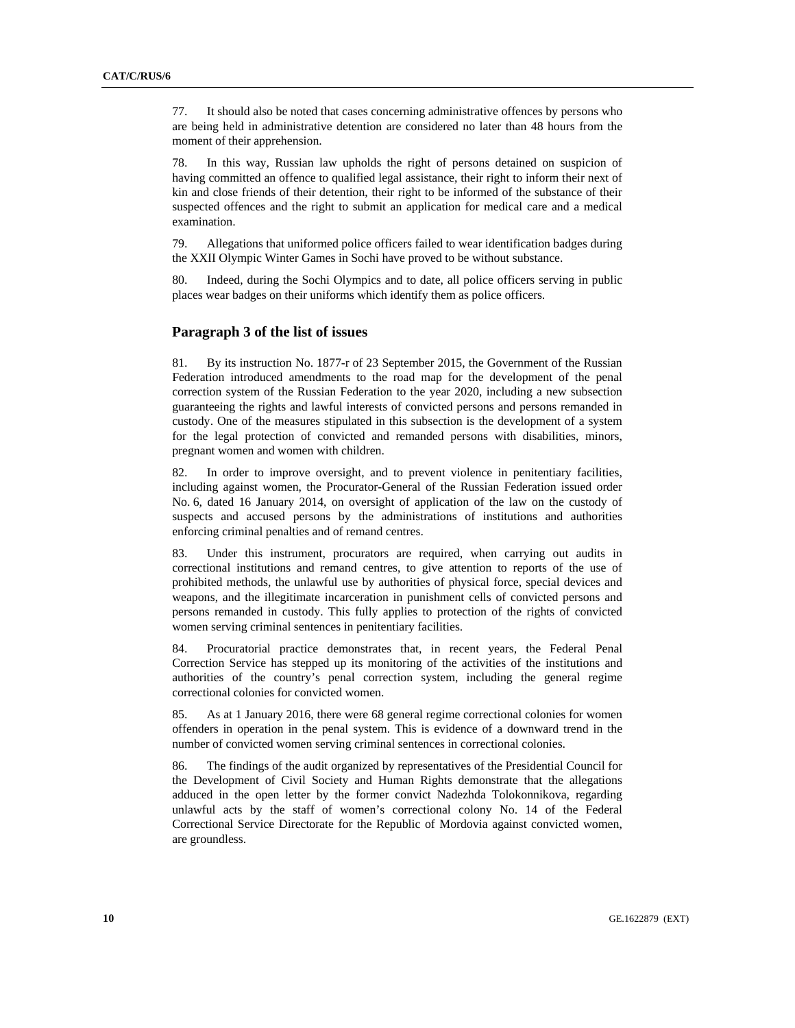77. It should also be noted that cases concerning administrative offences by persons who are being held in administrative detention are considered no later than 48 hours from the moment of their apprehension.

78. In this way, Russian law upholds the right of persons detained on suspicion of having committed an offence to qualified legal assistance, their right to inform their next of kin and close friends of their detention, their right to be informed of the substance of their suspected offences and the right to submit an application for medical care and a medical examination.

79. Allegations that uniformed police officers failed to wear identification badges during the XXII Olympic Winter Games in Sochi have proved to be without substance.

80. Indeed, during the Sochi Olympics and to date, all police officers serving in public places wear badges on their uniforms which identify them as police officers.

## Paragraph 3 of the list of issues

81. By its instruction No. 1877-r of 23 September 2015, the Government of the Russian Federation introduced amendments to the road map for the development of the penal correction system of the Russian Federation to the year 2020, including a new subsection guaranteeing the rights and lawful interests of convicted persons and persons remanded in custody. One of the measures stipulated in this subsection is the development of a system for the legal protection of convicted and remanded persons with disabilities, minors, pregnant women and women with children.

82. In order to improve oversight, and to prevent violence in penitentiary facilities, including against women, the Procurator-General of the Russian Federation issued order No. 6, dated 16 January 2014, on oversight of application of the law on the custody of suspects and accused persons by the administrations of institutions and authorities enforcing criminal penalties and of remand centres.

83. Under this instrument, procurators are required, when carrying out audits in correctional institutions and remand centres, to give attention to reports of the use of prohibited methods, the unlawful use by authorities of physical force, special devices and weapons, and the illegitimate incarceration in punishment cells of convicted persons and persons remanded in custody. This fully applies to protection of the rights of convicted women serving criminal sentences in penitentiary facilities.

84. Procuratorial practice demonstrates that, in recent years, the Federal Penal Correction Service has stepped up its monitoring of the activities of the institutions and authorities of the country's penal correction system, including the general regime correctional colonies for convicted women.

85. As at 1 January 2016, there were 68 general regime correctional colonies for women offenders in operation in the penal system. This is evidence of a downward trend in the number of convicted women serving criminal sentences in correctional colonies.

86. The findings of the audit organized by representatives of the Presidential Council for the Development of Civil Society and Human Rights demonstrate that the allegations adduced in the open letter by the former convict Nadezhda Tolokonnikova, regarding unlawful acts by the staff of women's correctional colony No. 14 of the Federal Correctional Service Directorate for the Republic of Mordovia against convicted women, are groundless.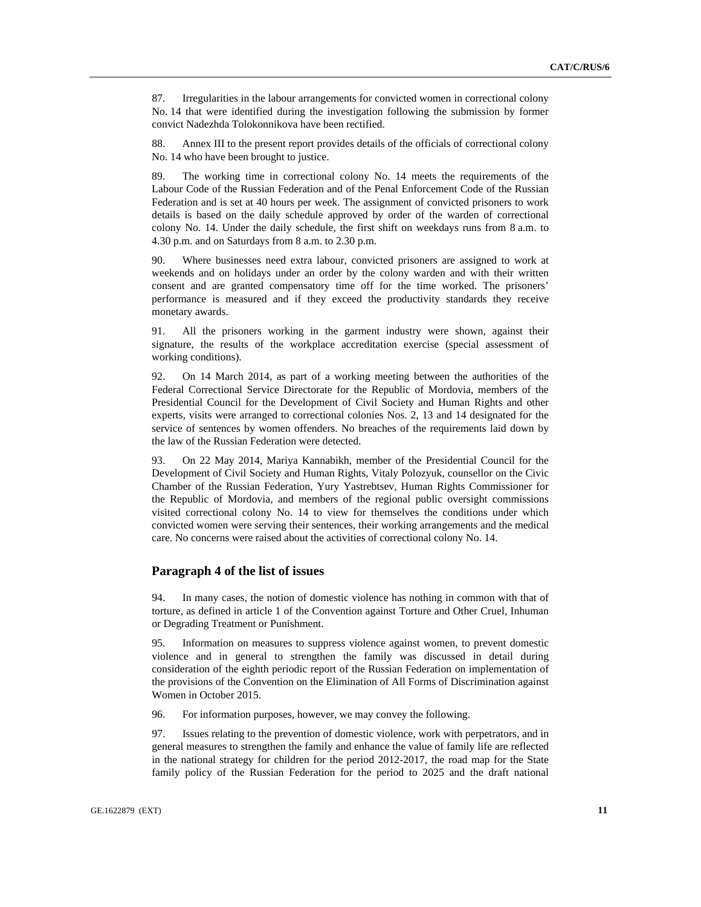87. Irregularities in the labour arrangements for convicted women in correctional colony No. 14 that were identified during the investigation following the submission by former convict Nadezhda Tolokonnikova have been rectified.

88. Annex III to the present report provides details of the officials of correctional colony No. 14 who have been brought to justice.

89. The working time in correctional colony No. 14 meets the requirements of the Labour Code of the Russian Federation and of the Penal Enforcement Code of the Russian Federation and is set at 40 hours per week. The assignment of convicted prisoners to work details is based on the daily schedule approved by order of the warden of correctional colony No. 14. Under the daily schedule, the first shift on weekdays runs from 8 a.m. to 4.30 p.m. and on Saturdays from 8 a.m. to 2.30 p.m.

90. Where businesses need extra labour, convicted prisoners are assigned to work at weekends and on holidays under an order by the colony warden and with their written consent and are granted compensatory time off for the time worked. The prisoners' performance is measured and if they exceed the productivity standards they receive monetary awards.

91. All the prisoners working in the garment industry were shown, against their signature, the results of the workplace accreditation exercise (special assessment of working conditions).

92. On 14 March 2014, as part of a working meeting between the authorities of the Federal Correctional Service Directorate for the Republic of Mordovia, members of the Presidential Council for the Development of Civil Society and Human Rights and other experts, visits were arranged to correctional colonies Nos. 2, 13 and 14 designated for the service of sentences by women offenders. No breaches of the requirements laid down by the law of the Russian Federation were detected.

93. On 22 May 2014, Mariya Kannabikh, member of the Presidential Council for the Development of Civil Society and Human Rights, Vitaly Polozyuk, counsellor on the Civic Chamber of the Russian Federation, Yury Yastrebtsev, Human Rights Commissioner for the Republic of Mordovia, and members of the regional public oversight commissions visited correctional colony No. 14 to view for themselves the conditions under which convicted women were serving their sentences, their working arrangements and the medical care. No concerns were raised about the activities of correctional colony No. 14.

## Paragraph 4 of the list of issues

94. In many cases, the notion of domestic violence has nothing in common with that of torture, as defined in article 1 of the Convention against Torture and Other Cruel, Inhuman or Degrading Treatment or Punishment.

95. Information on measures to suppress violence against women, to prevent domestic violence and in general to strengthen the family was discussed in detail during consideration of the eighth periodic report of the Russian Federation on implementation of the provisions of the Convention on the Elimination of All Forms of Discrimination against Women in October 2015.

96. For information purposes, however, we may convey the following.

97. Issues relating to the prevention of domestic violence, work with perpetrators, and in general measures to strengthen the family and enhance the value of family life are reflected in the national strategy for children for the period 2012-2017, the road map for the State family policy of the Russian Federation for the period to 2025 and the draft national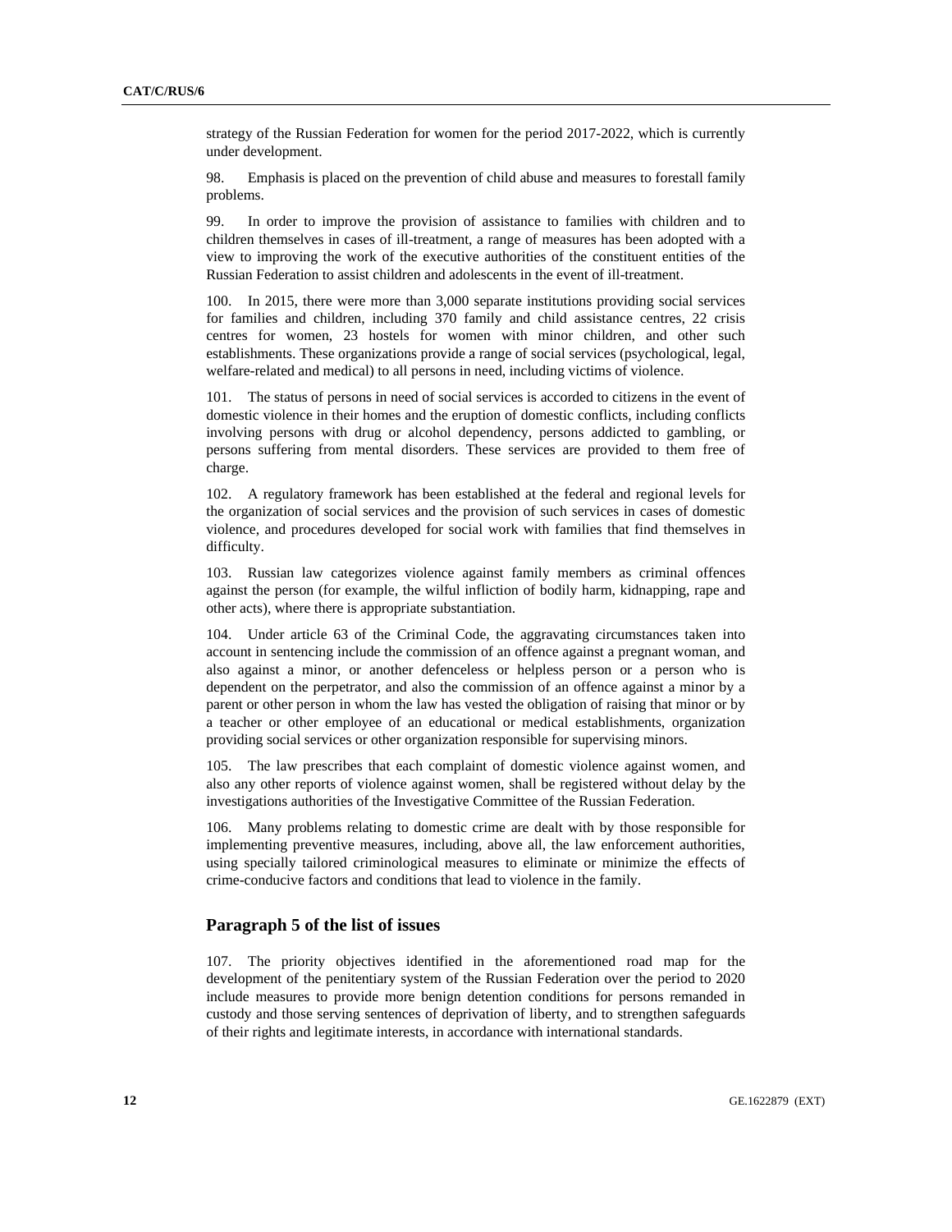strategy of the Russian Federation for women for the period 2017-2022, which is currently under development.

98. Emphasis is placed on the prevention of child abuse and measures to forestall family problems.

99. In order to improve the provision of assistance to families with children and to children themselves in cases of ill-treatment, a range of measures has been adopted with a view to improving the work of the executive authorities of the constituent entities of the Russian Federation to assist children and adolescents in the event of ill-treatment.

100. In 2015, there were more than 3,000 separate institutions providing social services for families and children, including 370 family and child assistance centres, 22 crisis centres for women, 23 hostels for women with minor children, and other such establishments. These organizations provide a range of social services (psychological, legal, welfare-related and medical) to all persons in need, including victims of violence.

101. The status of persons in need of social services is accorded to citizens in the event of domestic violence in their homes and the eruption of domestic conflicts, including conflicts involving persons with drug or alcohol dependency, persons addicted to gambling, or persons suffering from mental disorders. These services are provided to them free of charge.

102. A regulatory framework has been established at the federal and regional levels for the organization of social services and the provision of such services in cases of domestic violence, and procedures developed for social work with families that find themselves in difficulty.

103. Russian law categorizes violence against family members as criminal offences against the person (for example, the wilful infliction of bodily harm, kidnapping, rape and other acts), where there is appropriate substantiation.

104. Under article 63 of the Criminal Code, the aggravating circumstances taken into account in sentencing include the commission of an offence against a pregnant woman, and also against a minor, or another defenceless or helpless person or a person who is dependent on the perpetrator, and also the commission of an offence against a minor by a parent or other person in whom the law has vested the obligation of raising that minor or by a teacher or other employee of an educational or medical establishments, organization providing social services or other organization responsible for supervising minors.

105. The law prescribes that each complaint of domestic violence against women, and also any other reports of violence against women, shall be registered without delay by the investigations authorities of the Investigative Committee of the Russian Federation.

106. Many problems relating to domestic crime are dealt with by those responsible for implementing preventive measures, including, above all, the law enforcement authorities, using specially tailored criminological measures to eliminate or minimize the effects of crime-conducive factors and conditions that lead to violence in the family.

## Paragraph 5 of the list of issues

107. The priority objectives identified in the aforementioned road map for the development of the penitentiary system of the Russian Federation over the period to 2020 include measures to provide more benign detention conditions for persons remanded in custody and those serving sentences of deprivation of liberty, and to strengthen safeguards of their rights and legitimate interests, in accordance with international standards.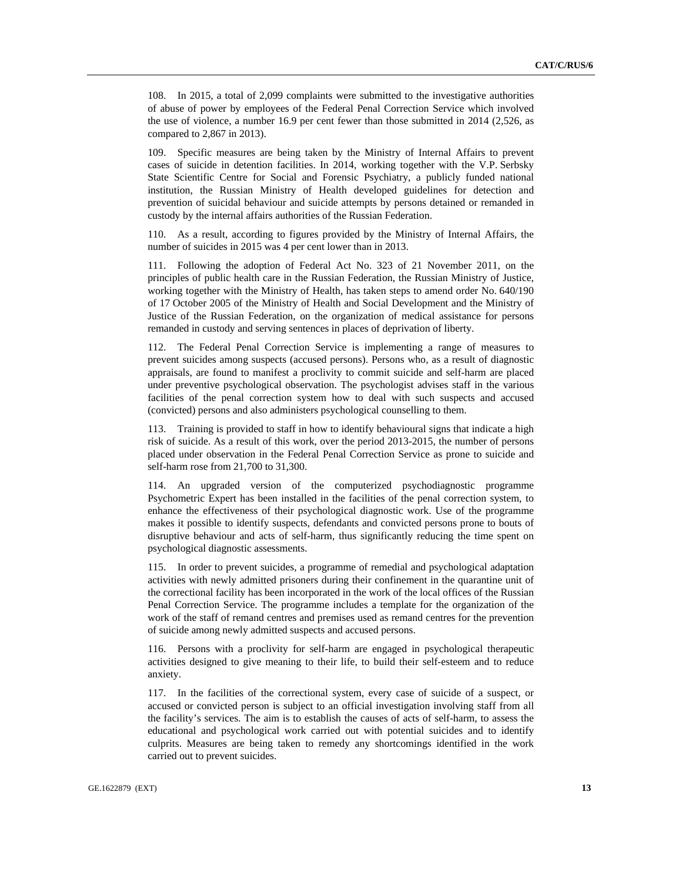108. In 2015, a total of 2,099 complaints were submitted to the investigative authorities of abuse of power by employees of the Federal Penal Correction Service which involved the use of violence, a number 16.9 per cent fewer than those submitted in 2014 (2,526, as compared to 2,867 in 2013).

109. Specific measures are being taken by the Ministry of Internal Affairs to prevent cases of suicide in detention facilities. In 2014, working together with the V.P. Serbsky State Scientific Centre for Social and Forensic Psychiatry, a publicly funded national institution, the Russian Ministry of Health developed guidelines for detection and prevention of suicidal behaviour and suicide attempts by persons detained or remanded in custody by the internal affairs authorities of the Russian Federation.

110. As a result, according to figures provided by the Ministry of Internal Affairs, the number of suicides in 2015 was 4 per cent lower than in 2013.

111. Following the adoption of Federal Act No. 323 of 21 November 2011, on the principles of public health care in the Russian Federation, the Russian Ministry of Justice, working together with the Ministry of Health, has taken steps to amend order No. 640/190 of 17 October 2005 of the Ministry of Health and Social Development and the Ministry of Justice of the Russian Federation, on the organization of medical assistance for persons remanded in custody and serving sentences in places of deprivation of liberty.

112. The Federal Penal Correction Service is implementing a range of measures to prevent suicides among suspects (accused persons). Persons who, as a result of diagnostic appraisals, are found to manifest a proclivity to commit suicide and self-harm are placed under preventive psychological observation. The psychologist advises staff in the various facilities of the penal correction system how to deal with such suspects and accused (convicted) persons and also administers psychological counselling to them.

113. Training is provided to staff in how to identify behavioural signs that indicate a high risk of suicide. As a result of this work, over the period 2013-2015, the number of persons placed under observation in the Federal Penal Correction Service as prone to suicide and self-harm rose from 21,700 to 31,300.

114. An upgraded version of the computerized psychodiagnostic programme Psychometric Expert has been installed in the facilities of the penal correction system, to enhance the effectiveness of their psychological diagnostic work. Use of the programme makes it possible to identify suspects, defendants and convicted persons prone to bouts of disruptive behaviour and acts of self-harm, thus significantly reducing the time spent on psychological diagnostic assessments.

115. In order to prevent suicides, a programme of remedial and psychological adaptation activities with newly admitted prisoners during their confinement in the quarantine unit of the correctional facility has been incorporated in the work of the local offices of the Russian Penal Correction Service. The programme includes a template for the organization of the work of the staff of remand centres and premises used as remand centres for the prevention of suicide among newly admitted suspects and accused persons.

116. Persons with a proclivity for self-harm are engaged in psychological therapeutic activities designed to give meaning to their life, to build their self-esteem and to reduce anxiety.

117. In the facilities of the correctional system, every case of suicide of a suspect, or accused or convicted person is subject to an official investigation involving staff from all the facility's services. The aim is to establish the causes of acts of self-harm, to assess the educational and psychological work carried out with potential suicides and to identify culprits. Measures are being taken to remedy any shortcomings identified in the work carried out to prevent suicides.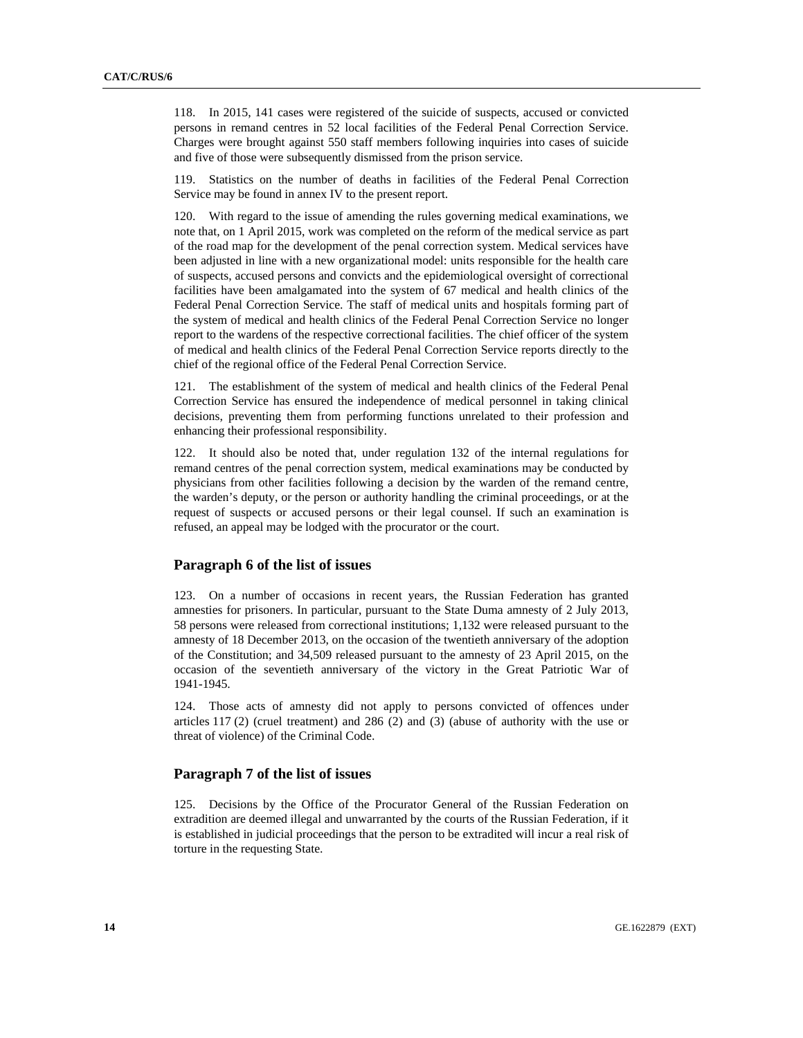118. In 2015, 141 cases were registered of the suicide of suspects, accused or convicted persons in remand centres in 52 local facilities of the Federal Penal Correction Service. Charges were brought against 550 staff members following inquiries into cases of suicide and five of those were subsequently dismissed from the prison service.

119. Statistics on the number of deaths in facilities of the Federal Penal Correction Service may be found in annex IV to the present report.

120. With regard to the issue of amending the rules governing medical examinations, we note that, on 1 April 2015, work was completed on the reform of the medical service as part of the road map for the development of the penal correction system. Medical services have been adjusted in line with a new organizational model: units responsible for the health care of suspects, accused persons and convicts and the epidemiological oversight of correctional facilities have been amalgamated into the system of 67 medical and health clinics of the Federal Penal Correction Service. The staff of medical units and hospitals forming part of the system of medical and health clinics of the Federal Penal Correction Service no longer report to the wardens of the respective correctional facilities. The chief officer of the system of medical and health clinics of the Federal Penal Correction Service reports directly to the chief of the regional office of the Federal Penal Correction Service.

121. The establishment of the system of medical and health clinics of the Federal Penal Correction Service has ensured the independence of medical personnel in taking clinical decisions, preventing them from performing functions unrelated to their profession and enhancing their professional responsibility.

122. It should also be noted that, under regulation 132 of the internal regulations for remand centres of the penal correction system, medical examinations may be conducted by physicians from other facilities following a decision by the warden of the remand centre, the warden's deputy, or the person or authority handling the criminal proceedings, or at the request of suspects or accused persons or their legal counsel. If such an examination is refused, an appeal may be lodged with the procurator or the court.

## Paragraph 6 of the list of issues

123. On a number of occasions in recent years, the Russian Federation has granted amnesties for prisoners. In particular, pursuant to the State Duma amnesty of 2 July 2013, 58 persons were released from correctional institutions; 1,132 were released pursuant to the amnesty of 18 December 2013, on the occasion of the twentieth anniversary of the adoption of the Constitution; and 34,509 released pursuant to the amnesty of 23 April 2015, on the occasion of the seventieth anniversary of the victory in the Great Patriotic War of 1941-1945.

124. Those acts of amnesty did not apply to persons convicted of offences under articles 117 (2) (cruel treatment) and 286 (2) and (3) (abuse of authority with the use or threat of violence) of the Criminal Code.

## Paragraph 7 of the list of issues

125. Decisions by the Office of the Procurator General of the Russian Federation on extradition are deemed illegal and unwarranted by the courts of the Russian Federation, if it is established in judicial proceedings that the person to be extradited will incur a real risk of torture in the requesting State.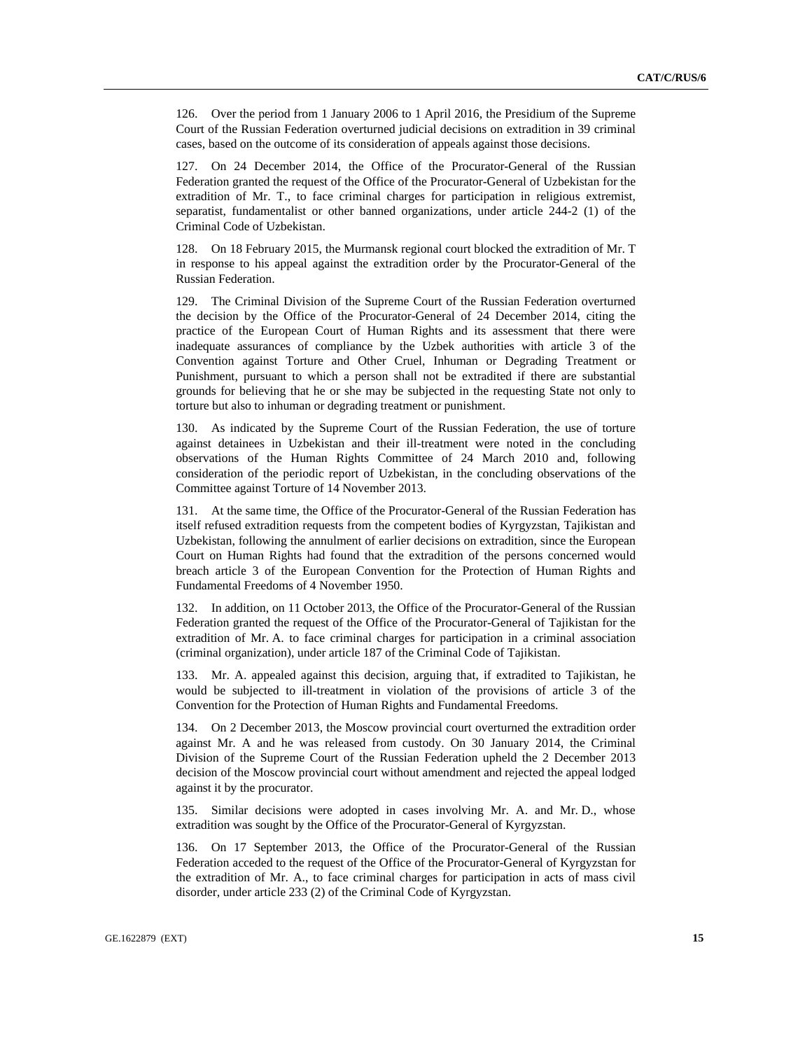126. Over the period from 1 January 2006 to 1 April 2016, the Presidium of the Supreme Court of the Russian Federation overturned judicial decisions on extradition in 39 criminal cases, based on the outcome of its consideration of appeals against those decisions.

127. On 24 December 2014, the Office of the Procurator-General of the Russian Federation granted the request of the Office of the Procurator-General of Uzbekistan for the extradition of Mr. T., to face criminal charges for participation in religious extremist, separatist, fundamentalist or other banned organizations, under article 244-2 (1) of the Criminal Code of Uzbekistan.

128. On 18 February 2015, the Murmansk regional court blocked the extradition of Mr. T in response to his appeal against the extradition order by the Procurator-General of the Russian Federation.

129. The Criminal Division of the Supreme Court of the Russian Federation overturned the decision by the Office of the Procurator-General of 24 December 2014, citing the practice of the European Court of Human Rights and its assessment that there were inadequate assurances of compliance by the Uzbek authorities with article 3 of the Convention against Torture and Other Cruel, Inhuman or Degrading Treatment or Punishment, pursuant to which a person shall not be extradited if there are substantial grounds for believing that he or she may be subjected in the requesting State not only to torture but also to inhuman or degrading treatment or punishment.

130. As indicated by the Supreme Court of the Russian Federation, the use of torture against detainees in Uzbekistan and their ill-treatment were noted in the concluding observations of the Human Rights Committee of 24 March 2010 and, following consideration of the periodic report of Uzbekistan, in the concluding observations of the Committee against Torture of 14 November 2013.

131. At the same time, the Office of the Procurator-General of the Russian Federation has itself refused extradition requests from the competent bodies of Kyrgyzstan, Tajikistan and Uzbekistan, following the annulment of earlier decisions on extradition, since the European Court on Human Rights had found that the extradition of the persons concerned would breach article 3 of the European Convention for the Protection of Human Rights and Fundamental Freedoms of 4 November 1950.

132. In addition, on 11 October 2013, the Office of the Procurator-General of the Russian Federation granted the request of the Office of the Procurator-General of Tajikistan for the extradition of Mr. A. to face criminal charges for participation in a criminal association (criminal organization), under article 187 of the Criminal Code of Tajikistan.

133. Mr. A. appealed against this decision, arguing that, if extradited to Tajikistan, he would be subjected to ill-treatment in violation of the provisions of article 3 of the Convention for the Protection of Human Rights and Fundamental Freedoms.

134. On 2 December 2013, the Moscow provincial court overturned the extradition order against Mr. A and he was released from custody. On 30 January 2014, the Criminal Division of the Supreme Court of the Russian Federation upheld the 2 December 2013 decision of the Moscow provincial court without amendment and rejected the appeal lodged against it by the procurator.

135. Similar decisions were adopted in cases involving Mr. A. and Mr. D., whose extradition was sought by the Office of the Procurator-General of Kyrgyzstan.

136. On 17 September 2013, the Office of the Procurator-General of the Russian Federation acceded to the request of the Office of the Procurator-General of Kyrgyzstan for the extradition of Mr. A., to face criminal charges for participation in acts of mass civil disorder, under article 233 (2) of the Criminal Code of Kyrgyzstan.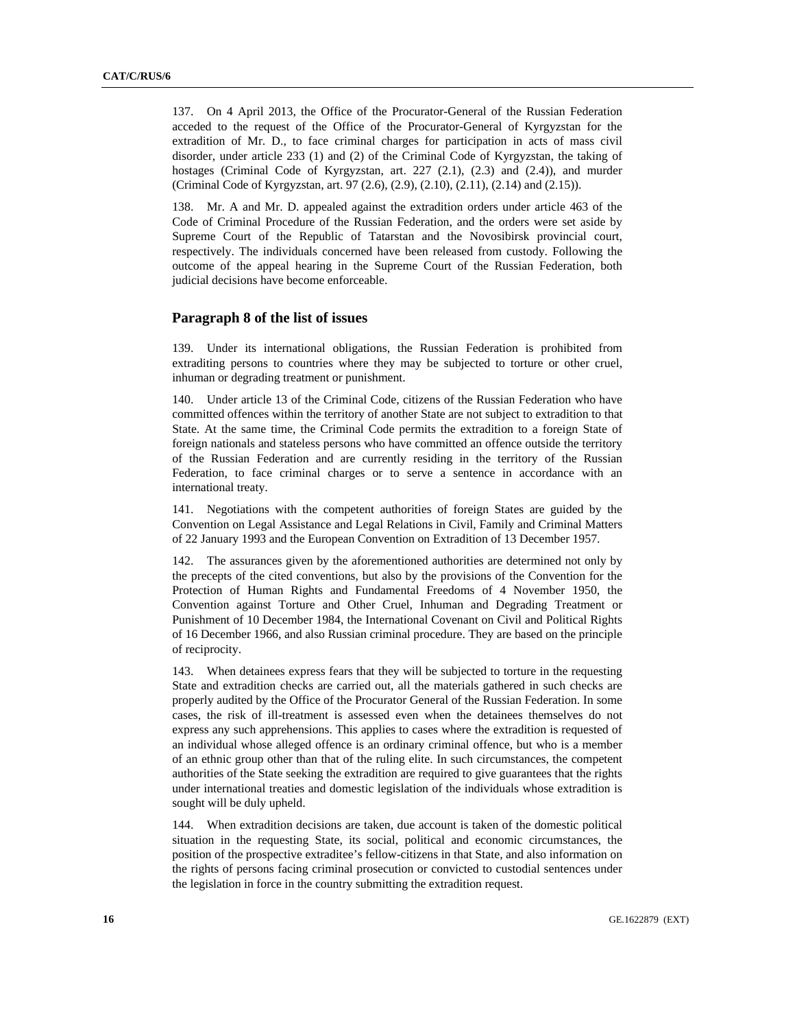137. On 4 April 2013, the Office of the Procurator-General of the Russian Federation acceded to the request of the Office of the Procurator-General of Kyrgyzstan for the extradition of Mr. D., to face criminal charges for participation in acts of mass civil disorder, under article 233 (1) and (2) of the Criminal Code of Kyrgyzstan, the taking of hostages (Criminal Code of Kyrgyzstan, art. 227 (2.1), (2.3) and (2.4)), and murder (Criminal Code of Kyrgyzstan, art. 97 (2.6), (2.9), (2.10), (2.11), (2.14) and (2.15)).

138. Mr. A and Mr. D. appealed against the extradition orders under article 463 of the Code of Criminal Procedure of the Russian Federation, and the orders were set aside by Supreme Court of the Republic of Tatarstan and the Novosibirsk provincial court, respectively. The individuals concerned have been released from custody. Following the outcome of the appeal hearing in the Supreme Court of the Russian Federation, both judicial decisions have become enforceable.

## Paragraph 8 of the list of issues

139. Under its international obligations, the Russian Federation is prohibited from extraditing persons to countries where they may be subjected to torture or other cruel, inhuman or degrading treatment or punishment.

140. Under article 13 of the Criminal Code, citizens of the Russian Federation who have committed offences within the territory of another State are not subject to extradition to that State. At the same time, the Criminal Code permits the extradition to a foreign State of foreign nationals and stateless persons who have committed an offence outside the territory of the Russian Federation and are currently residing in the territory of the Russian Federation, to face criminal charges or to serve a sentence in accordance with an international treaty.

141. Negotiations with the competent authorities of foreign States are guided by the Convention on Legal Assistance and Legal Relations in Civil, Family and Criminal Matters of 22 January 1993 and the European Convention on Extradition of 13 December 1957.

142. The assurances given by the aforementioned authorities are determined not only by the precepts of the cited conventions, but also by the provisions of the Convention for the Protection of Human Rights and Fundamental Freedoms of 4 November 1950, the Convention against Torture and Other Cruel, Inhuman and Degrading Treatment or Punishment of 10 December 1984, the International Covenant on Civil and Political Rights of 16 December 1966, and also Russian criminal procedure. They are based on the principle of reciprocity.

143. When detainees express fears that they will be subjected to torture in the requesting State and extradition checks are carried out, all the materials gathered in such checks are properly audited by the Office of the Procurator General of the Russian Federation. In some cases, the risk of ill-treatment is assessed even when the detainees themselves do not express any such apprehensions. This applies to cases where the extradition is requested of an individual whose alleged offence is an ordinary criminal offence, but who is a member of an ethnic group other than that of the ruling elite. In such circumstances, the competent authorities of the State seeking the extradition are required to give guarantees that the rights under international treaties and domestic legislation of the individuals whose extradition is sought will be duly upheld.

144. When extradition decisions are taken, due account is taken of the domestic political situation in the requesting State, its social, political and economic circumstances, the position of the prospective extraditee's fellow-citizens in that State, and also information on the rights of persons facing criminal prosecution or convicted to custodial sentences under the legislation in force in the country submitting the extradition request.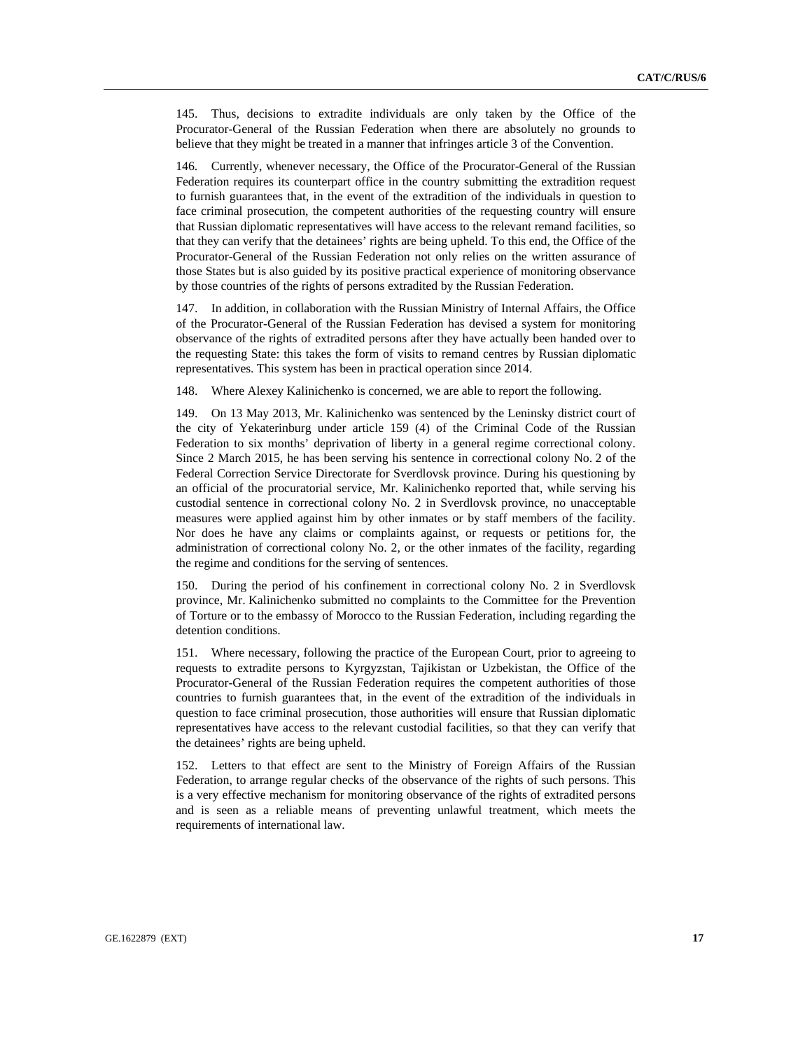145. Thus, decisions to extradite individuals are only taken by the Office of the Procurator-General of the Russian Federation when there are absolutely no grounds to believe that they might be treated in a manner that infringes article 3 of the Convention.

146. Currently, whenever necessary, the Office of the Procurator-General of the Russian Federation requires its counterpart office in the country submitting the extradition request to furnish guarantees that, in the event of the extradition of the individuals in question to face criminal prosecution, the competent authorities of the requesting country will ensure that Russian diplomatic representatives will have access to the relevant remand facilities, so that they can verify that the detainees' rights are being upheld. To this end, the Office of the Procurator-General of the Russian Federation not only relies on the written assurance of those States but is also guided by its positive practical experience of monitoring observance by those countries of the rights of persons extradited by the Russian Federation.

147. In addition, in collaboration with the Russian Ministry of Internal Affairs, the Office of the Procurator-General of the Russian Federation has devised a system for monitoring observance of the rights of extradited persons after they have actually been handed over to the requesting State: this takes the form of visits to remand centres by Russian diplomatic representatives. This system has been in practical operation since 2014.

148. Where Alexey Kalinichenko is concerned, we are able to report the following.

149. On 13 May 2013, Mr. Kalinichenko was sentenced by the Leninsky district court of the city of Yekaterinburg under article 159 (4) of the Criminal Code of the Russian Federation to six months' deprivation of liberty in a general regime correctional colony. Since 2 March 2015, he has been serving his sentence in correctional colony No. 2 of the Federal Correction Service Directorate for Sverdlovsk province. During his questioning by an official of the procuratorial service, Mr. Kalinichenko reported that, while serving his custodial sentence in correctional colony No. 2 in Sverdlovsk province, no unacceptable measures were applied against him by other inmates or by staff members of the facility. Nor does he have any claims or complaints against, or requests or petitions for, the administration of correctional colony No. 2, or the other inmates of the facility, regarding the regime and conditions for the serving of sentences.

150. During the period of his confinement in correctional colony No. 2 in Sverdlovsk province, Mr. Kalinichenko submitted no complaints to the Committee for the Prevention of Torture or to the embassy of Morocco to the Russian Federation, including regarding the detention conditions.

151. Where necessary, following the practice of the European Court, prior to agreeing to requests to extradite persons to Kyrgyzstan, Tajikistan or Uzbekistan, the Office of the Procurator-General of the Russian Federation requires the competent authorities of those countries to furnish guarantees that, in the event of the extradition of the individuals in question to face criminal prosecution, those authorities will ensure that Russian diplomatic representatives have access to the relevant custodial facilities, so that they can verify that the detainees' rights are being upheld.

152. Letters to that effect are sent to the Ministry of Foreign Affairs of the Russian Federation, to arrange regular checks of the observance of the rights of such persons. This is a very effective mechanism for monitoring observance of the rights of extradited persons and is seen as a reliable means of preventing unlawful treatment, which meets the requirements of international law.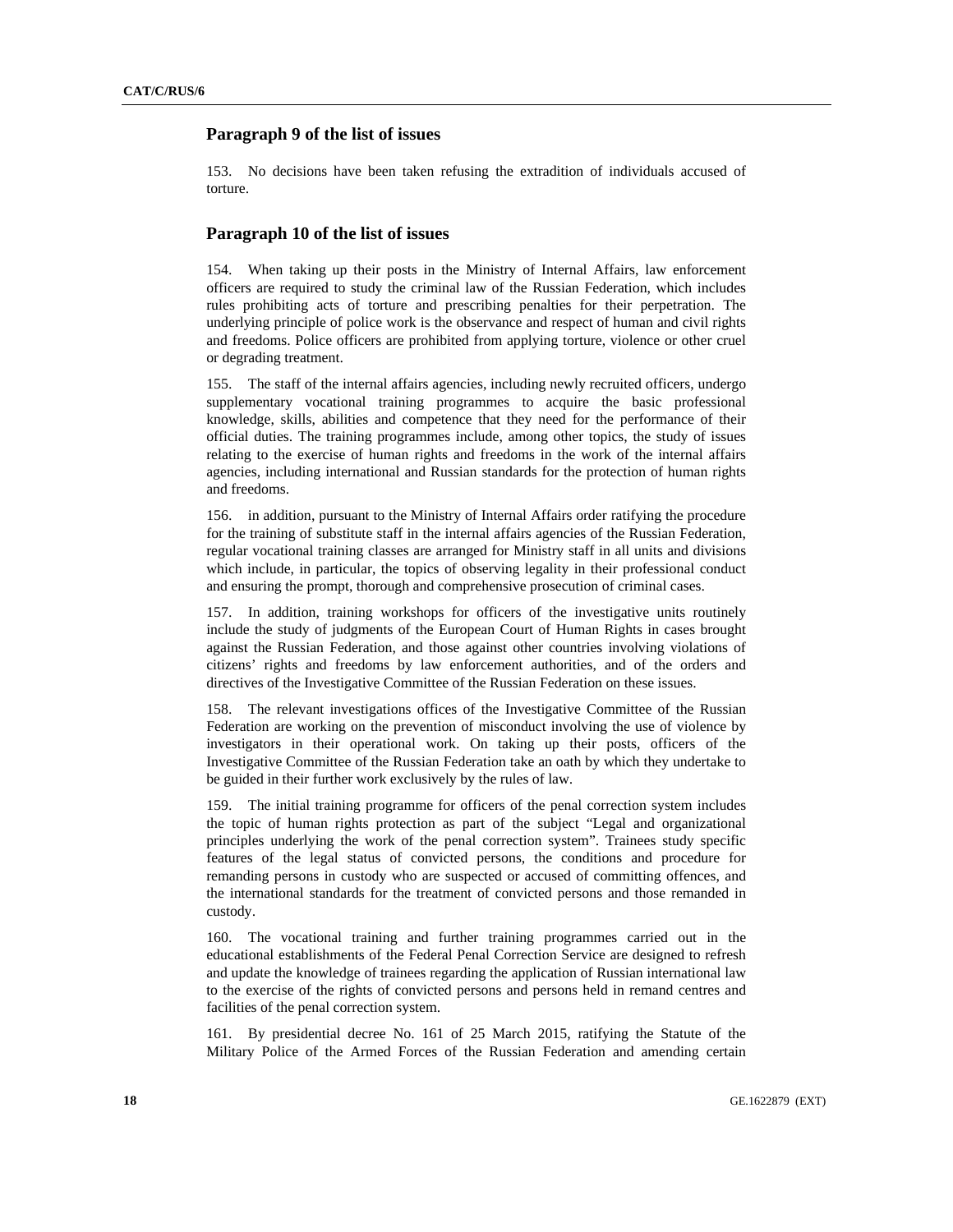## Paragraph 9 of the list of issues

153. No decisions have been taken refusing the extradition of individuals accused of torture.

## Paragraph 10 of the list of issues

154. When taking up their posts in the Ministry of Internal Affairs, law enforcement officers are required to study the criminal law of the Russian Federation, which includes rules prohibiting acts of torture and prescribing penalties for their perpetration. The underlying principle of police work is the observance and respect of human and civil rights and freedoms. Police officers are prohibited from applying torture, violence or other cruel or degrading treatment.

155. The staff of the internal affairs agencies, including newly recruited officers, undergo supplementary vocational training programmes to acquire the basic professional knowledge, skills, abilities and competence that they need for the performance of their official duties. The training programmes include, among other topics, the study of issues relating to the exercise of human rights and freedoms in the work of the internal affairs agencies, including international and Russian standards for the protection of human rights and freedoms.

156. in addition, pursuant to the Ministry of Internal Affairs order ratifying the procedure for the training of substitute staff in the internal affairs agencies of the Russian Federation, regular vocational training classes are arranged for Ministry staff in all units and divisions which include, in particular, the topics of observing legality in their professional conduct and ensuring the prompt, thorough and comprehensive prosecution of criminal cases.

157. In addition, training workshops for officers of the investigative units routinely include the study of judgments of the European Court of Human Rights in cases brought against the Russian Federation, and those against other countries involving violations of citizens' rights and freedoms by law enforcement authorities, and of the orders and directives of the Investigative Committee of the Russian Federation on these issues.

158. The relevant investigations offices of the Investigative Committee of the Russian Federation are working on the prevention of misconduct involving the use of violence by investigators in their operational work. On taking up their posts, officers of the Investigative Committee of the Russian Federation take an oath by which they undertake to be guided in their further work exclusively by the rules of law.

159. The initial training programme for officers of the penal correction system includes the topic of human rights protection as part of the subject "Legal and organizational principles underlying the work of the penal correction system". Trainees study specific features of the legal status of convicted persons, the conditions and procedure for remanding persons in custody who are suspected or accused of committing offences, and the international standards for the treatment of convicted persons and those remanded in custody.

160. The vocational training and further training programmes carried out in the educational establishments of the Federal Penal Correction Service are designed to refresh and update the knowledge of trainees regarding the application of Russian international law to the exercise of the rights of convicted persons and persons held in remand centres and facilities of the penal correction system.

161. By presidential decree No. 161 of 25 March 2015, ratifying the Statute of the Military Police of the Armed Forces of the Russian Federation and amending certain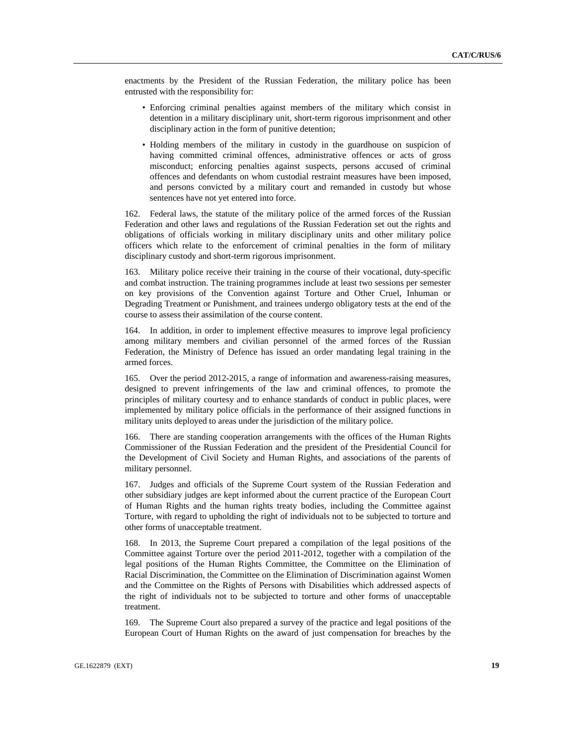enactments by the President of the Russian Federation, the military police has been entrusted with the responsibility for:

- Enforcing criminal penalties against members of the military which consist in detention in a military disciplinary unit, short-term rigorous imprisonment and other disciplinary action in the form of punitive detention;
- Holding members of the military in custody in the guardhouse on suspicion of having committed criminal offences, administrative offences or acts of gross misconduct; enforcing penalties against suspects, persons accused of criminal offences and defendants on whom custodial restraint measures have been imposed, and persons convicted by a military court and remanded in custody but whose sentences have not yet entered into force.

162. Federal laws, the statute of the military police of the armed forces of the Russian Federation and other laws and regulations of the Russian Federation set out the rights and obligations of officials working in military disciplinary units and other military police officers which relate to the enforcement of criminal penalties in the form of military disciplinary custody and short-term rigorous imprisonment.

163. Military police receive their training in the course of their vocational, duty-specific and combat instruction. The training programmes include at least two sessions per semester on key provisions of the Convention against Torture and Other Cruel, Inhuman or Degrading Treatment or Punishment, and trainees undergo obligatory tests at the end of the course to assess their assimilation of the course content.

164. In addition, in order to implement effective measures to improve legal proficiency among military members and civilian personnel of the armed forces of the Russian Federation, the Ministry of Defence has issued an order mandating legal training in the armed forces.

165. Over the period 2012-2015, a range of information and awareness-raising measures, designed to prevent infringements of the law and criminal offences, to promote the principles of military courtesy and to enhance standards of conduct in public places, were implemented by military police officials in the performance of their assigned functions in military units deployed to areas under the jurisdiction of the military police.

166. There are standing cooperation arrangements with the offices of the Human Rights Commissioner of the Russian Federation and the president of the Presidential Council for the Development of Civil Society and Human Rights, and associations of the parents of military personnel.

167. Judges and officials of the Supreme Court system of the Russian Federation and other subsidiary judges are kept informed about the current practice of the European Court of Human Rights and the human rights treaty bodies, including the Committee against Torture, with regard to upholding the right of individuals not to be subjected to torture and other forms of unacceptable treatment.

168. In 2013, the Supreme Court prepared a compilation of the legal positions of the Committee against Torture over the period 2011-2012, together with a compilation of the legal positions of the Human Rights Committee, the Committee on the Elimination of Racial Discrimination, the Committee on the Elimination of Discrimination against Women and the Committee on the Rights of Persons with Disabilities which addressed aspects of the right of individuals not to be subjected to torture and other forms of unacceptable treatment.

169. The Supreme Court also prepared a survey of the practice and legal positions of the European Court of Human Rights on the award of just compensation for breaches by the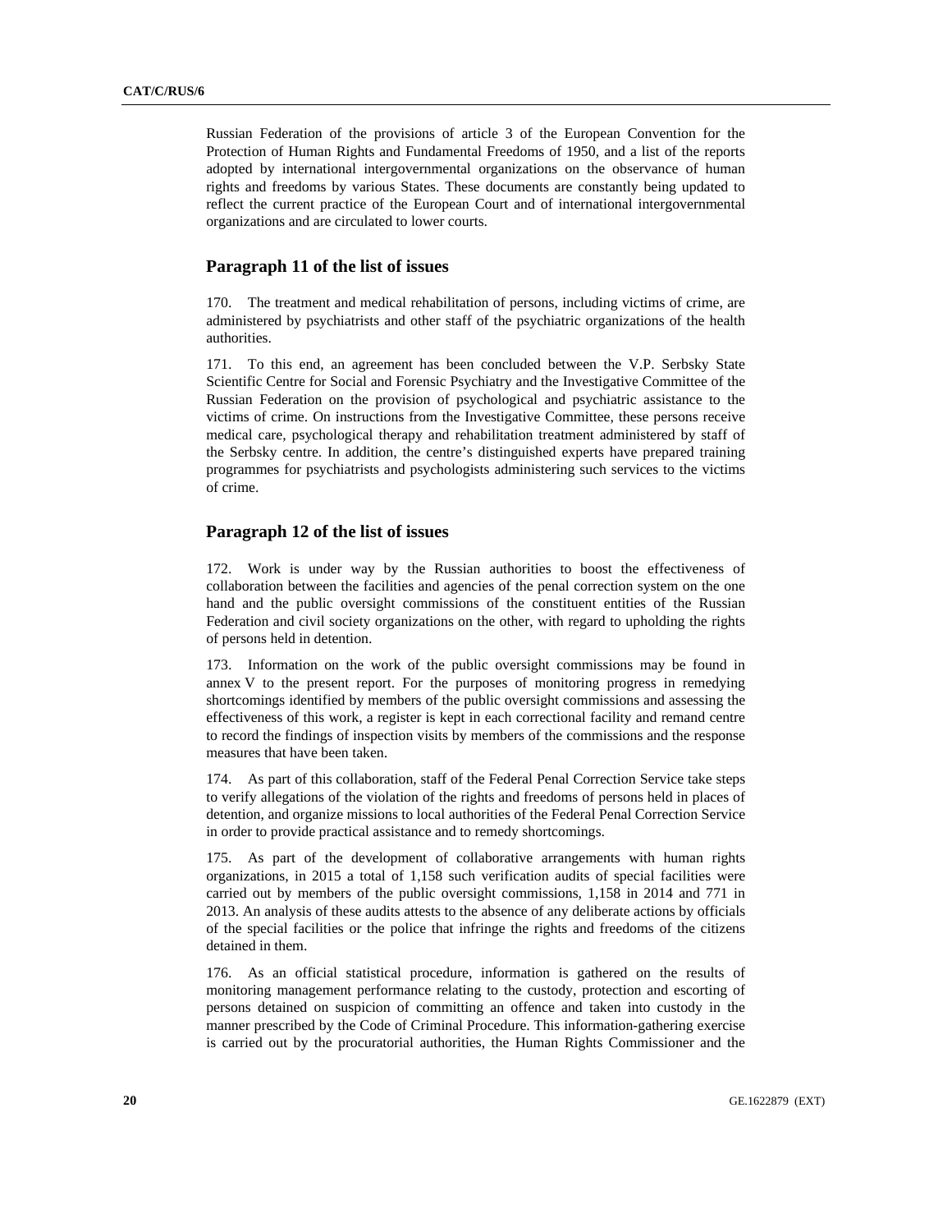Russian Federation of the provisions of article 3 of the European Convention for the Protection of Human Rights and Fundamental Freedoms of 1950, and a list of the reports adopted by international intergovernmental organizations on the observance of human rights and freedoms by various States. These documents are constantly being updated to reflect the current practice of the European Court and of international intergovernmental organizations and are circulated to lower courts.

## Paragraph 11 of the list of issues

170. The treatment and medical rehabilitation of persons, including victims of crime, are administered by psychiatrists and other staff of the psychiatric organizations of the health authorities.

171. To this end, an agreement has been concluded between the V.P. Serbsky State Scientific Centre for Social and Forensic Psychiatry and the Investigative Committee of the Russian Federation on the provision of psychological and psychiatric assistance to the victims of crime. On instructions from the Investigative Committee, these persons receive medical care, psychological therapy and rehabilitation treatment administered by staff of the Serbsky centre. In addition, the centre's distinguished experts have prepared training programmes for psychiatrists and psychologists administering such services to the victims of crime.

## Paragraph 12 of the list of issues

172. Work is under way by the Russian authorities to boost the effectiveness of collaboration between the facilities and agencies of the penal correction system on the one hand and the public oversight commissions of the constituent entities of the Russian Federation and civil society organizations on the other, with regard to upholding the rights of persons held in detention.

173. Information on the work of the public oversight commissions may be found in annex V to the present report. For the purposes of monitoring progress in remedying shortcomings identified by members of the public oversight commissions and assessing the effectiveness of this work, a register is kept in each correctional facility and remand centre to record the findings of inspection visits by members of the commissions and the response measures that have been taken.

174. As part of this collaboration, staff of the Federal Penal Correction Service take steps to verify allegations of the violation of the rights and freedoms of persons held in places of detention, and organize missions to local authorities of the Federal Penal Correction Service in order to provide practical assistance and to remedy shortcomings.

175. As part of the development of collaborative arrangements with human rights organizations, in 2015 a total of 1,158 such verification audits of special facilities were carried out by members of the public oversight commissions, 1,158 in 2014 and 771 in 2013. An analysis of these audits attests to the absence of any deliberate actions by officials of the special facilities or the police that infringe the rights and freedoms of the citizens detained in them.

176. As an official statistical procedure, information is gathered on the results of monitoring management performance relating to the custody, protection and escorting of persons detained on suspicion of committing an offence and taken into custody in the manner prescribed by the Code of Criminal Procedure. This information-gathering exercise is carried out by the procuratorial authorities, the Human Rights Commissioner and the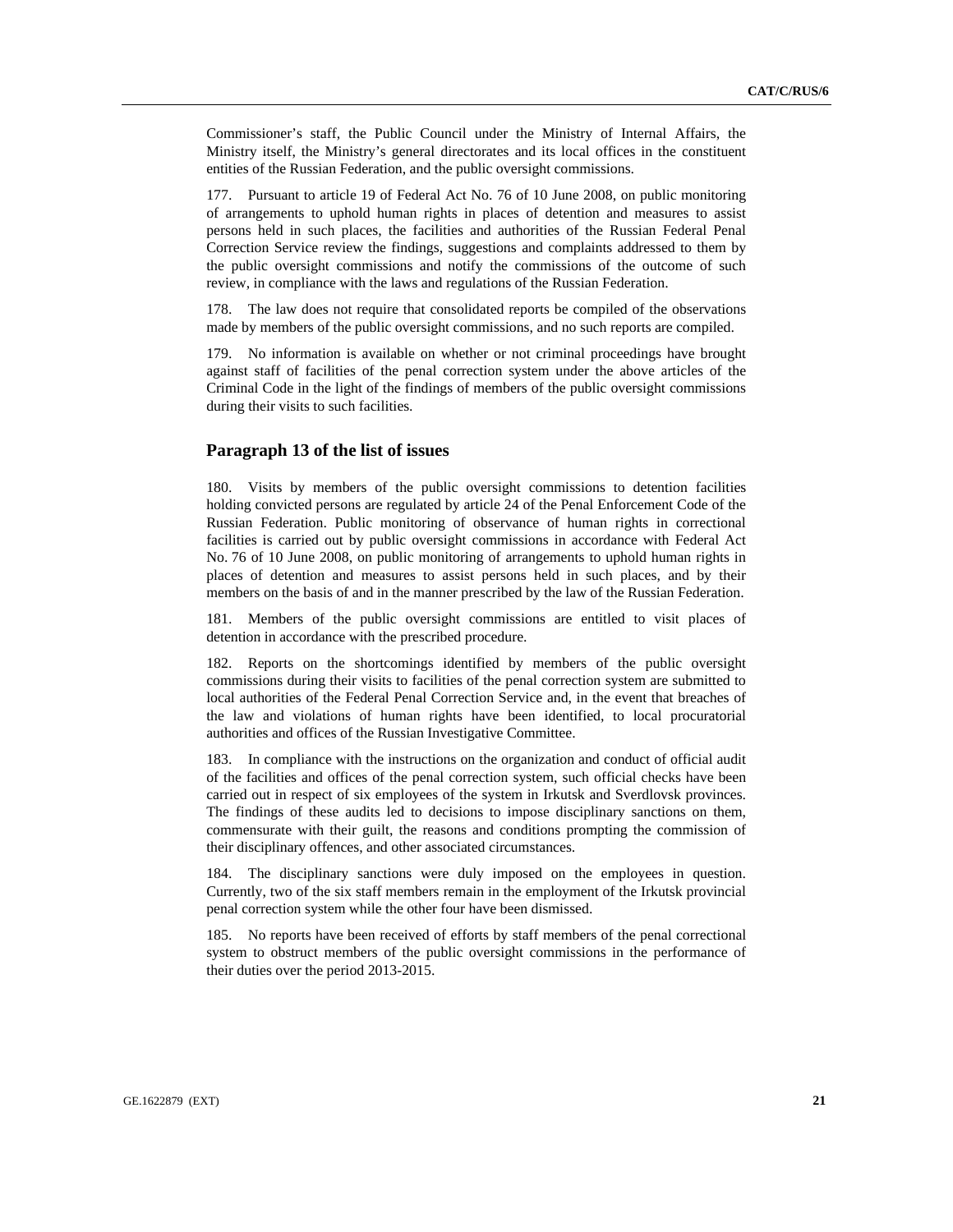Commissioner's staff, the Public Council under the Ministry of Internal Affairs, the Ministry itself, the Ministry's general directorates and its local offices in the constituent entities of the Russian Federation, and the public oversight commissions.

177. Pursuant to article 19 of Federal Act No. 76 of 10 June 2008, on public monitoring of arrangements to uphold human rights in places of detention and measures to assist persons held in such places, the facilities and authorities of the Russian Federal Penal Correction Service review the findings, suggestions and complaints addressed to them by the public oversight commissions and notify the commissions of the outcome of such review, in compliance with the laws and regulations of the Russian Federation.

178. The law does not require that consolidated reports be compiled of the observations made by members of the public oversight commissions, and no such reports are compiled.

179. No information is available on whether or not criminal proceedings have brought against staff of facilities of the penal correction system under the above articles of the Criminal Code in the light of the findings of members of the public oversight commissions during their visits to such facilities.

## Paragraph 13 of the list of issues

180. Visits by members of the public oversight commissions to detention facilities holding convicted persons are regulated by article 24 of the Penal Enforcement Code of the Russian Federation. Public monitoring of observance of human rights in correctional facilities is carried out by public oversight commissions in accordance with Federal Act No. 76 of 10 June 2008, on public monitoring of arrangements to uphold human rights in places of detention and measures to assist persons held in such places, and by their members on the basis of and in the manner prescribed by the law of the Russian Federation.

181. Members of the public oversight commissions are entitled to visit places of detention in accordance with the prescribed procedure.

182. Reports on the shortcomings identified by members of the public oversight commissions during their visits to facilities of the penal correction system are submitted to local authorities of the Federal Penal Correction Service and, in the event that breaches of the law and violations of human rights have been identified, to local procuratorial authorities and offices of the Russian Investigative Committee.

183. In compliance with the instructions on the organization and conduct of official audit of the facilities and offices of the penal correction system, such official checks have been carried out in respect of six employees of the system in Irkutsk and Sverdlovsk provinces. The findings of these audits led to decisions to impose disciplinary sanctions on them, commensurate with their guilt, the reasons and conditions prompting the commission of their disciplinary offences, and other associated circumstances.

184. The disciplinary sanctions were duly imposed on the employees in question. Currently, two of the six staff members remain in the employment of the Irkutsk provincial penal correction system while the other four have been dismissed.

185. No reports have been received of efforts by staff members of the penal correctional system to obstruct members of the public oversight commissions in the performance of their duties over the period 2013-2015.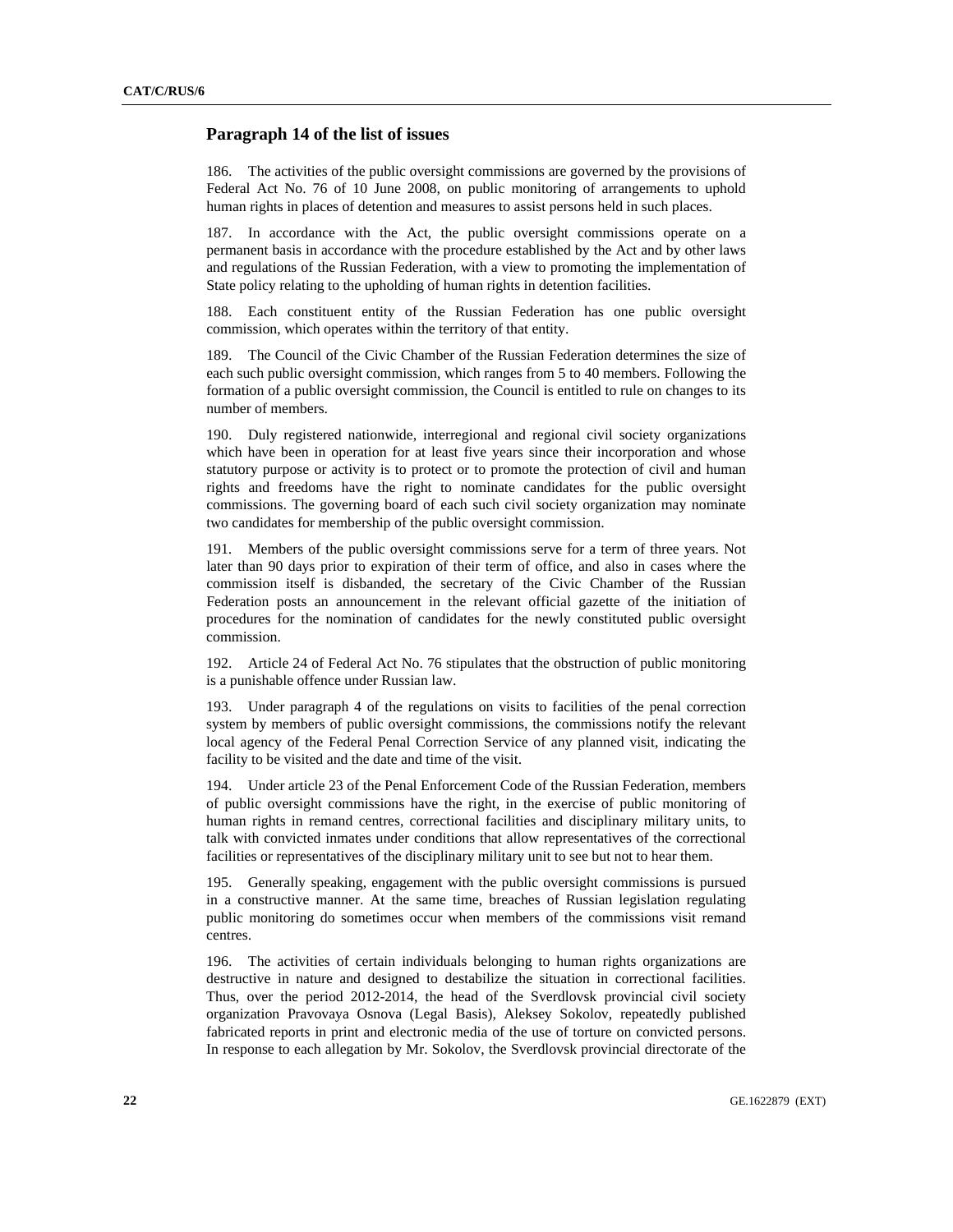## Paragraph 14 of the list of issues

186. The activities of the public oversight commissions are governed by the provisions of Federal Act No. 76 of 10 June 2008, on public monitoring of arrangements to uphold human rights in places of detention and measures to assist persons held in such places.

187. In accordance with the Act, the public oversight commissions operate on a permanent basis in accordance with the procedure established by the Act and by other laws and regulations of the Russian Federation, with a view to promoting the implementation of State policy relating to the upholding of human rights in detention facilities.

188. Each constituent entity of the Russian Federation has one public oversight commission, which operates within the territory of that entity.

189. The Council of the Civic Chamber of the Russian Federation determines the size of each such public oversight commission, which ranges from 5 to 40 members. Following the formation of a public oversight commission, the Council is entitled to rule on changes to its number of members.

190. Duly registered nationwide, interregional and regional civil society organizations which have been in operation for at least five years since their incorporation and whose statutory purpose or activity is to protect or to promote the protection of civil and human rights and freedoms have the right to nominate candidates for the public oversight commissions. The governing board of each such civil society organization may nominate two candidates for membership of the public oversight commission.

191. Members of the public oversight commissions serve for a term of three years. Not later than 90 days prior to expiration of their term of office, and also in cases where the commission itself is disbanded, the secretary of the Civic Chamber of the Russian Federation posts an announcement in the relevant official gazette of the initiation of procedures for the nomination of candidates for the newly constituted public oversight commission.

192. Article 24 of Federal Act No. 76 stipulates that the obstruction of public monitoring is a punishable offence under Russian law.

193. Under paragraph 4 of the regulations on visits to facilities of the penal correction system by members of public oversight commissions, the commissions notify the relevant local agency of the Federal Penal Correction Service of any planned visit, indicating the facility to be visited and the date and time of the visit.

194. Under article 23 of the Penal Enforcement Code of the Russian Federation, members of public oversight commissions have the right, in the exercise of public monitoring of human rights in remand centres, correctional facilities and disciplinary military units, to talk with convicted inmates under conditions that allow representatives of the correctional facilities or representatives of the disciplinary military unit to see but not to hear them.

195. Generally speaking, engagement with the public oversight commissions is pursued in a constructive manner. At the same time, breaches of Russian legislation regulating public monitoring do sometimes occur when members of the commissions visit remand centres.

196. The activities of certain individuals belonging to human rights organizations are destructive in nature and designed to destabilize the situation in correctional facilities. Thus, over the period 2012-2014, the head of the Sverdlovsk provincial civil society organization Pravovaya Osnova (Legal Basis), Aleksey Sokolov, repeatedly published fabricated reports in print and electronic media of the use of torture on convicted persons. In response to each allegation by Mr. Sokolov, the Sverdlovsk provincial directorate of the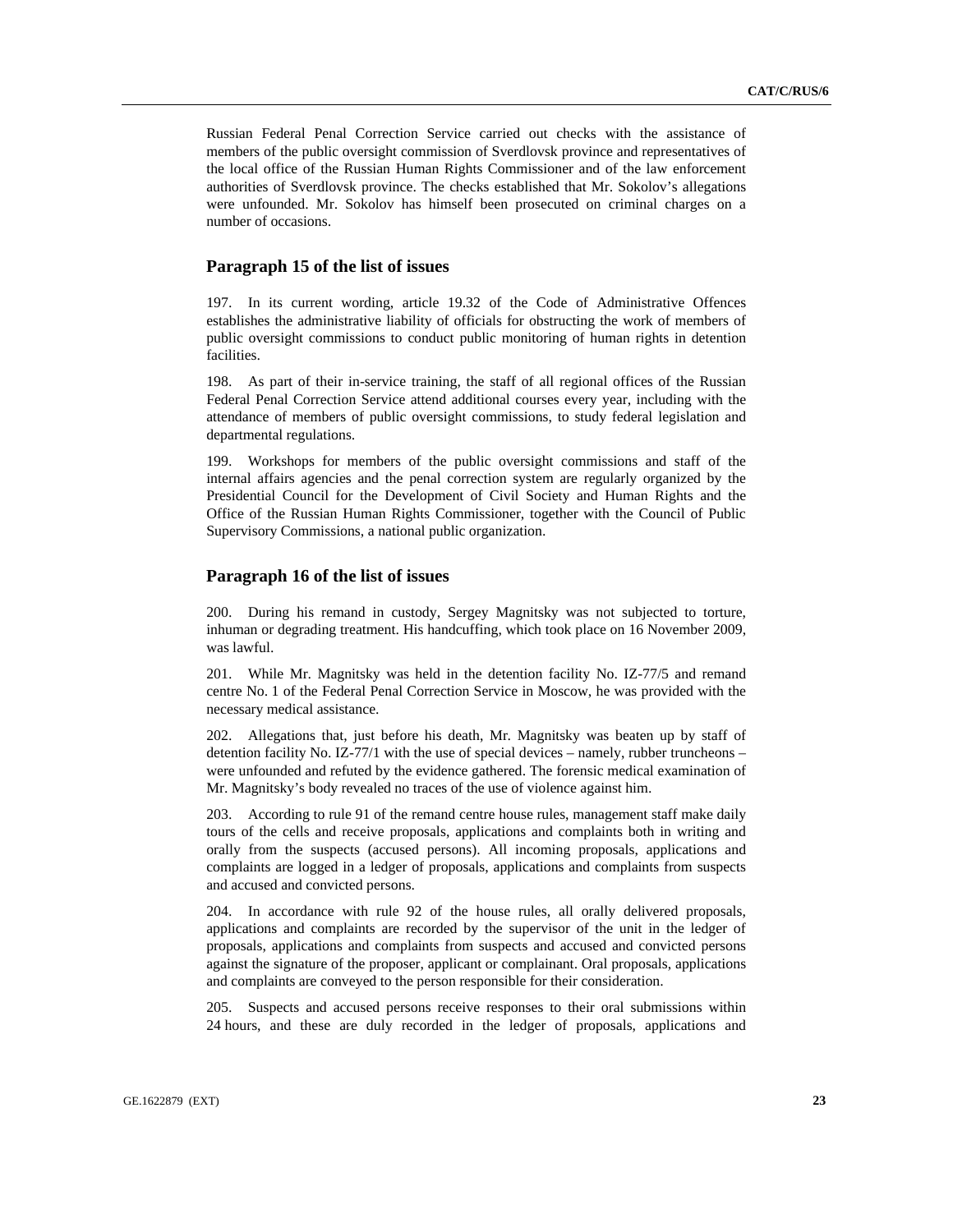Russian Federal Penal Correction Service carried out checks with the assistance of members of the public oversight commission of Sverdlovsk province and representatives of the local office of the Russian Human Rights Commissioner and of the law enforcement authorities of Sverdlovsk province. The checks established that Mr. Sokolov's allegations were unfounded. Mr. Sokolov has himself been prosecuted on criminal charges on a number of occasions.

## Paragraph 15 of the list of issues

197. In its current wording, article 19.32 of the Code of Administrative Offences establishes the administrative liability of officials for obstructing the work of members of public oversight commissions to conduct public monitoring of human rights in detention facilities.

198. As part of their in-service training, the staff of all regional offices of the Russian Federal Penal Correction Service attend additional courses every year, including with the attendance of members of public oversight commissions, to study federal legislation and departmental regulations.

199. Workshops for members of the public oversight commissions and staff of the internal affairs agencies and the penal correction system are regularly organized by the Presidential Council for the Development of Civil Society and Human Rights and the Office of the Russian Human Rights Commissioner, together with the Council of Public Supervisory Commissions, a national public organization.

## Paragraph 16 of the list of issues

200. During his remand in custody, Sergey Magnitsky was not subjected to torture, inhuman or degrading treatment. His handcuffing, which took place on 16 November 2009, was lawful.

201. While Mr. Magnitsky was held in the detention facility No. IZ-77/5 and remand centre No. 1 of the Federal Penal Correction Service in Moscow, he was provided with the necessary medical assistance.

202. Allegations that, just before his death, Mr. Magnitsky was beaten up by staff of detention facility No. IZ-77/1 with the use of special devices – namely, rubber truncheons – were unfounded and refuted by the evidence gathered. The forensic medical examination of Mr. Magnitsky's body revealed no traces of the use of violence against him.

203. According to rule 91 of the remand centre house rules, management staff make daily tours of the cells and receive proposals, applications and complaints both in writing and orally from the suspects (accused persons). All incoming proposals, applications and complaints are logged in a ledger of proposals, applications and complaints from suspects and accused and convicted persons.

204. In accordance with rule 92 of the house rules, all orally delivered proposals, applications and complaints are recorded by the supervisor of the unit in the ledger of proposals, applications and complaints from suspects and accused and convicted persons against the signature of the proposer, applicant or complainant. Oral proposals, applications and complaints are conveyed to the person responsible for their consideration.

205. Suspects and accused persons receive responses to their oral submissions within 24 hours, and these are duly recorded in the ledger of proposals, applications and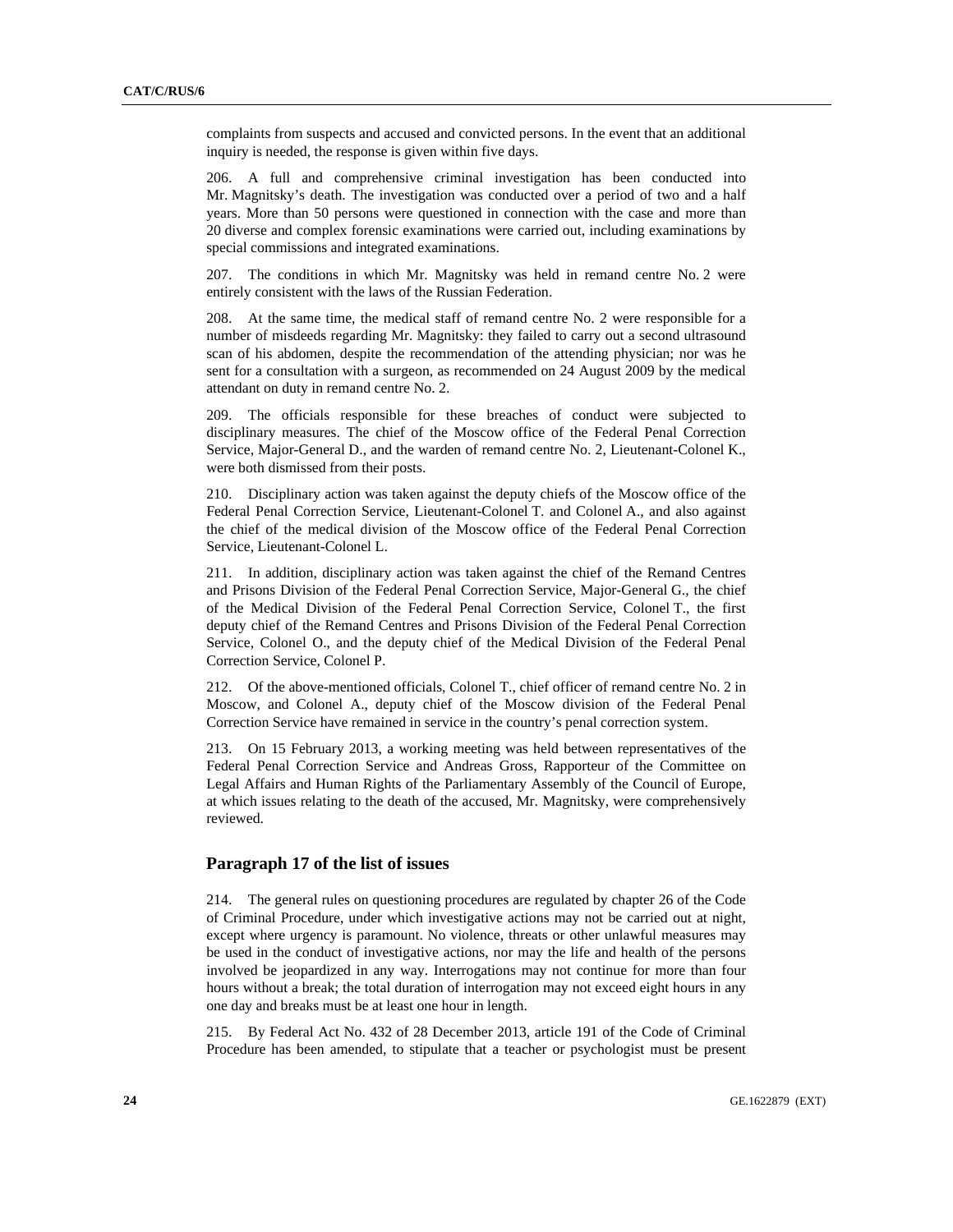complaints from suspects and accused and convicted persons. In the event that an additional inquiry is needed, the response is given within five days.

206. A full and comprehensive criminal investigation has been conducted into Mr. Magnitsky's death. The investigation was conducted over a period of two and a half years. More than 50 persons were questioned in connection with the case and more than 20 diverse and complex forensic examinations were carried out, including examinations by special commissions and integrated examinations.

207. The conditions in which Mr. Magnitsky was held in remand centre No. 2 were entirely consistent with the laws of the Russian Federation.

208. At the same time, the medical staff of remand centre No. 2 were responsible for a number of misdeeds regarding Mr. Magnitsky: they failed to carry out a second ultrasound scan of his abdomen, despite the recommendation of the attending physician; nor was he sent for a consultation with a surgeon, as recommended on 24 August 2009 by the medical attendant on duty in remand centre No. 2.

209. The officials responsible for these breaches of conduct were subjected to disciplinary measures. The chief of the Moscow office of the Federal Penal Correction Service, Major-General D., and the warden of remand centre No. 2, Lieutenant-Colonel K., were both dismissed from their posts.

210. Disciplinary action was taken against the deputy chiefs of the Moscow office of the Federal Penal Correction Service, Lieutenant-Colonel T. and Colonel A., and also against the chief of the medical division of the Moscow office of the Federal Penal Correction Service, Lieutenant-Colonel L.

211. In addition, disciplinary action was taken against the chief of the Remand Centres and Prisons Division of the Federal Penal Correction Service, Major-General G., the chief of the Medical Division of the Federal Penal Correction Service, Colonel T., the first deputy chief of the Remand Centres and Prisons Division of the Federal Penal Correction Service, Colonel O., and the deputy chief of the Medical Division of the Federal Penal Correction Service, Colonel P.

212. Of the above-mentioned officials, Colonel T., chief officer of remand centre No. 2 in Moscow, and Colonel A., deputy chief of the Moscow division of the Federal Penal Correction Service have remained in service in the country's penal correction system.

213. On 15 February 2013, a working meeting was held between representatives of the Federal Penal Correction Service and Andreas Gross, Rapporteur of the Committee on Legal Affairs and Human Rights of the Parliamentary Assembly of the Council of Europe, at which issues relating to the death of the accused, Mr. Magnitsky, were comprehensively reviewed.

## Paragraph 17 of the list of issues

214. The general rules on questioning procedures are regulated by chapter 26 of the Code of Criminal Procedure, under which investigative actions may not be carried out at night, except where urgency is paramount. No violence, threats or other unlawful measures may be used in the conduct of investigative actions, nor may the life and health of the persons involved be jeopardized in any way. Interrogations may not continue for more than four hours without a break; the total duration of interrogation may not exceed eight hours in any one day and breaks must be at least one hour in length.

215. By Federal Act No. 432 of 28 December 2013, article 191 of the Code of Criminal Procedure has been amended, to stipulate that a teacher or psychologist must be present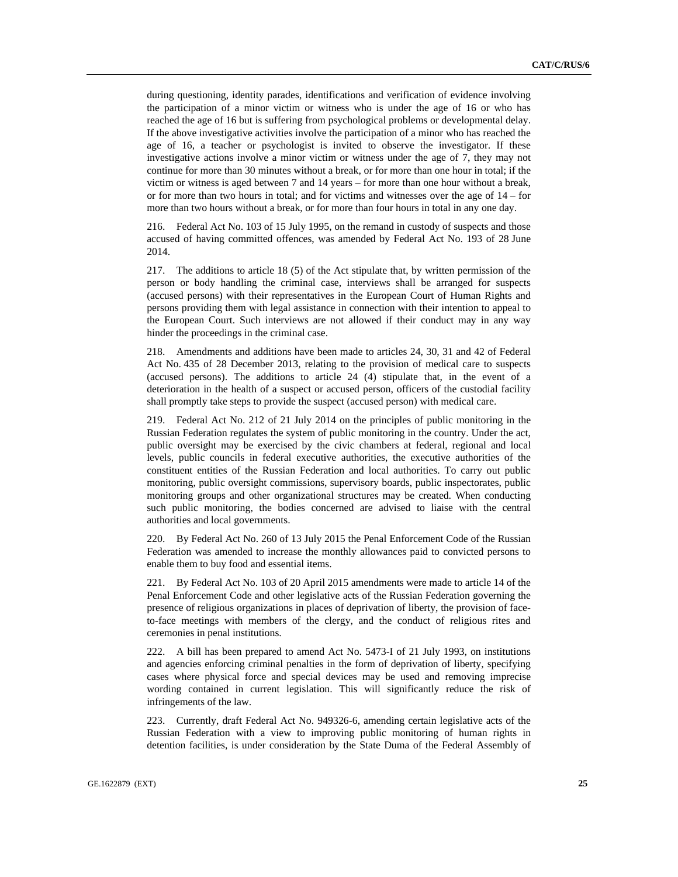during questioning, identity parades, identifications and verification of evidence involving the participation of a minor victim or witness who is under the age of 16 or who has reached the age of 16 but is suffering from psychological problems or developmental delay. If the above investigative activities involve the participation of a minor who has reached the age of 16, a teacher or psychologist is invited to observe the investigator. If these investigative actions involve a minor victim or witness under the age of 7, they may not continue for more than 30 minutes without a break, or for more than one hour in total; if the victim or witness is aged between 7 and 14 years – for more than one hour without a break, or for more than two hours in total; and for victims and witnesses over the age of 14 – for more than two hours without a break, or for more than four hours in total in any one day.

216. Federal Act No. 103 of 15 July 1995, on the remand in custody of suspects and those accused of having committed offences, was amended by Federal Act No. 193 of 28 June 2014.

217. The additions to article 18 (5) of the Act stipulate that, by written permission of the person or body handling the criminal case, interviews shall be arranged for suspects (accused persons) with their representatives in the European Court of Human Rights and persons providing them with legal assistance in connection with their intention to appeal to the European Court. Such interviews are not allowed if their conduct may in any way hinder the proceedings in the criminal case.

218. Amendments and additions have been made to articles 24, 30, 31 and 42 of Federal Act No. 435 of 28 December 2013, relating to the provision of medical care to suspects (accused persons). The additions to article 24 (4) stipulate that, in the event of a deterioration in the health of a suspect or accused person, officers of the custodial facility shall promptly take steps to provide the suspect (accused person) with medical care.

219. Federal Act No. 212 of 21 July 2014 on the principles of public monitoring in the Russian Federation regulates the system of public monitoring in the country. Under the act, public oversight may be exercised by the civic chambers at federal, regional and local levels, public councils in federal executive authorities, the executive authorities of the constituent entities of the Russian Federation and local authorities. To carry out public monitoring, public oversight commissions, supervisory boards, public inspectorates, public monitoring groups and other organizational structures may be created. When conducting such public monitoring, the bodies concerned are advised to liaise with the central authorities and local governments.

220. By Federal Act No. 260 of 13 July 2015 the Penal Enforcement Code of the Russian Federation was amended to increase the monthly allowances paid to convicted persons to enable them to buy food and essential items.

221. By Federal Act No. 103 of 20 April 2015 amendments were made to article 14 of the Penal Enforcement Code and other legislative acts of the Russian Federation governing the presence of religious organizations in places of deprivation of liberty, the provision of face-to-face meetings with members of the clergy, and the conduct of religious rites and ceremonies in penal institutions.

222. A bill has been prepared to amend Act No. 5473-I of 21 July 1993, on institutions and agencies enforcing criminal penalties in the form of deprivation of liberty, specifying cases where physical force and special devices may be used and removing imprecise wording contained in current legislation. This will significantly reduce the risk of infringements of the law.

223. Currently, draft Federal Act No. 949326-6, amending certain legislative acts of the Russian Federation with a view to improving public monitoring of human rights in detention facilities, is under consideration by the State Duma of the Federal Assembly of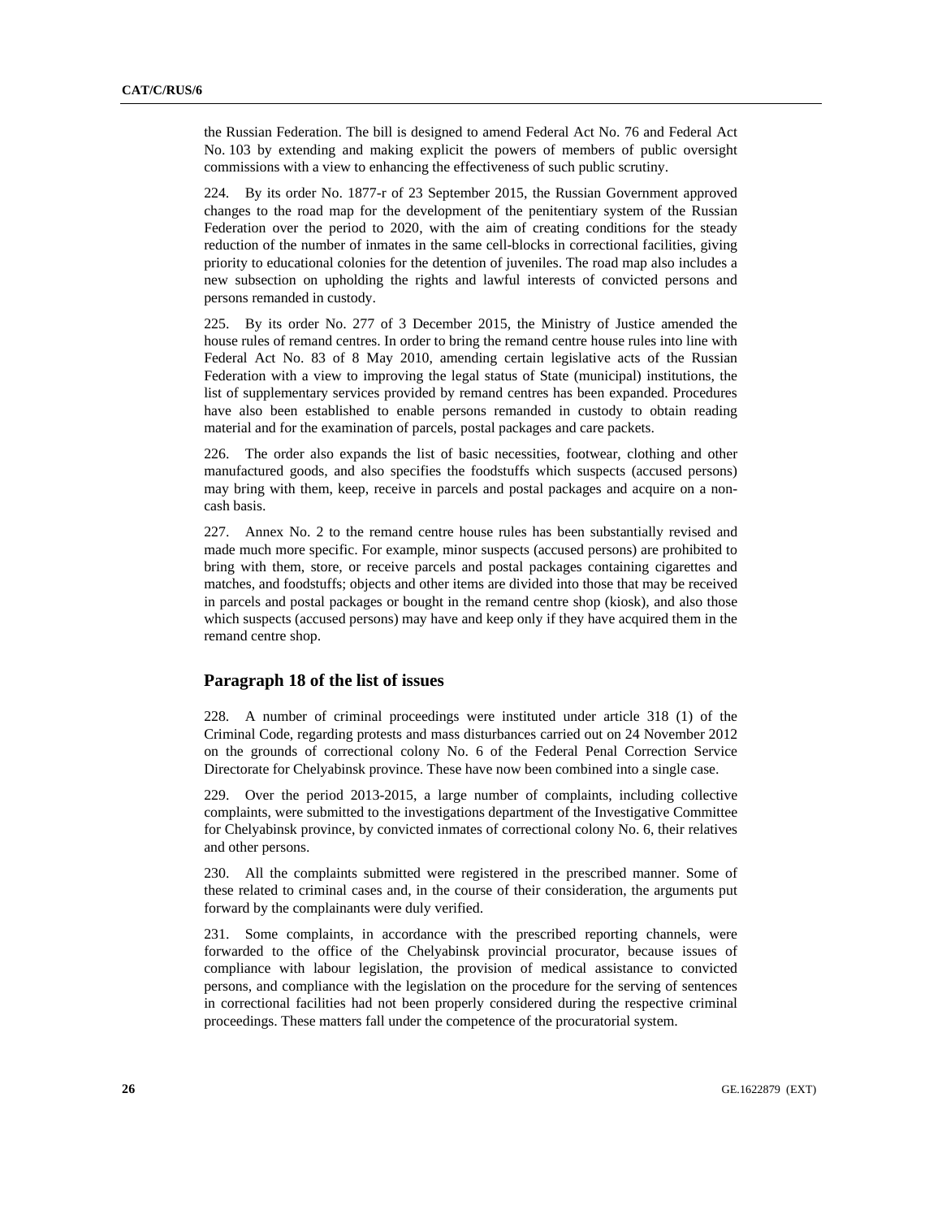the Russian Federation. The bill is designed to amend Federal Act No. 76 and Federal Act No. 103 by extending and making explicit the powers of members of public oversight commissions with a view to enhancing the effectiveness of such public scrutiny.

224. By its order No. 1877-r of 23 September 2015, the Russian Government approved changes to the road map for the development of the penitentiary system of the Russian Federation over the period to 2020, with the aim of creating conditions for the steady reduction of the number of inmates in the same cell-blocks in correctional facilities, giving priority to educational colonies for the detention of juveniles. The road map also includes a new subsection on upholding the rights and lawful interests of convicted persons and persons remanded in custody.

225. By its order No. 277 of 3 December 2015, the Ministry of Justice amended the house rules of remand centres. In order to bring the remand centre house rules into line with Federal Act No. 83 of 8 May 2010, amending certain legislative acts of the Russian Federation with a view to improving the legal status of State (municipal) institutions, the list of supplementary services provided by remand centres has been expanded. Procedures have also been established to enable persons remanded in custody to obtain reading material and for the examination of parcels, postal packages and care packets.

226. The order also expands the list of basic necessities, footwear, clothing and other manufactured goods, and also specifies the foodstuffs which suspects (accused persons) may bring with them, keep, receive in parcels and postal packages and acquire on a non-cash basis.

227. Annex No. 2 to the remand centre house rules has been substantially revised and made much more specific. For example, minor suspects (accused persons) are prohibited to bring with them, store, or receive parcels and postal packages containing cigarettes and matches, and foodstuffs; objects and other items are divided into those that may be received in parcels and postal packages or bought in the remand centre shop (kiosk), and also those which suspects (accused persons) may have and keep only if they have acquired them in the remand centre shop.

## Paragraph 18 of the list of issues

228. A number of criminal proceedings were instituted under article 318 (1) of the Criminal Code, regarding protests and mass disturbances carried out on 24 November 2012 on the grounds of correctional colony No. 6 of the Federal Penal Correction Service Directorate for Chelyabinsk province. These have now been combined into a single case.

229. Over the period 2013-2015, a large number of complaints, including collective complaints, were submitted to the investigations department of the Investigative Committee for Chelyabinsk province, by convicted inmates of correctional colony No. 6, their relatives and other persons.

230. All the complaints submitted were registered in the prescribed manner. Some of these related to criminal cases and, in the course of their consideration, the arguments put forward by the complainants were duly verified.

231. Some complaints, in accordance with the prescribed reporting channels, were forwarded to the office of the Chelyabinsk provincial procurator, because issues of compliance with labour legislation, the provision of medical assistance to convicted persons, and compliance with the legislation on the procedure for the serving of sentences in correctional facilities had not been properly considered during the respective criminal proceedings. These matters fall under the competence of the procuratorial system.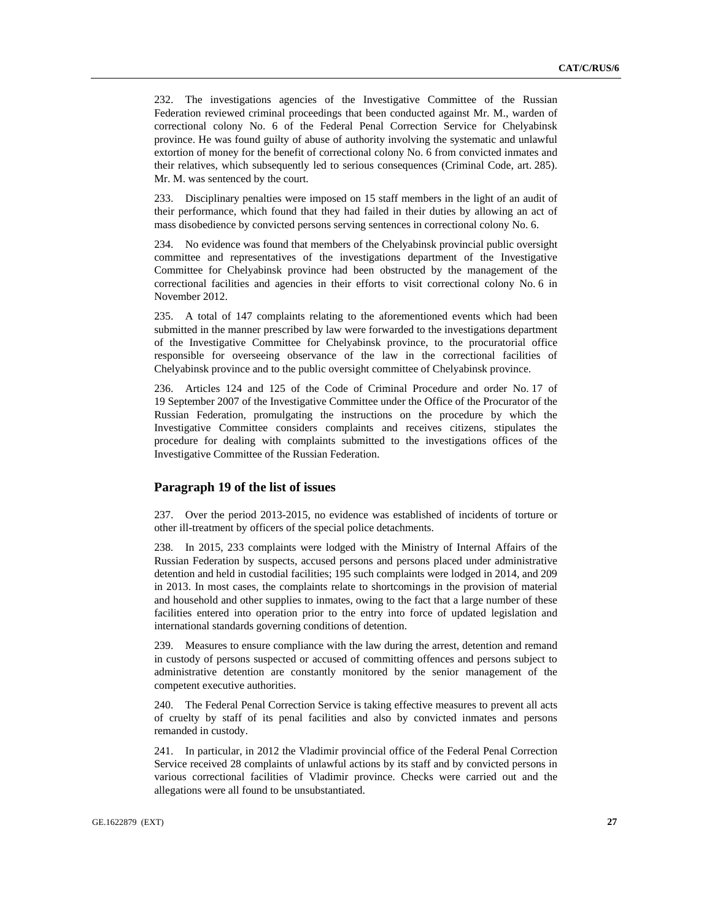232. The investigations agencies of the Investigative Committee of the Russian Federation reviewed criminal proceedings that been conducted against Mr. M., warden of correctional colony No. 6 of the Federal Penal Correction Service for Chelyabinsk province. He was found guilty of abuse of authority involving the systematic and unlawful extortion of money for the benefit of correctional colony No. 6 from convicted inmates and their relatives, which subsequently led to serious consequences (Criminal Code, art. 285). Mr. M. was sentenced by the court.

233. Disciplinary penalties were imposed on 15 staff members in the light of an audit of their performance, which found that they had failed in their duties by allowing an act of mass disobedience by convicted persons serving sentences in correctional colony No. 6.

234. No evidence was found that members of the Chelyabinsk provincial public oversight committee and representatives of the investigations department of the Investigative Committee for Chelyabinsk province had been obstructed by the management of the correctional facilities and agencies in their efforts to visit correctional colony No. 6 in November 2012.

235. A total of 147 complaints relating to the aforementioned events which had been submitted in the manner prescribed by law were forwarded to the investigations department of the Investigative Committee for Chelyabinsk province, to the procuratorial office responsible for overseeing observance of the law in the correctional facilities of Chelyabinsk province and to the public oversight committee of Chelyabinsk province.

236. Articles 124 and 125 of the Code of Criminal Procedure and order No. 17 of 19 September 2007 of the Investigative Committee under the Office of the Procurator of the Russian Federation, promulgating the instructions on the procedure by which the Investigative Committee considers complaints and receives citizens, stipulates the procedure for dealing with complaints submitted to the investigations offices of the Investigative Committee of the Russian Federation.

## Paragraph 19 of the list of issues

237. Over the period 2013-2015, no evidence was established of incidents of torture or other ill-treatment by officers of the special police detachments.

238. In 2015, 233 complaints were lodged with the Ministry of Internal Affairs of the Russian Federation by suspects, accused persons and persons placed under administrative detention and held in custodial facilities; 195 such complaints were lodged in 2014, and 209 in 2013. In most cases, the complaints relate to shortcomings in the provision of material and household and other supplies to inmates, owing to the fact that a large number of these facilities entered into operation prior to the entry into force of updated legislation and international standards governing conditions of detention.

239. Measures to ensure compliance with the law during the arrest, detention and remand in custody of persons suspected or accused of committing offences and persons subject to administrative detention are constantly monitored by the senior management of the competent executive authorities.

240. The Federal Penal Correction Service is taking effective measures to prevent all acts of cruelty by staff of its penal facilities and also by convicted inmates and persons remanded in custody.

241. In particular, in 2012 the Vladimir provincial office of the Federal Penal Correction Service received 28 complaints of unlawful actions by its staff and by convicted persons in various correctional facilities of Vladimir province. Checks were carried out and the allegations were all found to be unsubstantiated.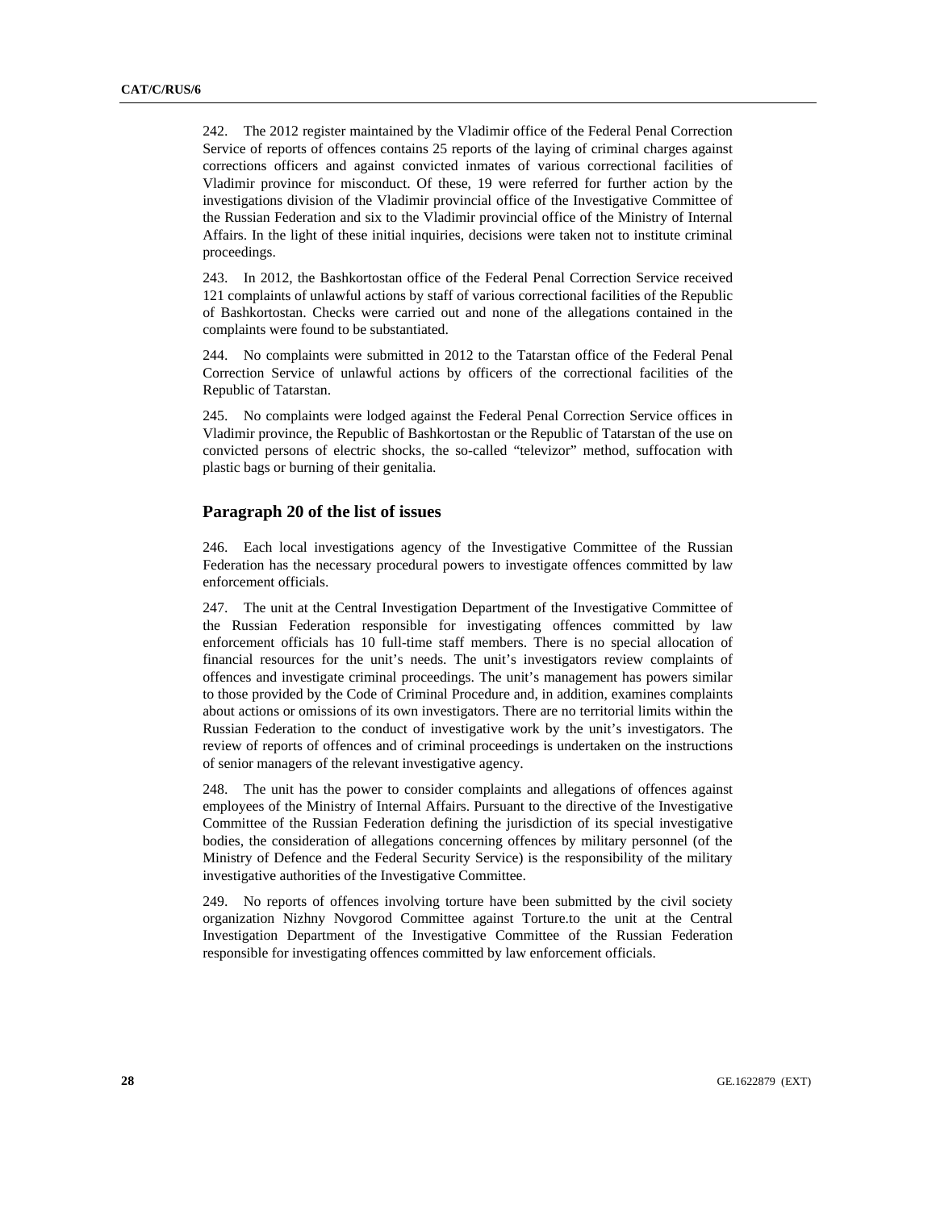242. The 2012 register maintained by the Vladimir office of the Federal Penal Correction Service of reports of offences contains 25 reports of the laying of criminal charges against corrections officers and against convicted inmates of various correctional facilities of Vladimir province for misconduct. Of these, 19 were referred for further action by the investigations division of the Vladimir provincial office of the Investigative Committee of the Russian Federation and six to the Vladimir provincial office of the Ministry of Internal Affairs. In the light of these initial inquiries, decisions were taken not to institute criminal proceedings.

243. In 2012, the Bashkortostan office of the Federal Penal Correction Service received 121 complaints of unlawful actions by staff of various correctional facilities of the Republic of Bashkortostan. Checks were carried out and none of the allegations contained in the complaints were found to be substantiated.

244. No complaints were submitted in 2012 to the Tatarstan office of the Federal Penal Correction Service of unlawful actions by officers of the correctional facilities of the Republic of Tatarstan.

245. No complaints were lodged against the Federal Penal Correction Service offices in Vladimir province, the Republic of Bashkortostan or the Republic of Tatarstan of the use on convicted persons of electric shocks, the so-called "televizor" method, suffocation with plastic bags or burning of their genitalia.

## Paragraph 20 of the list of issues

246. Each local investigations agency of the Investigative Committee of the Russian Federation has the necessary procedural powers to investigate offences committed by law enforcement officials.

247. The unit at the Central Investigation Department of the Investigative Committee of the Russian Federation responsible for investigating offences committed by law enforcement officials has 10 full-time staff members. There is no special allocation of financial resources for the unit's needs. The unit's investigators review complaints of offences and investigate criminal proceedings. The unit's management has powers similar to those provided by the Code of Criminal Procedure and, in addition, examines complaints about actions or omissions of its own investigators. There are no territorial limits within the Russian Federation to the conduct of investigative work by the unit's investigators. The review of reports of offences and of criminal proceedings is undertaken on the instructions of senior managers of the relevant investigative agency.

248. The unit has the power to consider complaints and allegations of offences against employees of the Ministry of Internal Affairs. Pursuant to the directive of the Investigative Committee of the Russian Federation defining the jurisdiction of its special investigative bodies, the consideration of allegations concerning offences by military personnel (of the Ministry of Defence and the Federal Security Service) is the responsibility of the military investigative authorities of the Investigative Committee.

249. No reports of offences involving torture have been submitted by the civil society organization Nizhny Novgorod Committee against Torture.to the unit at the Central Investigation Department of the Investigative Committee of the Russian Federation responsible for investigating offences committed by law enforcement officials.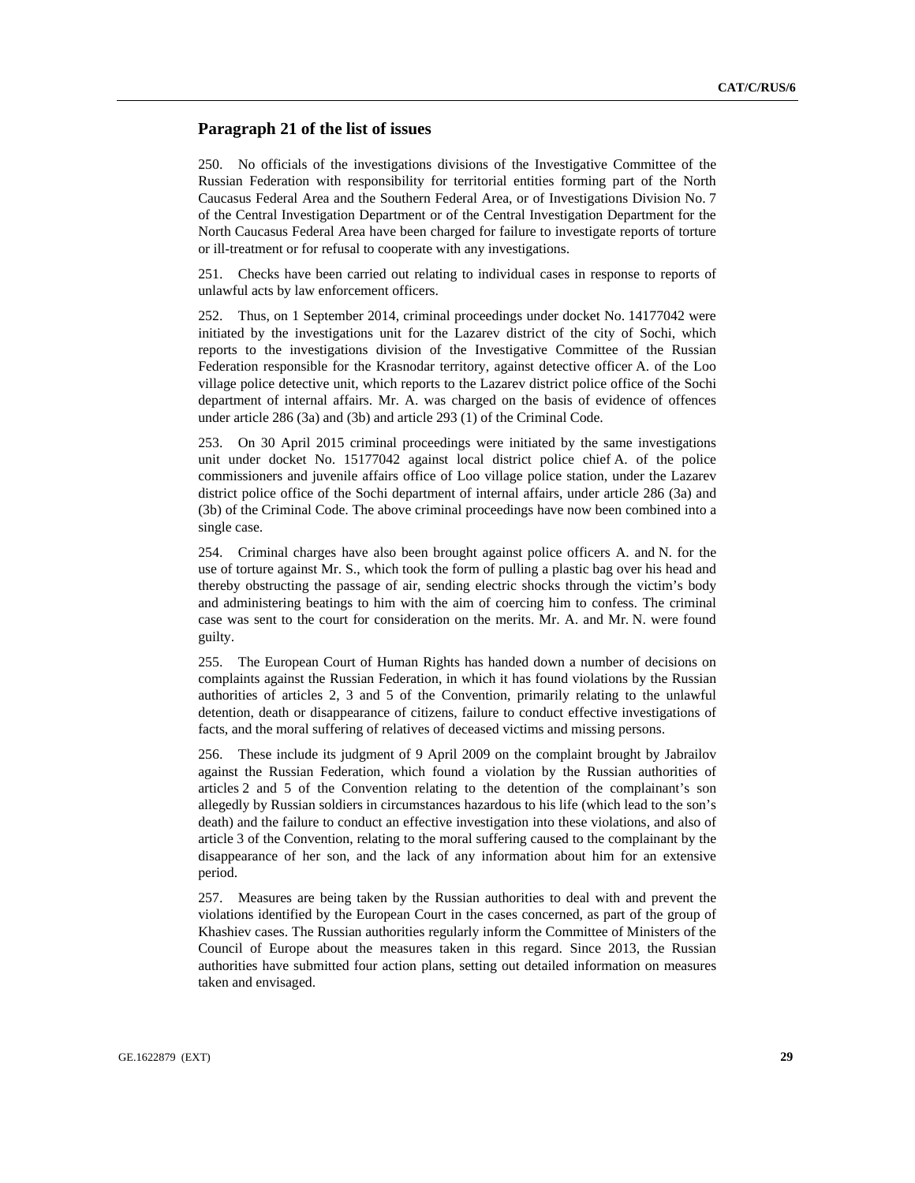## Paragraph 21 of the list of issues

250. No officials of the investigations divisions of the Investigative Committee of the Russian Federation with responsibility for territorial entities forming part of the North Caucasus Federal Area and the Southern Federal Area, or of Investigations Division No. 7 of the Central Investigation Department or of the Central Investigation Department for the North Caucasus Federal Area have been charged for failure to investigate reports of torture or ill-treatment or for refusal to cooperate with any investigations.

251. Checks have been carried out relating to individual cases in response to reports of unlawful acts by law enforcement officers.

252. Thus, on 1 September 2014, criminal proceedings under docket No. 14177042 were initiated by the investigations unit for the Lazarev district of the city of Sochi, which reports to the investigations division of the Investigative Committee of the Russian Federation responsible for the Krasnodar territory, against detective officer A. of the Loo village police detective unit, which reports to the Lazarev district police office of the Sochi department of internal affairs. Mr. A. was charged on the basis of evidence of offences under article 286 (3a) and (3b) and article 293 (1) of the Criminal Code.

253. On 30 April 2015 criminal proceedings were initiated by the same investigations unit under docket No. 15177042 against local district police chief A. of the police commissioners and juvenile affairs office of Loo village police station, under the Lazarev district police office of the Sochi department of internal affairs, under article 286 (3a) and (3b) of the Criminal Code. The above criminal proceedings have now been combined into a single case.

254. Criminal charges have also been brought against police officers A. and N. for the use of torture against Mr. S., which took the form of pulling a plastic bag over his head and thereby obstructing the passage of air, sending electric shocks through the victim's body and administering beatings to him with the aim of coercing him to confess. The criminal case was sent to the court for consideration on the merits. Mr. A. and Mr. N. were found guilty.

255. The European Court of Human Rights has handed down a number of decisions on complaints against the Russian Federation, in which it has found violations by the Russian authorities of articles 2, 3 and 5 of the Convention, primarily relating to the unlawful detention, death or disappearance of citizens, failure to conduct effective investigations of facts, and the moral suffering of relatives of deceased victims and missing persons.

256. These include its judgment of 9 April 2009 on the complaint brought by Jabrailov against the Russian Federation, which found a violation by the Russian authorities of articles 2 and 5 of the Convention relating to the detention of the complainant's son allegedly by Russian soldiers in circumstances hazardous to his life (which lead to the son's death) and the failure to conduct an effective investigation into these violations, and also of article 3 of the Convention, relating to the moral suffering caused to the complainant by the disappearance of her son, and the lack of any information about him for an extensive period.

257. Measures are being taken by the Russian authorities to deal with and prevent the violations identified by the European Court in the cases concerned, as part of the group of Khashiev cases. The Russian authorities regularly inform the Committee of Ministers of the Council of Europe about the measures taken in this regard. Since 2013, the Russian authorities have submitted four action plans, setting out detailed information on measures taken and envisaged.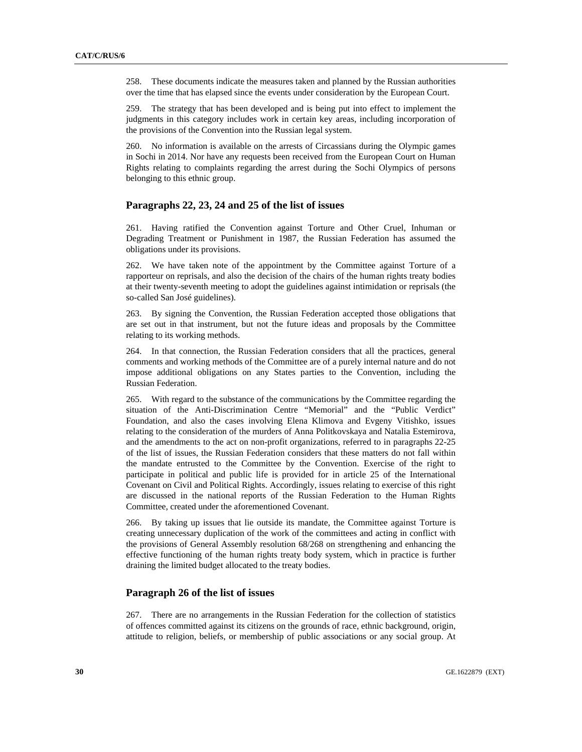258. These documents indicate the measures taken and planned by the Russian authorities over the time that has elapsed since the events under consideration by the European Court.

259. The strategy that has been developed and is being put into effect to implement the judgments in this category includes work in certain key areas, including incorporation of the provisions of the Convention into the Russian legal system.

260. No information is available on the arrests of Circassians during the Olympic games in Sochi in 2014. Nor have any requests been received from the European Court on Human Rights relating to complaints regarding the arrest during the Sochi Olympics of persons belonging to this ethnic group.

## Paragraphs 22, 23, 24 and 25 of the list of issues

261. Having ratified the Convention against Torture and Other Cruel, Inhuman or Degrading Treatment or Punishment in 1987, the Russian Federation has assumed the obligations under its provisions.

262. We have taken note of the appointment by the Committee against Torture of a rapporteur on reprisals, and also the decision of the chairs of the human rights treaty bodies at their twenty-seventh meeting to adopt the guidelines against intimidation or reprisals (the so-called San José guidelines).

263. By signing the Convention, the Russian Federation accepted those obligations that are set out in that instrument, but not the future ideas and proposals by the Committee relating to its working methods.

264. In that connection, the Russian Federation considers that all the practices, general comments and working methods of the Committee are of a purely internal nature and do not impose additional obligations on any States parties to the Convention, including the Russian Federation.

265. With regard to the substance of the communications by the Committee regarding the situation of the Anti-Discrimination Centre "Memorial" and the "Public Verdict" Foundation, and also the cases involving Elena Klimova and Evgeny Vitishko, issues relating to the consideration of the murders of Anna Politkovskaya and Natalia Estemirova, and the amendments to the act on non-profit organizations, referred to in paragraphs 22-25 of the list of issues, the Russian Federation considers that these matters do not fall within the mandate entrusted to the Committee by the Convention. Exercise of the right to participate in political and public life is provided for in article 25 of the International Covenant on Civil and Political Rights. Accordingly, issues relating to exercise of this right are discussed in the national reports of the Russian Federation to the Human Rights Committee, created under the aforementioned Covenant.

266. By taking up issues that lie outside its mandate, the Committee against Torture is creating unnecessary duplication of the work of the committees and acting in conflict with the provisions of General Assembly resolution 68/268 on strengthening and enhancing the effective functioning of the human rights treaty body system, which in practice is further draining the limited budget allocated to the treaty bodies.

## Paragraph 26 of the list of issues

267. There are no arrangements in the Russian Federation for the collection of statistics of offences committed against its citizens on the grounds of race, ethnic background, origin, attitude to religion, beliefs, or membership of public associations or any social group. At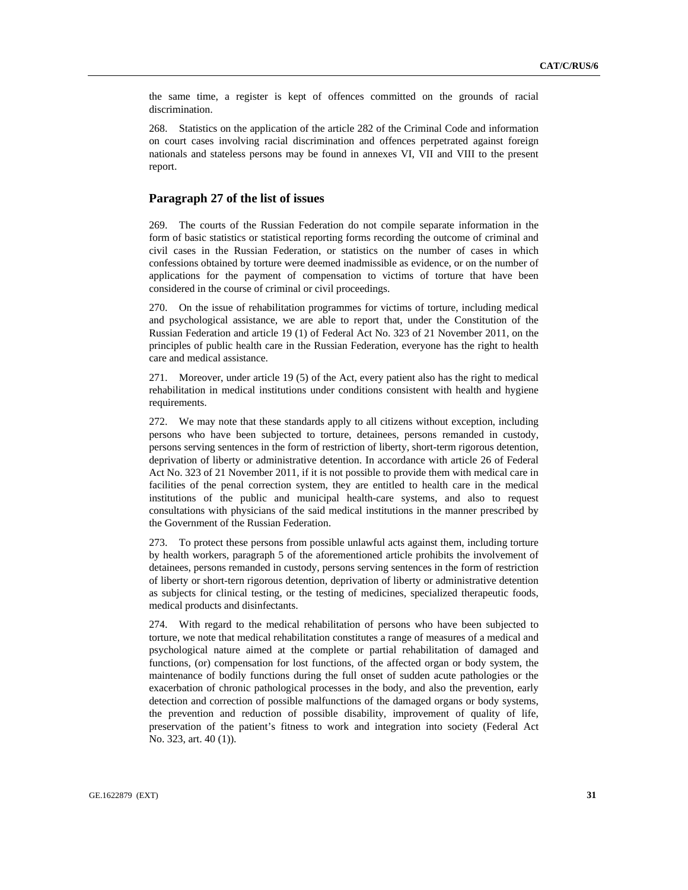the same time, a register is kept of offences committed on the grounds of racial discrimination.

268. Statistics on the application of the article 282 of the Criminal Code and information on court cases involving racial discrimination and offences perpetrated against foreign nationals and stateless persons may be found in annexes VI, VII and VIII to the present report.

## Paragraph 27 of the list of issues

269. The courts of the Russian Federation do not compile separate information in the form of basic statistics or statistical reporting forms recording the outcome of criminal and civil cases in the Russian Federation, or statistics on the number of cases in which confessions obtained by torture were deemed inadmissible as evidence, or on the number of applications for the payment of compensation to victims of torture that have been considered in the course of criminal or civil proceedings.

270. On the issue of rehabilitation programmes for victims of torture, including medical and psychological assistance, we are able to report that, under the Constitution of the Russian Federation and article 19 (1) of Federal Act No. 323 of 21 November 2011, on the principles of public health care in the Russian Federation, everyone has the right to health care and medical assistance.

271. Moreover, under article 19 (5) of the Act, every patient also has the right to medical rehabilitation in medical institutions under conditions consistent with health and hygiene requirements.

272. We may note that these standards apply to all citizens without exception, including persons who have been subjected to torture, detainees, persons remanded in custody, persons serving sentences in the form of restriction of liberty, short-term rigorous detention, deprivation of liberty or administrative detention. In accordance with article 26 of Federal Act No. 323 of 21 November 2011, if it is not possible to provide them with medical care in facilities of the penal correction system, they are entitled to health care in the medical institutions of the public and municipal health-care systems, and also to request consultations with physicians of the said medical institutions in the manner prescribed by the Government of the Russian Federation.

273. To protect these persons from possible unlawful acts against them, including torture by health workers, paragraph 5 of the aforementioned article prohibits the involvement of detainees, persons remanded in custody, persons serving sentences in the form of restriction of liberty or short-tern rigorous detention, deprivation of liberty or administrative detention as subjects for clinical testing, or the testing of medicines, specialized therapeutic foods, medical products and disinfectants.

274. With regard to the medical rehabilitation of persons who have been subjected to torture, we note that medical rehabilitation constitutes a range of measures of a medical and psychological nature aimed at the complete or partial rehabilitation of damaged and functions, (or) compensation for lost functions, of the affected organ or body system, the maintenance of bodily functions during the full onset of sudden acute pathologies or the exacerbation of chronic pathological processes in the body, and also the prevention, early detection and correction of possible malfunctions of the damaged organs or body systems, the prevention and reduction of possible disability, improvement of quality of life, preservation of the patient's fitness to work and integration into society (Federal Act No. 323, art. 40 (1)).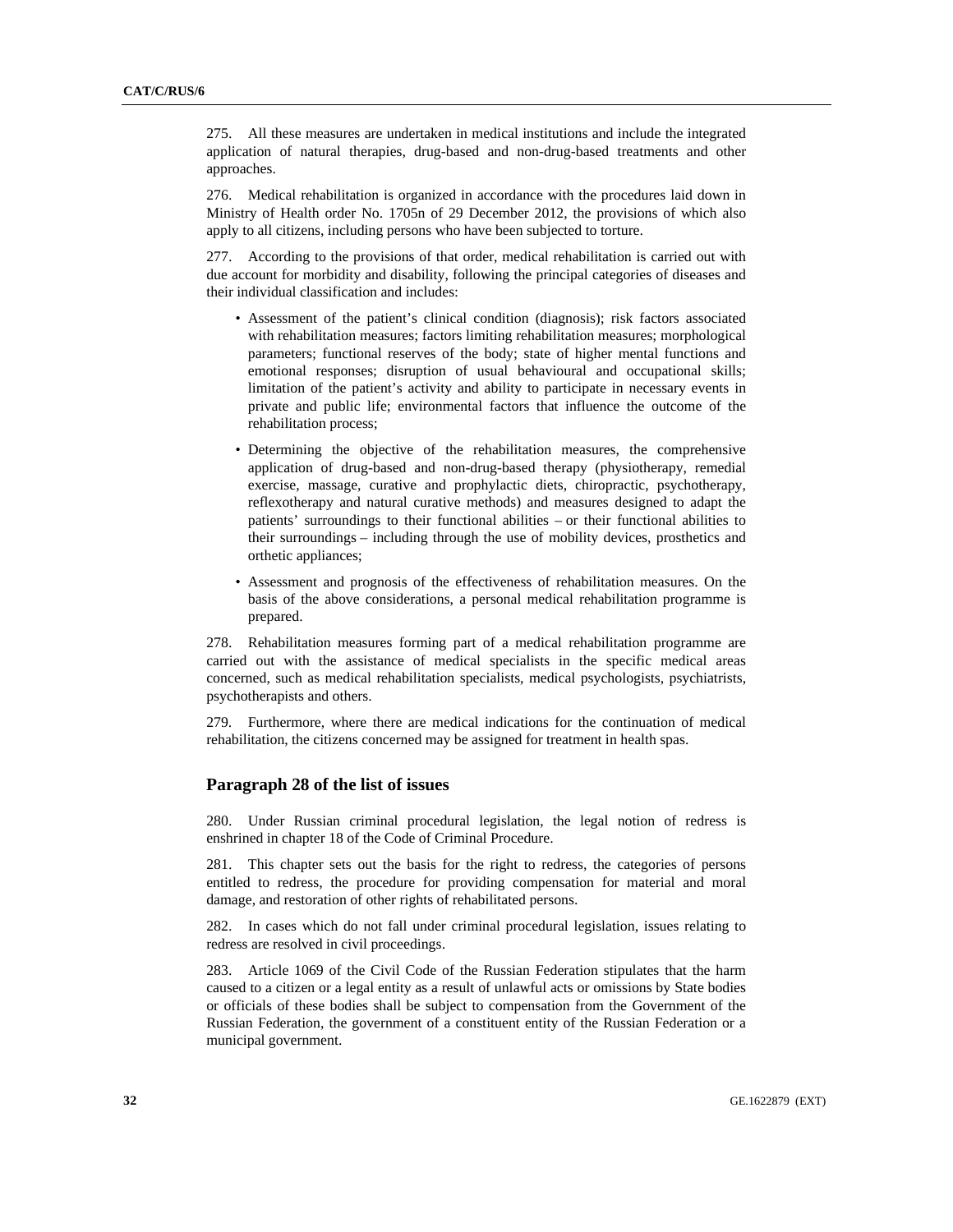275. All these measures are undertaken in medical institutions and include the integrated application of natural therapies, drug-based and non-drug-based treatments and other approaches.

276. Medical rehabilitation is organized in accordance with the procedures laid down in Ministry of Health order No. 1705n of 29 December 2012, the provisions of which also apply to all citizens, including persons who have been subjected to torture.

277. According to the provisions of that order, medical rehabilitation is carried out with due account for morbidity and disability, following the principal categories of diseases and their individual classification and includes:

- Assessment of the patient's clinical condition (diagnosis); risk factors associated with rehabilitation measures; factors limiting rehabilitation measures; morphological parameters; functional reserves of the body; state of higher mental functions and emotional responses; disruption of usual behavioural and occupational skills; limitation of the patient's activity and ability to participate in necessary events in private and public life; environmental factors that influence the outcome of the rehabilitation process;
- Determining the objective of the rehabilitation measures, the comprehensive application of drug-based and non-drug-based therapy (physiotherapy, remedial exercise, massage, curative and prophylactic diets, chiropractic, psychotherapy, reflexotherapy and natural curative methods) and measures designed to adapt the patients' surroundings to their functional abilities – or their functional abilities to their surroundings – including through the use of mobility devices, prosthetics and orthetic appliances;
- Assessment and prognosis of the effectiveness of rehabilitation measures. On the basis of the above considerations, a personal medical rehabilitation programme is prepared.

278. Rehabilitation measures forming part of a medical rehabilitation programme are carried out with the assistance of medical specialists in the specific medical areas concerned, such as medical rehabilitation specialists, medical psychologists, psychiatrists, psychotherapists and others.

279. Furthermore, where there are medical indications for the continuation of medical rehabilitation, the citizens concerned may be assigned for treatment in health spas.

## Paragraph 28 of the list of issues

280. Under Russian criminal procedural legislation, the legal notion of redress is enshrined in chapter 18 of the Code of Criminal Procedure.

281. This chapter sets out the basis for the right to redress, the categories of persons entitled to redress, the procedure for providing compensation for material and moral damage, and restoration of other rights of rehabilitated persons.

282. In cases which do not fall under criminal procedural legislation, issues relating to redress are resolved in civil proceedings.

283. Article 1069 of the Civil Code of the Russian Federation stipulates that the harm caused to a citizen or a legal entity as a result of unlawful acts or omissions by State bodies or officials of these bodies shall be subject to compensation from the Government of the Russian Federation, the government of a constituent entity of the Russian Federation or a municipal government.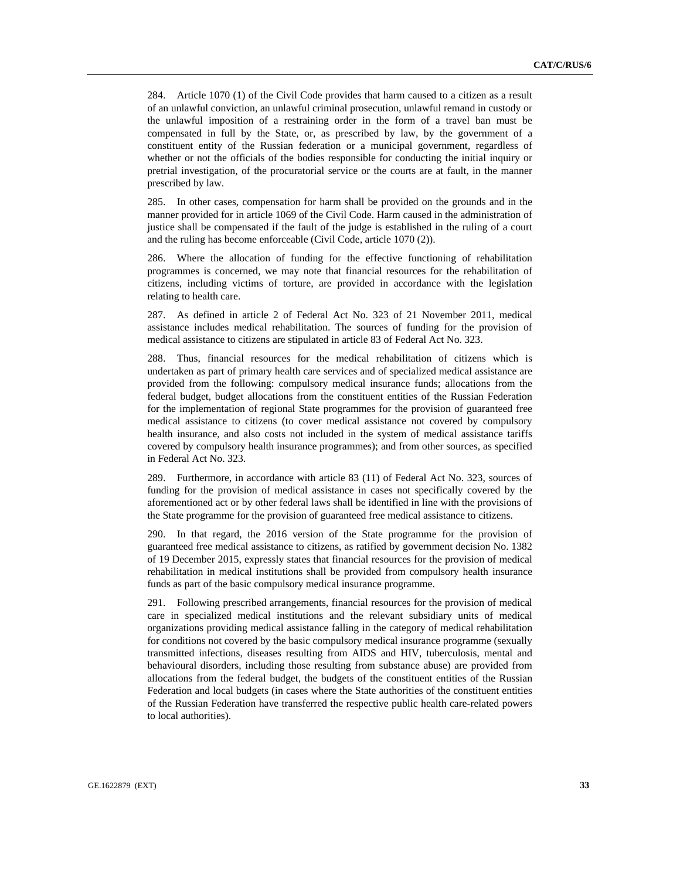284. Article 1070 (1) of the Civil Code provides that harm caused to a citizen as a result of an unlawful conviction, an unlawful criminal prosecution, unlawful remand in custody or the unlawful imposition of a restraining order in the form of a travel ban must be compensated in full by the State, or, as prescribed by law, by the government of a constituent entity of the Russian federation or a municipal government, regardless of whether or not the officials of the bodies responsible for conducting the initial inquiry or pretrial investigation, of the procuratorial service or the courts are at fault, in the manner prescribed by law.

285. In other cases, compensation for harm shall be provided on the grounds and in the manner provided for in article 1069 of the Civil Code. Harm caused in the administration of justice shall be compensated if the fault of the judge is established in the ruling of a court and the ruling has become enforceable (Civil Code, article 1070 (2)).

286. Where the allocation of funding for the effective functioning of rehabilitation programmes is concerned, we may note that financial resources for the rehabilitation of citizens, including victims of torture, are provided in accordance with the legislation relating to health care.

287. As defined in article 2 of Federal Act No. 323 of 21 November 2011, medical assistance includes medical rehabilitation. The sources of funding for the provision of medical assistance to citizens are stipulated in article 83 of Federal Act No. 323.

288. Thus, financial resources for the medical rehabilitation of citizens which is undertaken as part of primary health care services and of specialized medical assistance are provided from the following: compulsory medical insurance funds; allocations from the federal budget, budget allocations from the constituent entities of the Russian Federation for the implementation of regional State programmes for the provision of guaranteed free medical assistance to citizens (to cover medical assistance not covered by compulsory health insurance, and also costs not included in the system of medical assistance tariffs covered by compulsory health insurance programmes); and from other sources, as specified in Federal Act No. 323.

289. Furthermore, in accordance with article 83 (11) of Federal Act No. 323, sources of funding for the provision of medical assistance in cases not specifically covered by the aforementioned act or by other federal laws shall be identified in line with the provisions of the State programme for the provision of guaranteed free medical assistance to citizens.

290. In that regard, the 2016 version of the State programme for the provision of guaranteed free medical assistance to citizens, as ratified by government decision No. 1382 of 19 December 2015, expressly states that financial resources for the provision of medical rehabilitation in medical institutions shall be provided from compulsory health insurance funds as part of the basic compulsory medical insurance programme.

291. Following prescribed arrangements, financial resources for the provision of medical care in specialized medical institutions and the relevant subsidiary units of medical organizations providing medical assistance falling in the category of medical rehabilitation for conditions not covered by the basic compulsory medical insurance programme (sexually transmitted infections, diseases resulting from AIDS and HIV, tuberculosis, mental and behavioural disorders, including those resulting from substance abuse) are provided from allocations from the federal budget, the budgets of the constituent entities of the Russian Federation and local budgets (in cases where the State authorities of the constituent entities of the Russian Federation have transferred the respective public health care-related powers to local authorities).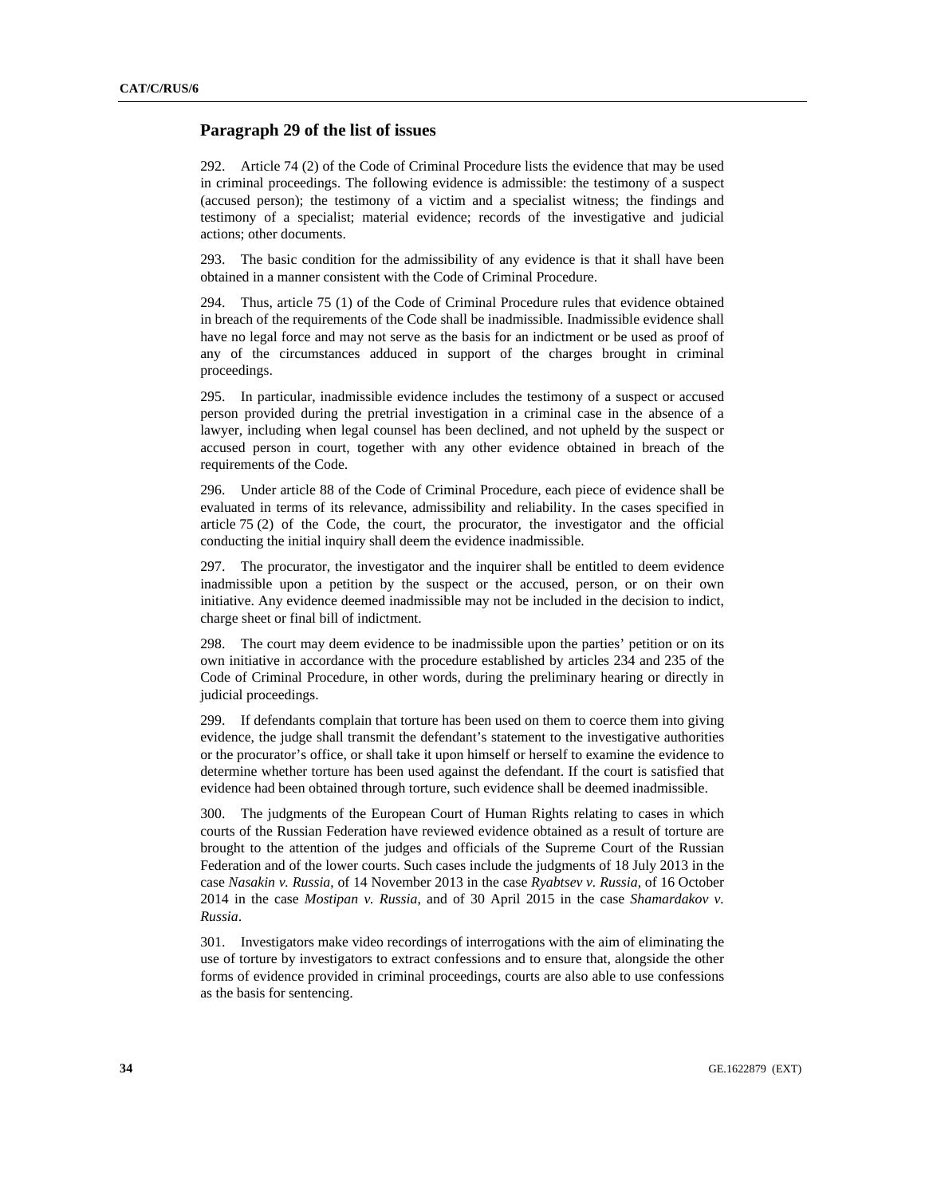## Paragraph 29 of the list of issues

292. Article 74 (2) of the Code of Criminal Procedure lists the evidence that may be used in criminal proceedings. The following evidence is admissible: the testimony of a suspect (accused person); the testimony of a victim and a specialist witness; the findings and testimony of a specialist; material evidence; records of the investigative and judicial actions; other documents.

293. The basic condition for the admissibility of any evidence is that it shall have been obtained in a manner consistent with the Code of Criminal Procedure.

294. Thus, article 75 (1) of the Code of Criminal Procedure rules that evidence obtained in breach of the requirements of the Code shall be inadmissible. Inadmissible evidence shall have no legal force and may not serve as the basis for an indictment or be used as proof of any of the circumstances adduced in support of the charges brought in criminal proceedings.

295. In particular, inadmissible evidence includes the testimony of a suspect or accused person provided during the pretrial investigation in a criminal case in the absence of a lawyer, including when legal counsel has been declined, and not upheld by the suspect or accused person in court, together with any other evidence obtained in breach of the requirements of the Code.

296. Under article 88 of the Code of Criminal Procedure, each piece of evidence shall be evaluated in terms of its relevance, admissibility and reliability. In the cases specified in article 75 (2) of the Code, the court, the procurator, the investigator and the official conducting the initial inquiry shall deem the evidence inadmissible.

297. The procurator, the investigator and the inquirer shall be entitled to deem evidence inadmissible upon a petition by the suspect or the accused, person, or on their own initiative. Any evidence deemed inadmissible may not be included in the decision to indict, charge sheet or final bill of indictment.

298. The court may deem evidence to be inadmissible upon the parties' petition or on its own initiative in accordance with the procedure established by articles 234 and 235 of the Code of Criminal Procedure, in other words, during the preliminary hearing or directly in judicial proceedings.

299. If defendants complain that torture has been used on them to coerce them into giving evidence, the judge shall transmit the defendant's statement to the investigative authorities or the procurator's office, or shall take it upon himself or herself to examine the evidence to determine whether torture has been used against the defendant. If the court is satisfied that evidence had been obtained through torture, such evidence shall be deemed inadmissible.

300. The judgments of the European Court of Human Rights relating to cases in which courts of the Russian Federation have reviewed evidence obtained as a result of torture are brought to the attention of the judges and officials of the Supreme Court of the Russian Federation and of the lower courts. Such cases include the judgments of 18 July 2013 in the case *Nasakin v. Russia*, of 14 November 2013 in the case *Ryabtsev v. Russia*, of 16 October 2014 in the case *Mostipan v. Russia*, and of 30 April 2015 in the case *Shamardakov v. Russia*.

301. Investigators make video recordings of interrogations with the aim of eliminating the use of torture by investigators to extract confessions and to ensure that, alongside the other forms of evidence provided in criminal proceedings, courts are also able to use confessions as the basis for sentencing.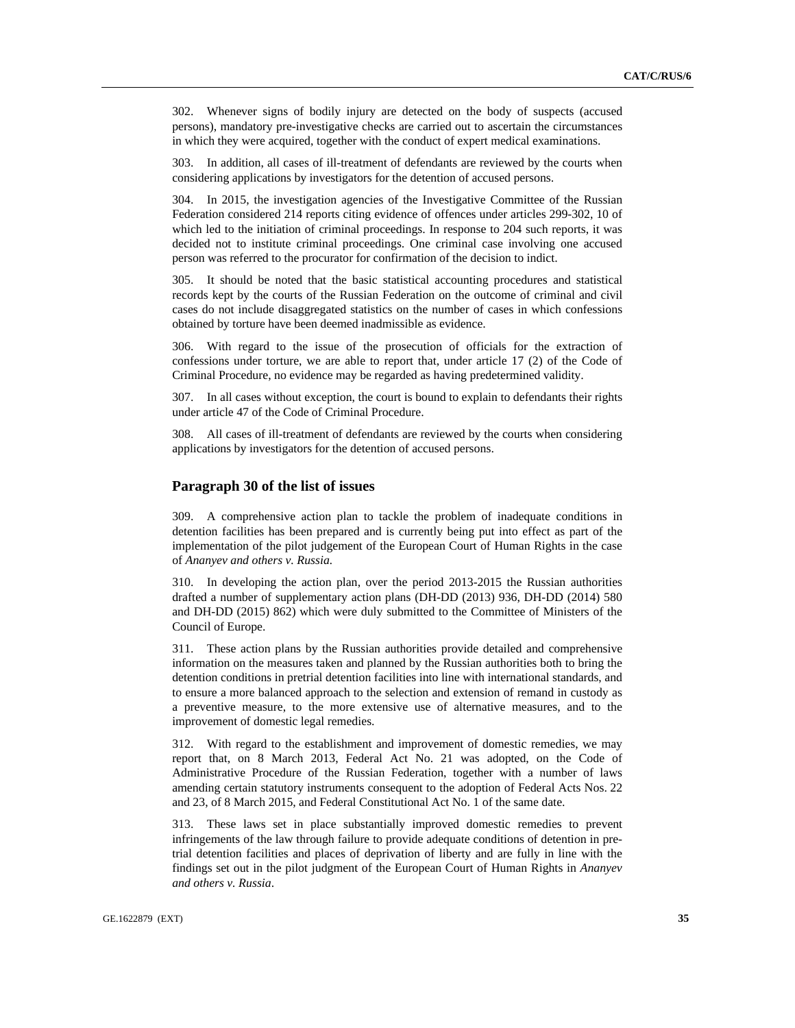302. Whenever signs of bodily injury are detected on the body of suspects (accused persons), mandatory pre-investigative checks are carried out to ascertain the circumstances in which they were acquired, together with the conduct of expert medical examinations.

303. In addition, all cases of ill-treatment of defendants are reviewed by the courts when considering applications by investigators for the detention of accused persons.

304. In 2015, the investigation agencies of the Investigative Committee of the Russian Federation considered 214 reports citing evidence of offences under articles 299-302, 10 of which led to the initiation of criminal proceedings. In response to 204 such reports, it was decided not to institute criminal proceedings. One criminal case involving one accused person was referred to the procurator for confirmation of the decision to indict.

305. It should be noted that the basic statistical accounting procedures and statistical records kept by the courts of the Russian Federation on the outcome of criminal and civil cases do not include disaggregated statistics on the number of cases in which confessions obtained by torture have been deemed inadmissible as evidence.

306. With regard to the issue of the prosecution of officials for the extraction of confessions under torture, we are able to report that, under article 17 (2) of the Code of Criminal Procedure, no evidence may be regarded as having predetermined validity.

307. In all cases without exception, the court is bound to explain to defendants their rights under article 47 of the Code of Criminal Procedure.

308. All cases of ill-treatment of defendants are reviewed by the courts when considering applications by investigators for the detention of accused persons.

## Paragraph 30 of the list of issues

309. A comprehensive action plan to tackle the problem of inadequate conditions in detention facilities has been prepared and is currently being put into effect as part of the implementation of the pilot judgement of the European Court of Human Rights in the case of *Ananyev and others v. Russia.*

310. In developing the action plan, over the period 2013-2015 the Russian authorities drafted a number of supplementary action plans (DH-DD (2013) 936, DH-DD (2014) 580 and DH-DD (2015) 862) which were duly submitted to the Committee of Ministers of the Council of Europe.

311. These action plans by the Russian authorities provide detailed and comprehensive information on the measures taken and planned by the Russian authorities both to bring the detention conditions in pretrial detention facilities into line with international standards, and to ensure a more balanced approach to the selection and extension of remand in custody as a preventive measure, to the more extensive use of alternative measures, and to the improvement of domestic legal remedies.

312. With regard to the establishment and improvement of domestic remedies, we may report that, on 8 March 2013, Federal Act No. 21 was adopted, on the Code of Administrative Procedure of the Russian Federation, together with a number of laws amending certain statutory instruments consequent to the adoption of Federal Acts Nos. 22 and 23, of 8 March 2015, and Federal Constitutional Act No. 1 of the same date.

313. These laws set in place substantially improved domestic remedies to prevent infringements of the law through failure to provide adequate conditions of detention in pre-trial detention facilities and places of deprivation of liberty and are fully in line with the findings set out in the pilot judgment of the European Court of Human Rights in *Ananyev and others v. Russia*.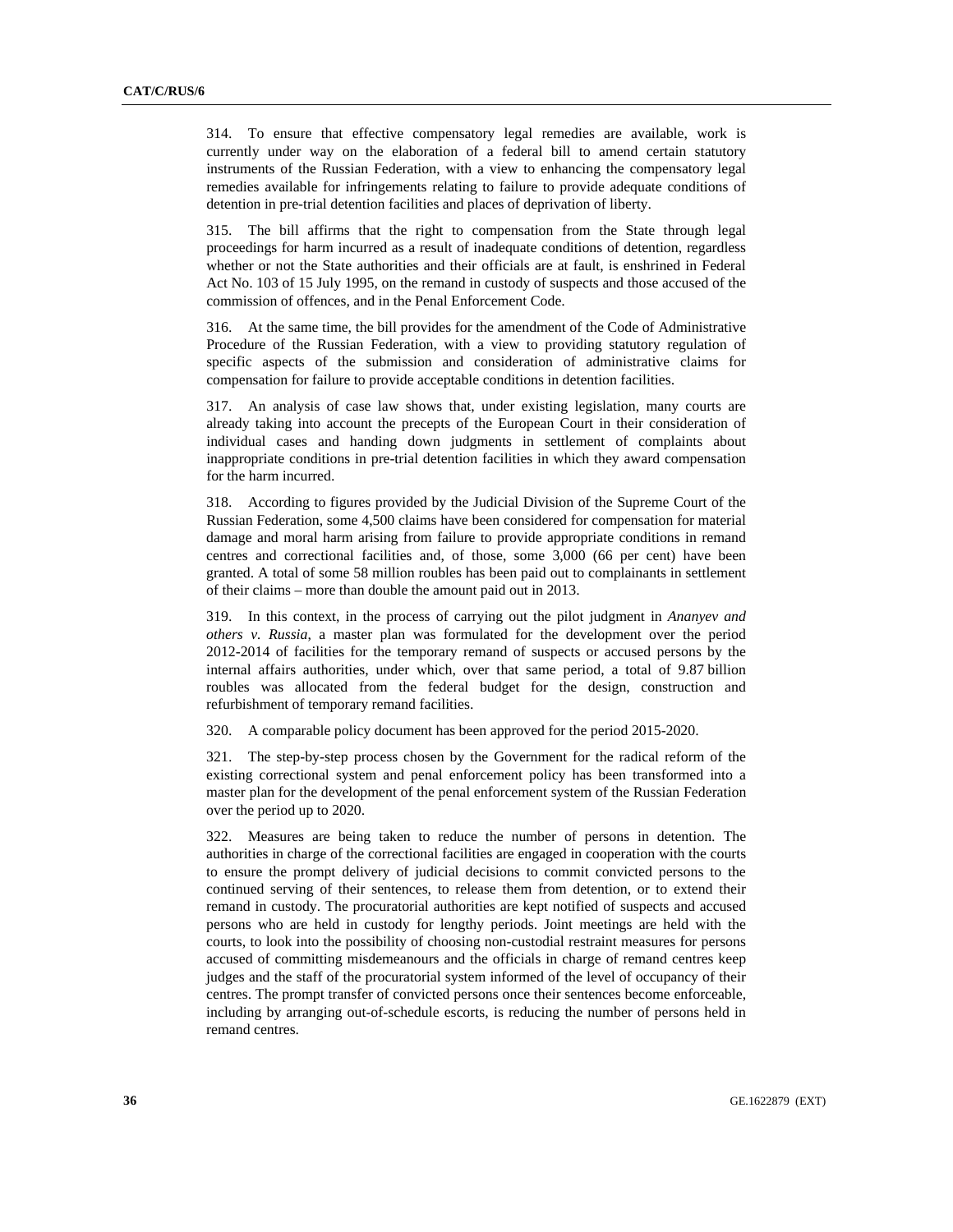314. To ensure that effective compensatory legal remedies are available, work is currently under way on the elaboration of a federal bill to amend certain statutory instruments of the Russian Federation, with a view to enhancing the compensatory legal remedies available for infringements relating to failure to provide adequate conditions of detention in pre-trial detention facilities and places of deprivation of liberty.

315. The bill affirms that the right to compensation from the State through legal proceedings for harm incurred as a result of inadequate conditions of detention, regardless whether or not the State authorities and their officials are at fault, is enshrined in Federal Act No. 103 of 15 July 1995, on the remand in custody of suspects and those accused of the commission of offences, and in the Penal Enforcement Code.

316. At the same time, the bill provides for the amendment of the Code of Administrative Procedure of the Russian Federation, with a view to providing statutory regulation of specific aspects of the submission and consideration of administrative claims for compensation for failure to provide acceptable conditions in detention facilities.

317. An analysis of case law shows that, under existing legislation, many courts are already taking into account the precepts of the European Court in their consideration of individual cases and handing down judgments in settlement of complaints about inappropriate conditions in pre-trial detention facilities in which they award compensation for the harm incurred.

318. According to figures provided by the Judicial Division of the Supreme Court of the Russian Federation, some 4,500 claims have been considered for compensation for material damage and moral harm arising from failure to provide appropriate conditions in remand centres and correctional facilities and, of those, some 3,000 (66 per cent) have been granted. A total of some 58 million roubles has been paid out to complainants in settlement of their claims – more than double the amount paid out in 2013.

319. In this context, in the process of carrying out the pilot judgment in *Ananyev and others v. Russia*, a master plan was formulated for the development over the period 2012-2014 of facilities for the temporary remand of suspects or accused persons by the internal affairs authorities, under which, over that same period, a total of 9.87 billion roubles was allocated from the federal budget for the design, construction and refurbishment of temporary remand facilities.

320. A comparable policy document has been approved for the period 2015-2020.

321. The step-by-step process chosen by the Government for the radical reform of the existing correctional system and penal enforcement policy has been transformed into a master plan for the development of the penal enforcement system of the Russian Federation over the period up to 2020.

322. Measures are being taken to reduce the number of persons in detention. The authorities in charge of the correctional facilities are engaged in cooperation with the courts to ensure the prompt delivery of judicial decisions to commit convicted persons to the continued serving of their sentences, to release them from detention, or to extend their remand in custody. The procuratorial authorities are kept notified of suspects and accused persons who are held in custody for lengthy periods. Joint meetings are held with the courts, to look into the possibility of choosing non-custodial restraint measures for persons accused of committing misdemeanours and the officials in charge of remand centres keep judges and the staff of the procuratorial system informed of the level of occupancy of their centres. The prompt transfer of convicted persons once their sentences become enforceable, including by arranging out-of-schedule escorts, is reducing the number of persons held in remand centres.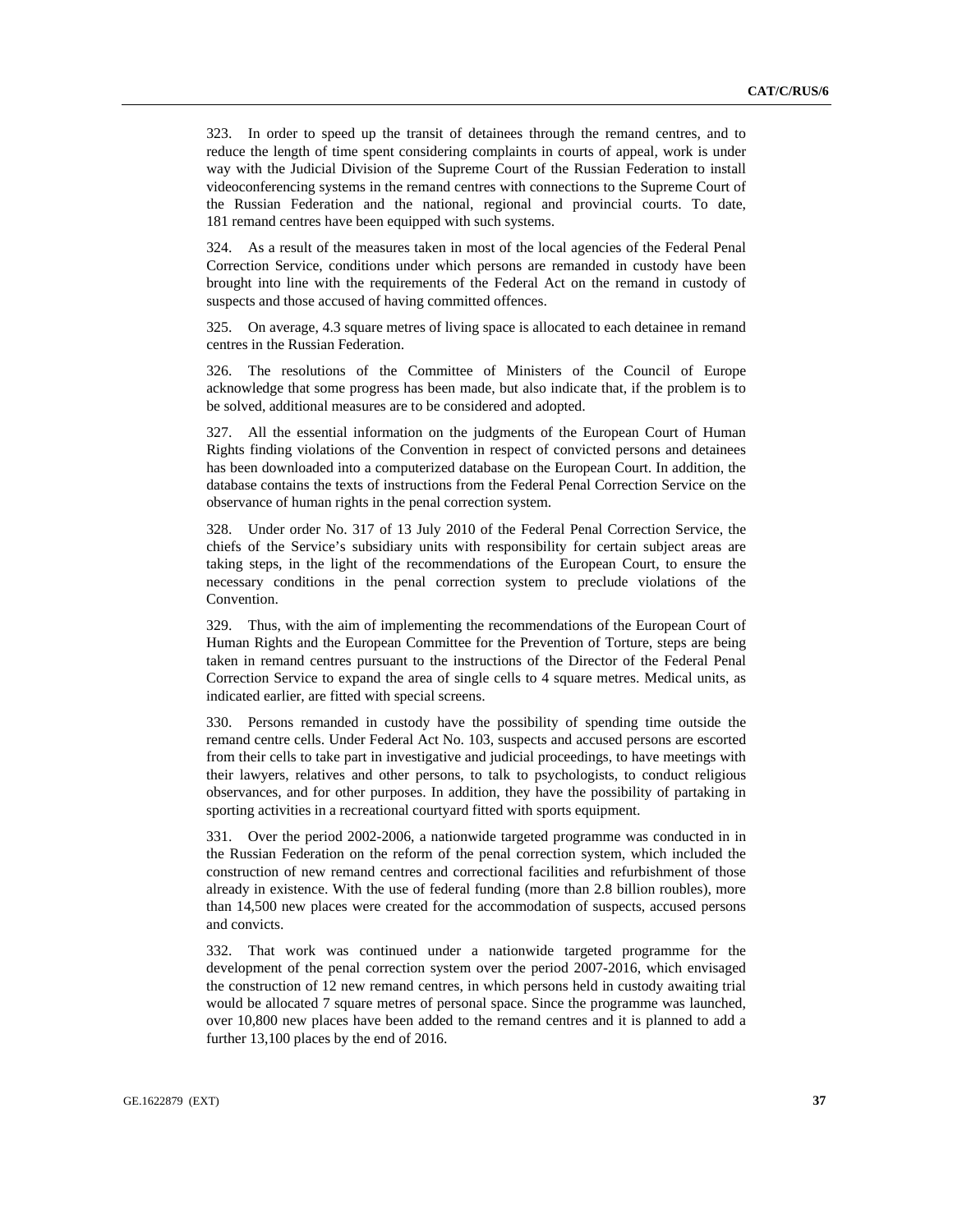323. In order to speed up the transit of detainees through the remand centres, and to reduce the length of time spent considering complaints in courts of appeal, work is under way with the Judicial Division of the Supreme Court of the Russian Federation to install videoconferencing systems in the remand centres with connections to the Supreme Court of the Russian Federation and the national, regional and provincial courts. To date, 181 remand centres have been equipped with such systems.

324. As a result of the measures taken in most of the local agencies of the Federal Penal Correction Service, conditions under which persons are remanded in custody have been brought into line with the requirements of the Federal Act on the remand in custody of suspects and those accused of having committed offences.

325. On average, 4.3 square metres of living space is allocated to each detainee in remand centres in the Russian Federation.

326. The resolutions of the Committee of Ministers of the Council of Europe acknowledge that some progress has been made, but also indicate that, if the problem is to be solved, additional measures are to be considered and adopted.

327. All the essential information on the judgments of the European Court of Human Rights finding violations of the Convention in respect of convicted persons and detainees has been downloaded into a computerized database on the European Court. In addition, the database contains the texts of instructions from the Federal Penal Correction Service on the observance of human rights in the penal correction system.

328. Under order No. 317 of 13 July 2010 of the Federal Penal Correction Service, the chiefs of the Service's subsidiary units with responsibility for certain subject areas are taking steps, in the light of the recommendations of the European Court, to ensure the necessary conditions in the penal correction system to preclude violations of the Convention.

329. Thus, with the aim of implementing the recommendations of the European Court of Human Rights and the European Committee for the Prevention of Torture, steps are being taken in remand centres pursuant to the instructions of the Director of the Federal Penal Correction Service to expand the area of single cells to 4 square metres. Medical units, as indicated earlier, are fitted with special screens.

330. Persons remanded in custody have the possibility of spending time outside the remand centre cells. Under Federal Act No. 103, suspects and accused persons are escorted from their cells to take part in investigative and judicial proceedings, to have meetings with their lawyers, relatives and other persons, to talk to psychologists, to conduct religious observances, and for other purposes. In addition, they have the possibility of partaking in sporting activities in a recreational courtyard fitted with sports equipment.

331. Over the period 2002-2006, a nationwide targeted programme was conducted in in the Russian Federation on the reform of the penal correction system, which included the construction of new remand centres and correctional facilities and refurbishment of those already in existence. With the use of federal funding (more than 2.8 billion roubles), more than 14,500 new places were created for the accommodation of suspects, accused persons and convicts.

332. That work was continued under a nationwide targeted programme for the development of the penal correction system over the period 2007-2016, which envisaged the construction of 12 new remand centres, in which persons held in custody awaiting trial would be allocated 7 square metres of personal space. Since the programme was launched, over 10,800 new places have been added to the remand centres and it is planned to add a further 13,100 places by the end of 2016.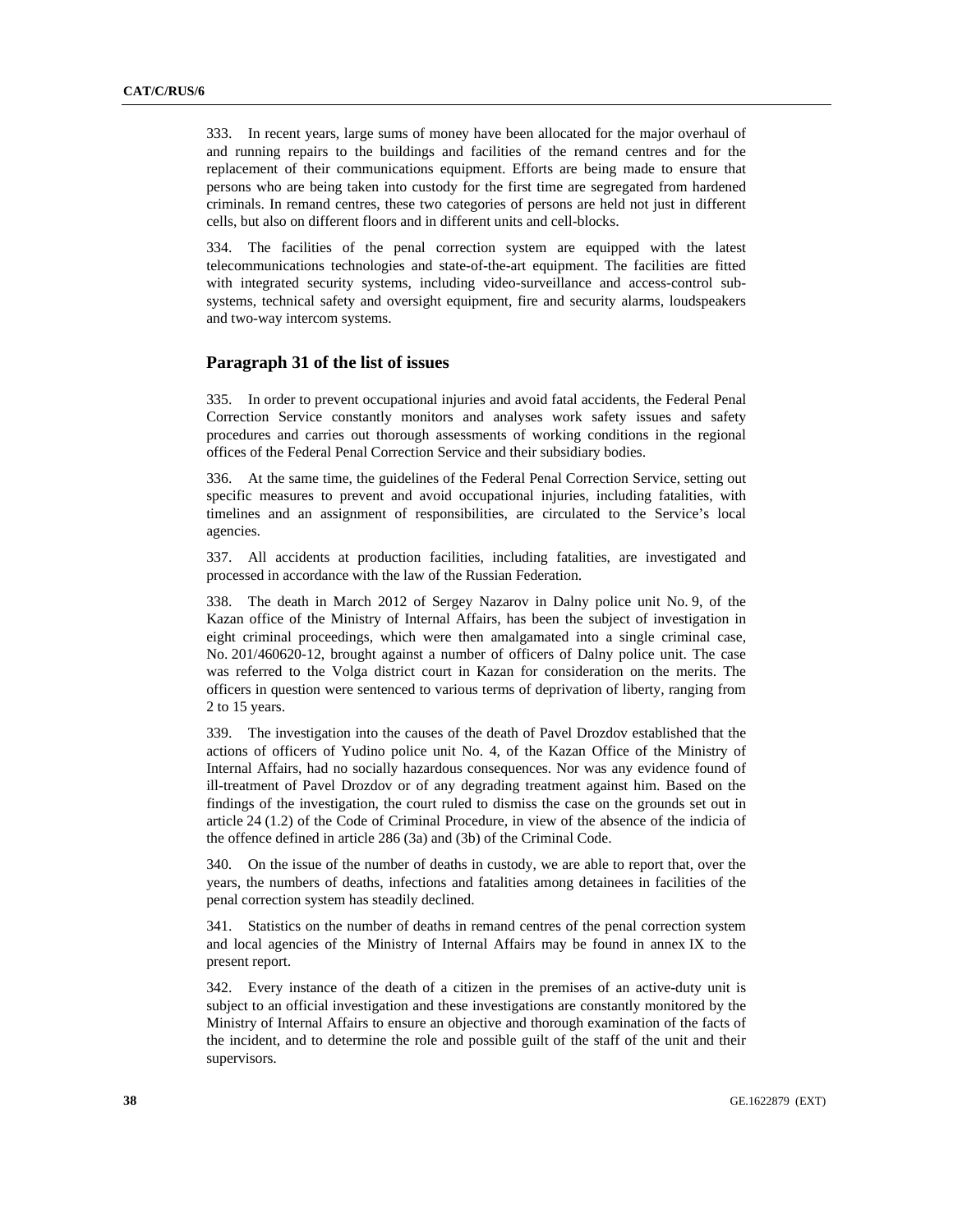333. In recent years, large sums of money have been allocated for the major overhaul of and running repairs to the buildings and facilities of the remand centres and for the replacement of their communications equipment. Efforts are being made to ensure that persons who are being taken into custody for the first time are segregated from hardened criminals. In remand centres, these two categories of persons are held not just in different cells, but also on different floors and in different units and cell-blocks.

334. The facilities of the penal correction system are equipped with the latest telecommunications technologies and state-of-the-art equipment. The facilities are fitted with integrated security systems, including video-surveillance and access-control sub-systems, technical safety and oversight equipment, fire and security alarms, loudspeakers and two-way intercom systems.

## Paragraph 31 of the list of issues

335. In order to prevent occupational injuries and avoid fatal accidents, the Federal Penal Correction Service constantly monitors and analyses work safety issues and safety procedures and carries out thorough assessments of working conditions in the regional offices of the Federal Penal Correction Service and their subsidiary bodies.

336. At the same time, the guidelines of the Federal Penal Correction Service, setting out specific measures to prevent and avoid occupational injuries, including fatalities, with timelines and an assignment of responsibilities, are circulated to the Service's local agencies.

337. All accidents at production facilities, including fatalities, are investigated and processed in accordance with the law of the Russian Federation.

338. The death in March 2012 of Sergey Nazarov in Dalny police unit No. 9, of the Kazan office of the Ministry of Internal Affairs, has been the subject of investigation in eight criminal proceedings, which were then amalgamated into a single criminal case, No. 201/460620-12, brought against a number of officers of Dalny police unit. The case was referred to the Volga district court in Kazan for consideration on the merits. The officers in question were sentenced to various terms of deprivation of liberty, ranging from 2 to 15 years.

339. The investigation into the causes of the death of Pavel Drozdov established that the actions of officers of Yudino police unit No. 4, of the Kazan Office of the Ministry of Internal Affairs, had no socially hazardous consequences. Nor was any evidence found of ill-treatment of Pavel Drozdov or of any degrading treatment against him. Based on the findings of the investigation, the court ruled to dismiss the case on the grounds set out in article 24 (1.2) of the Code of Criminal Procedure, in view of the absence of the indicia of the offence defined in article 286 (3a) and (3b) of the Criminal Code.

340. On the issue of the number of deaths in custody, we are able to report that, over the years, the numbers of deaths, infections and fatalities among detainees in facilities of the penal correction system has steadily declined.

341. Statistics on the number of deaths in remand centres of the penal correction system and local agencies of the Ministry of Internal Affairs may be found in annex IX to the present report.

342. Every instance of the death of a citizen in the premises of an active-duty unit is subject to an official investigation and these investigations are constantly monitored by the Ministry of Internal Affairs to ensure an objective and thorough examination of the facts of the incident, and to determine the role and possible guilt of the staff of the unit and their supervisors.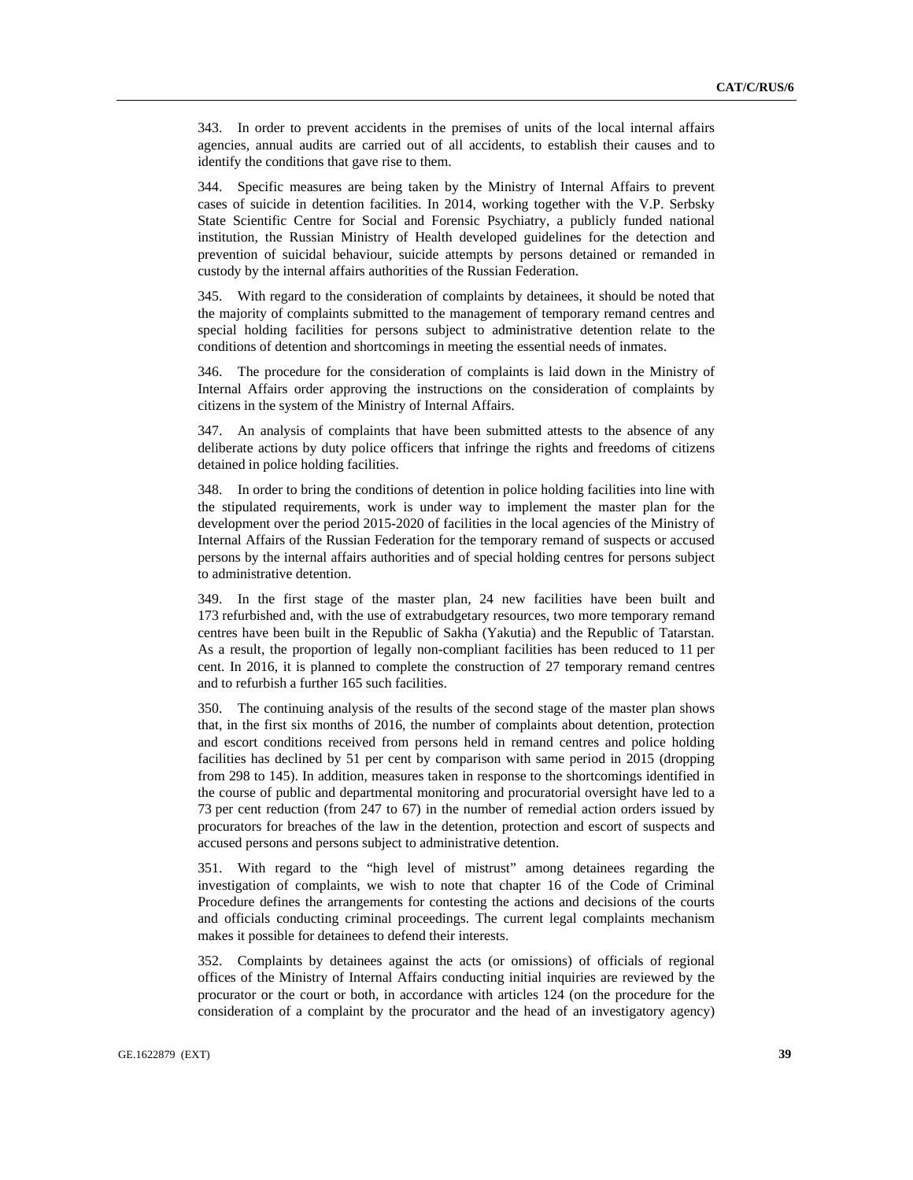343. In order to prevent accidents in the premises of units of the local internal affairs agencies, annual audits are carried out of all accidents, to establish their causes and to identify the conditions that gave rise to them.

344. Specific measures are being taken by the Ministry of Internal Affairs to prevent cases of suicide in detention facilities. In 2014, working together with the V.P. Serbsky State Scientific Centre for Social and Forensic Psychiatry, a publicly funded national institution, the Russian Ministry of Health developed guidelines for the detection and prevention of suicidal behaviour, suicide attempts by persons detained or remanded in custody by the internal affairs authorities of the Russian Federation.

345. With regard to the consideration of complaints by detainees, it should be noted that the majority of complaints submitted to the management of temporary remand centres and special holding facilities for persons subject to administrative detention relate to the conditions of detention and shortcomings in meeting the essential needs of inmates.

346. The procedure for the consideration of complaints is laid down in the Ministry of Internal Affairs order approving the instructions on the consideration of complaints by citizens in the system of the Ministry of Internal Affairs.

347. An analysis of complaints that have been submitted attests to the absence of any deliberate actions by duty police officers that infringe the rights and freedoms of citizens detained in police holding facilities.

348. In order to bring the conditions of detention in police holding facilities into line with the stipulated requirements, work is under way to implement the master plan for the development over the period 2015-2020 of facilities in the local agencies of the Ministry of Internal Affairs of the Russian Federation for the temporary remand of suspects or accused persons by the internal affairs authorities and of special holding centres for persons subject to administrative detention.

349. In the first stage of the master plan, 24 new facilities have been built and 173 refurbished and, with the use of extrabudgetary resources, two more temporary remand centres have been built in the Republic of Sakha (Yakutia) and the Republic of Tatarstan. As a result, the proportion of legally non-compliant facilities has been reduced to 11 per cent. In 2016, it is planned to complete the construction of 27 temporary remand centres and to refurbish a further 165 such facilities.

350. The continuing analysis of the results of the second stage of the master plan shows that, in the first six months of 2016, the number of complaints about detention, protection and escort conditions received from persons held in remand centres and police holding facilities has declined by 51 per cent by comparison with same period in 2015 (dropping from 298 to 145). In addition, measures taken in response to the shortcomings identified in the course of public and departmental monitoring and procuratorial oversight have led to a 73 per cent reduction (from 247 to 67) in the number of remedial action orders issued by procurators for breaches of the law in the detention, protection and escort of suspects and accused persons and persons subject to administrative detention.

351. With regard to the "high level of mistrust" among detainees regarding the investigation of complaints, we wish to note that chapter 16 of the Code of Criminal Procedure defines the arrangements for contesting the actions and decisions of the courts and officials conducting criminal proceedings. The current legal complaints mechanism makes it possible for detainees to defend their interests.

352. Complaints by detainees against the acts (or omissions) of officials of regional offices of the Ministry of Internal Affairs conducting initial inquiries are reviewed by the procurator or the court or both, in accordance with articles 124 (on the procedure for the consideration of a complaint by the procurator and the head of an investigatory agency)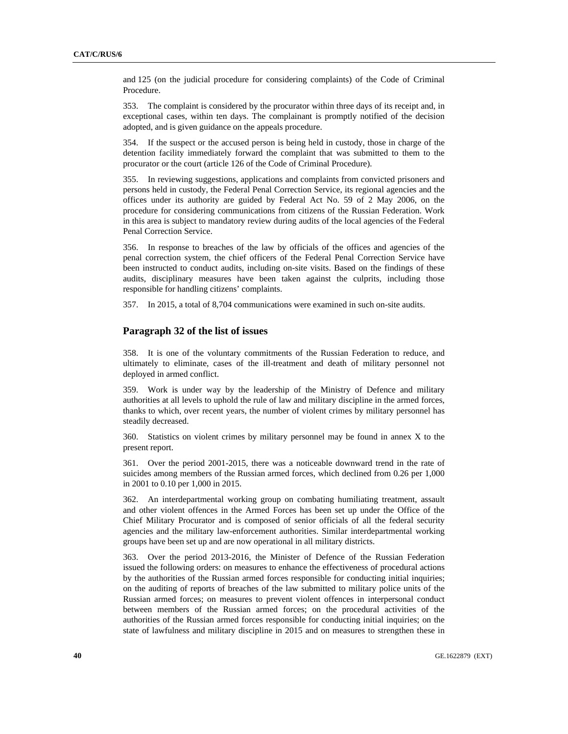and 125 (on the judicial procedure for considering complaints) of the Code of Criminal Procedure.

353. The complaint is considered by the procurator within three days of its receipt and, in exceptional cases, within ten days. The complainant is promptly notified of the decision adopted, and is given guidance on the appeals procedure.

354. If the suspect or the accused person is being held in custody, those in charge of the detention facility immediately forward the complaint that was submitted to them to the procurator or the court (article 126 of the Code of Criminal Procedure).

355. In reviewing suggestions, applications and complaints from convicted prisoners and persons held in custody, the Federal Penal Correction Service, its regional agencies and the offices under its authority are guided by Federal Act No. 59 of 2 May 2006, on the procedure for considering communications from citizens of the Russian Federation. Work in this area is subject to mandatory review during audits of the local agencies of the Federal Penal Correction Service.

356. In response to breaches of the law by officials of the offices and agencies of the penal correction system, the chief officers of the Federal Penal Correction Service have been instructed to conduct audits, including on-site visits. Based on the findings of these audits, disciplinary measures have been taken against the culprits, including those responsible for handling citizens' complaints.

357. In 2015, a total of 8,704 communications were examined in such on-site audits.

## Paragraph 32 of the list of issues

358. It is one of the voluntary commitments of the Russian Federation to reduce, and ultimately to eliminate, cases of the ill-treatment and death of military personnel not deployed in armed conflict.

359. Work is under way by the leadership of the Ministry of Defence and military authorities at all levels to uphold the rule of law and military discipline in the armed forces, thanks to which, over recent years, the number of violent crimes by military personnel has steadily decreased.

360. Statistics on violent crimes by military personnel may be found in annex X to the present report.

361. Over the period 2001-2015, there was a noticeable downward trend in the rate of suicides among members of the Russian armed forces, which declined from 0.26 per 1,000 in 2001 to 0.10 per 1,000 in 2015.

362. An interdepartmental working group on combating humiliating treatment, assault and other violent offences in the Armed Forces has been set up under the Office of the Chief Military Procurator and is composed of senior officials of all the federal security agencies and the military law-enforcement authorities. Similar interdepartmental working groups have been set up and are now operational in all military districts.

363. Over the period 2013-2016, the Minister of Defence of the Russian Federation issued the following orders: on measures to enhance the effectiveness of procedural actions by the authorities of the Russian armed forces responsible for conducting initial inquiries; on the auditing of reports of breaches of the law submitted to military police units of the Russian armed forces; on measures to prevent violent offences in interpersonal conduct between members of the Russian armed forces; on the procedural activities of the authorities of the Russian armed forces responsible for conducting initial inquiries; on the state of lawfulness and military discipline in 2015 and on measures to strengthen these in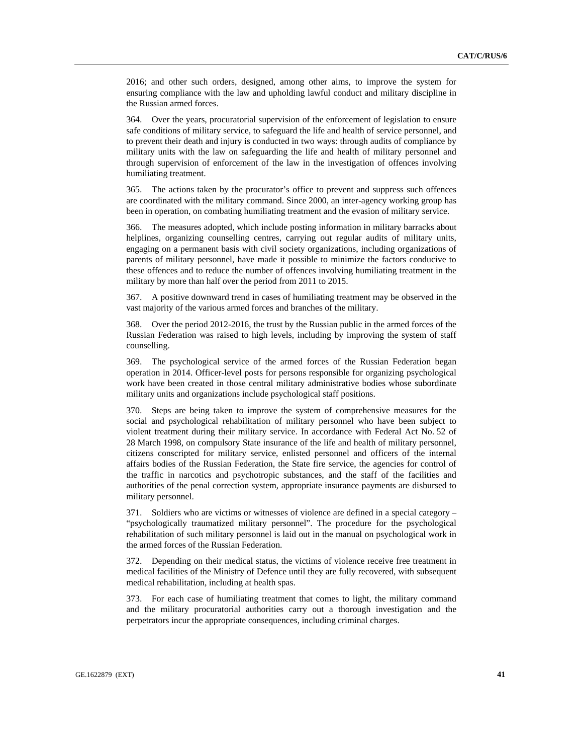2016; and other such orders, designed, among other aims, to improve the system for ensuring compliance with the law and upholding lawful conduct and military discipline in the Russian armed forces.

364. Over the years, procuratorial supervision of the enforcement of legislation to ensure safe conditions of military service, to safeguard the life and health of service personnel, and to prevent their death and injury is conducted in two ways: through audits of compliance by military units with the law on safeguarding the life and health of military personnel and through supervision of enforcement of the law in the investigation of offences involving humiliating treatment.

365. The actions taken by the procurator's office to prevent and suppress such offences are coordinated with the military command. Since 2000, an inter-agency working group has been in operation, on combating humiliating treatment and the evasion of military service.

366. The measures adopted, which include posting information in military barracks about helplines, organizing counselling centres, carrying out regular audits of military units, engaging on a permanent basis with civil society organizations, including organizations of parents of military personnel, have made it possible to minimize the factors conducive to these offences and to reduce the number of offences involving humiliating treatment in the military by more than half over the period from 2011 to 2015.

367. A positive downward trend in cases of humiliating treatment may be observed in the vast majority of the various armed forces and branches of the military.

368. Over the period 2012-2016, the trust by the Russian public in the armed forces of the Russian Federation was raised to high levels, including by improving the system of staff counselling.

369. The psychological service of the armed forces of the Russian Federation began operation in 2014. Officer-level posts for persons responsible for organizing psychological work have been created in those central military administrative bodies whose subordinate military units and organizations include psychological staff positions.

370. Steps are being taken to improve the system of comprehensive measures for the social and psychological rehabilitation of military personnel who have been subject to violent treatment during their military service. In accordance with Federal Act No. 52 of 28 March 1998, on compulsory State insurance of the life and health of military personnel, citizens conscripted for military service, enlisted personnel and officers of the internal affairs bodies of the Russian Federation, the State fire service, the agencies for control of the traffic in narcotics and psychotropic substances, and the staff of the facilities and authorities of the penal correction system, appropriate insurance payments are disbursed to military personnel.

371. Soldiers who are victims or witnesses of violence are defined in a special category – "psychologically traumatized military personnel". The procedure for the psychological rehabilitation of such military personnel is laid out in the manual on psychological work in the armed forces of the Russian Federation.

372. Depending on their medical status, the victims of violence receive free treatment in medical facilities of the Ministry of Defence until they are fully recovered, with subsequent medical rehabilitation, including at health spas.

373. For each case of humiliating treatment that comes to light, the military command and the military procuratorial authorities carry out a thorough investigation and the perpetrators incur the appropriate consequences, including criminal charges.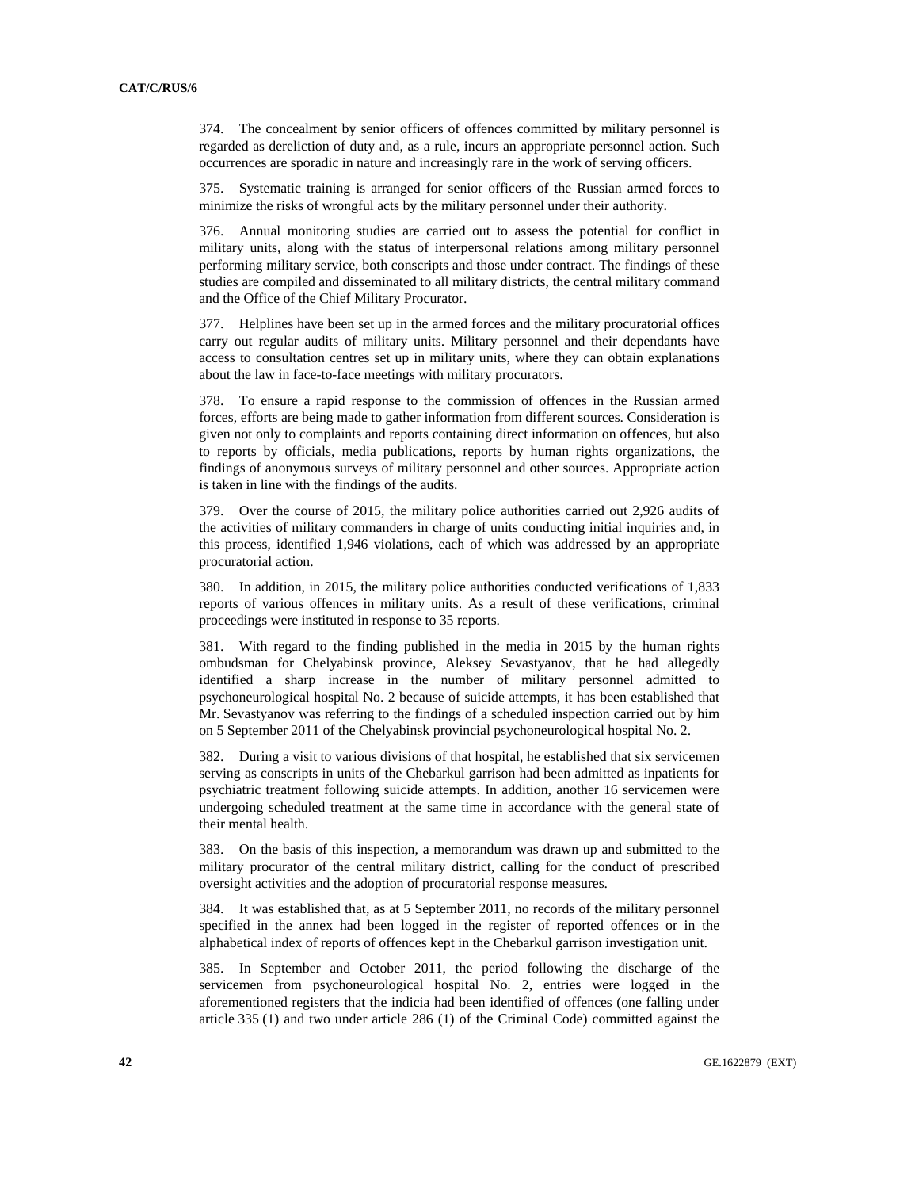374. The concealment by senior officers of offences committed by military personnel is regarded as dereliction of duty and, as a rule, incurs an appropriate personnel action. Such occurrences are sporadic in nature and increasingly rare in the work of serving officers.

375. Systematic training is arranged for senior officers of the Russian armed forces to minimize the risks of wrongful acts by the military personnel under their authority.

376. Annual monitoring studies are carried out to assess the potential for conflict in military units, along with the status of interpersonal relations among military personnel performing military service, both conscripts and those under contract. The findings of these studies are compiled and disseminated to all military districts, the central military command and the Office of the Chief Military Procurator.

377. Helplines have been set up in the armed forces and the military procuratorial offices carry out regular audits of military units. Military personnel and their dependants have access to consultation centres set up in military units, where they can obtain explanations about the law in face-to-face meetings with military procurators.

378. To ensure a rapid response to the commission of offences in the Russian armed forces, efforts are being made to gather information from different sources. Consideration is given not only to complaints and reports containing direct information on offences, but also to reports by officials, media publications, reports by human rights organizations, the findings of anonymous surveys of military personnel and other sources. Appropriate action is taken in line with the findings of the audits.

379. Over the course of 2015, the military police authorities carried out 2,926 audits of the activities of military commanders in charge of units conducting initial inquiries and, in this process, identified 1,946 violations, each of which was addressed by an appropriate procuratorial action.

380. In addition, in 2015, the military police authorities conducted verifications of 1,833 reports of various offences in military units. As a result of these verifications, criminal proceedings were instituted in response to 35 reports.

381. With regard to the finding published in the media in 2015 by the human rights ombudsman for Chelyabinsk province, Aleksey Sevastyanov, that he had allegedly identified a sharp increase in the number of military personnel admitted to psychoneurological hospital No. 2 because of suicide attempts, it has been established that Mr. Sevastyanov was referring to the findings of a scheduled inspection carried out by him on 5 September 2011 of the Chelyabinsk provincial psychoneurological hospital No. 2.

382. During a visit to various divisions of that hospital, he established that six servicemen serving as conscripts in units of the Chebarkul garrison had been admitted as inpatients for psychiatric treatment following suicide attempts. In addition, another 16 servicemen were undergoing scheduled treatment at the same time in accordance with the general state of their mental health.

383. On the basis of this inspection, a memorandum was drawn up and submitted to the military procurator of the central military district, calling for the conduct of prescribed oversight activities and the adoption of procuratorial response measures.

384. It was established that, as at 5 September 2011, no records of the military personnel specified in the annex had been logged in the register of reported offences or in the alphabetical index of reports of offences kept in the Chebarkul garrison investigation unit.

385. In September and October 2011, the period following the discharge of the servicemen from psychoneurological hospital No. 2, entries were logged in the aforementioned registers that the indicia had been identified of offences (one falling under article 335 (1) and two under article 286 (1) of the Criminal Code) committed against the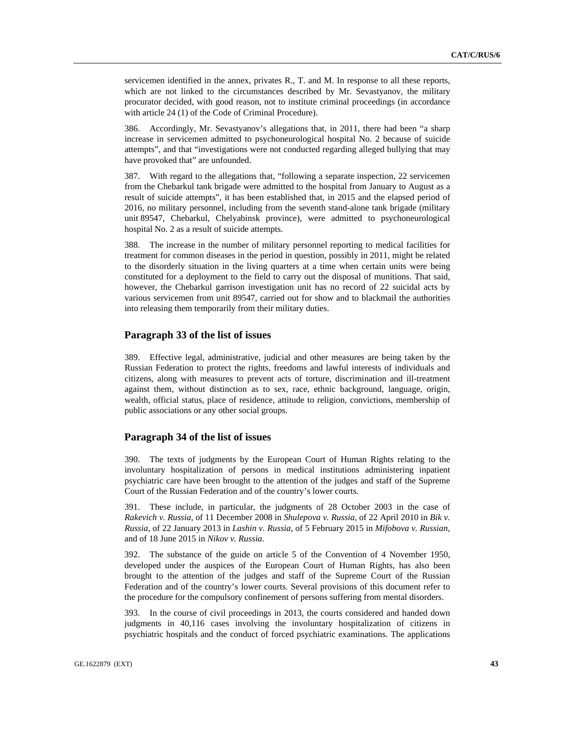servicemen identified in the annex, privates R., T. and M. In response to all these reports, which are not linked to the circumstances described by Mr. Sevastyanov, the military procurator decided, with good reason, not to institute criminal proceedings (in accordance with article 24 (1) of the Code of Criminal Procedure).

386. Accordingly, Mr. Sevastyanov's allegations that, in 2011, there had been "a sharp increase in servicemen admitted to psychoneurological hospital No. 2 because of suicide attempts", and that "investigations were not conducted regarding alleged bullying that may have provoked that" are unfounded.

387. With regard to the allegations that, "following a separate inspection, 22 servicemen from the Chebarkul tank brigade were admitted to the hospital from January to August as a result of suicide attempts", it has been established that, in 2015 and the elapsed period of 2016, no military personnel, including from the seventh stand-alone tank brigade (military unit 89547, Chebarkul, Chelyabinsk province), were admitted to psychoneurological hospital No. 2 as a result of suicide attempts.

388. The increase in the number of military personnel reporting to medical facilities for treatment for common diseases in the period in question, possibly in 2011, might be related to the disorderly situation in the living quarters at a time when certain units were being constituted for a deployment to the field to carry out the disposal of munitions. That said, however, the Chebarkul garrison investigation unit has no record of 22 suicidal acts by various servicemen from unit 89547, carried out for show and to blackmail the authorities into releasing them temporarily from their military duties.

## Paragraph 33 of the list of issues

389. Effective legal, administrative, judicial and other measures are being taken by the Russian Federation to protect the rights, freedoms and lawful interests of individuals and citizens, along with measures to prevent acts of torture, discrimination and ill-treatment against them, without distinction as to sex, race, ethnic background, language, origin, wealth, official status, place of residence, attitude to religion, convictions, membership of public associations or any other social groups.

## Paragraph 34 of the list of issues

390. The texts of judgments by the European Court of Human Rights relating to the involuntary hospitalization of persons in medical institutions administering inpatient psychiatric care have been brought to the attention of the judges and staff of the Supreme Court of the Russian Federation and of the country's lower courts.

391. These include, in particular, the judgments of 28 October 2003 in the case of *Rakevich v. Russia*, of 11 December 2008 in *Shulepova v. Russia*, of 22 April 2010 in *Bik v. Russia*, of 22 January 2013 in *Lashin v. Russia*, of 5 February 2015 in *Mifobova v. Russian*, and of 18 June 2015 in *Nikov v. Russia*.

392. The substance of the guide on article 5 of the Convention of 4 November 1950, developed under the auspices of the European Court of Human Rights, has also been brought to the attention of the judges and staff of the Supreme Court of the Russian Federation and of the country's lower courts. Several provisions of this document refer to the procedure for the compulsory confinement of persons suffering from mental disorders.

393. In the course of civil proceedings in 2013, the courts considered and handed down judgments in 40,116 cases involving the involuntary hospitalization of citizens in psychiatric hospitals and the conduct of forced psychiatric examinations. The applications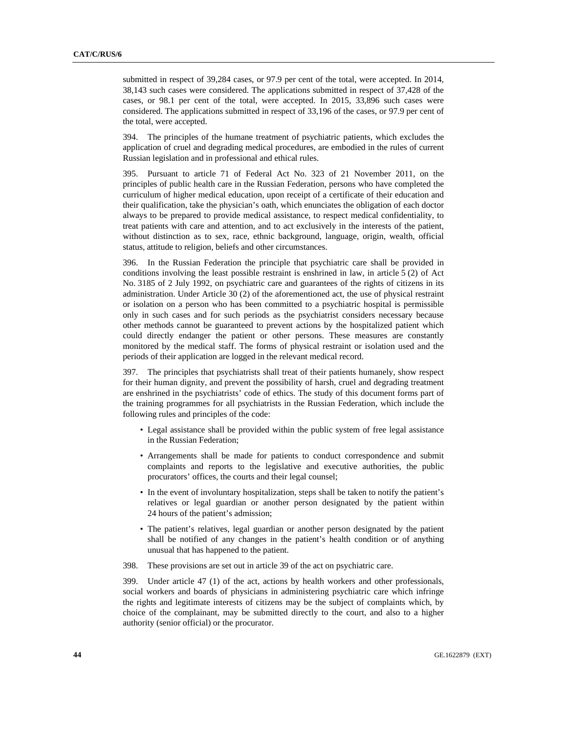submitted in respect of 39,284 cases, or 97.9 per cent of the total, were accepted. In 2014, 38,143 such cases were considered. The applications submitted in respect of 37,428 of the cases, or 98.1 per cent of the total, were accepted. In 2015, 33,896 such cases were considered. The applications submitted in respect of 33,196 of the cases, or 97.9 per cent of the total, were accepted.

394. The principles of the humane treatment of psychiatric patients, which excludes the application of cruel and degrading medical procedures, are embodied in the rules of current Russian legislation and in professional and ethical rules.

395. Pursuant to article 71 of Federal Act No. 323 of 21 November 2011, on the principles of public health care in the Russian Federation, persons who have completed the curriculum of higher medical education, upon receipt of a certificate of their education and their qualification, take the physician's oath, which enunciates the obligation of each doctor always to be prepared to provide medical assistance, to respect medical confidentiality, to treat patients with care and attention, and to act exclusively in the interests of the patient, without distinction as to sex, race, ethnic background, language, origin, wealth, official status, attitude to religion, beliefs and other circumstances.

396. In the Russian Federation the principle that psychiatric care shall be provided in conditions involving the least possible restraint is enshrined in law, in article 5 (2) of Act No. 3185 of 2 July 1992, on psychiatric care and guarantees of the rights of citizens in its administration. Under Article 30 (2) of the aforementioned act, the use of physical restraint or isolation on a person who has been committed to a psychiatric hospital is permissible only in such cases and for such periods as the psychiatrist considers necessary because other methods cannot be guaranteed to prevent actions by the hospitalized patient which could directly endanger the patient or other persons. These measures are constantly monitored by the medical staff. The forms of physical restraint or isolation used and the periods of their application are logged in the relevant medical record.

397. The principles that psychiatrists shall treat of their patients humanely, show respect for their human dignity, and prevent the possibility of harsh, cruel and degrading treatment are enshrined in the psychiatrists' code of ethics. The study of this document forms part of the training programmes for all psychiatrists in the Russian Federation, which include the following rules and principles of the code:

- Legal assistance shall be provided within the public system of free legal assistance in the Russian Federation;
- Arrangements shall be made for patients to conduct correspondence and submit complaints and reports to the legislative and executive authorities, the public procurators' offices, the courts and their legal counsel;
- In the event of involuntary hospitalization, steps shall be taken to notify the patient's relatives or legal guardian or another person designated by the patient within 24 hours of the patient's admission;
- The patient's relatives, legal guardian or another person designated by the patient shall be notified of any changes in the patient's health condition or of anything unusual that has happened to the patient.

398. These provisions are set out in article 39 of the act on psychiatric care.

399. Under article 47 (1) of the act, actions by health workers and other professionals, social workers and boards of physicians in administering psychiatric care which infringe the rights and legitimate interests of citizens may be the subject of complaints which, by choice of the complainant, may be submitted directly to the court, and also to a higher authority (senior official) or the procurator.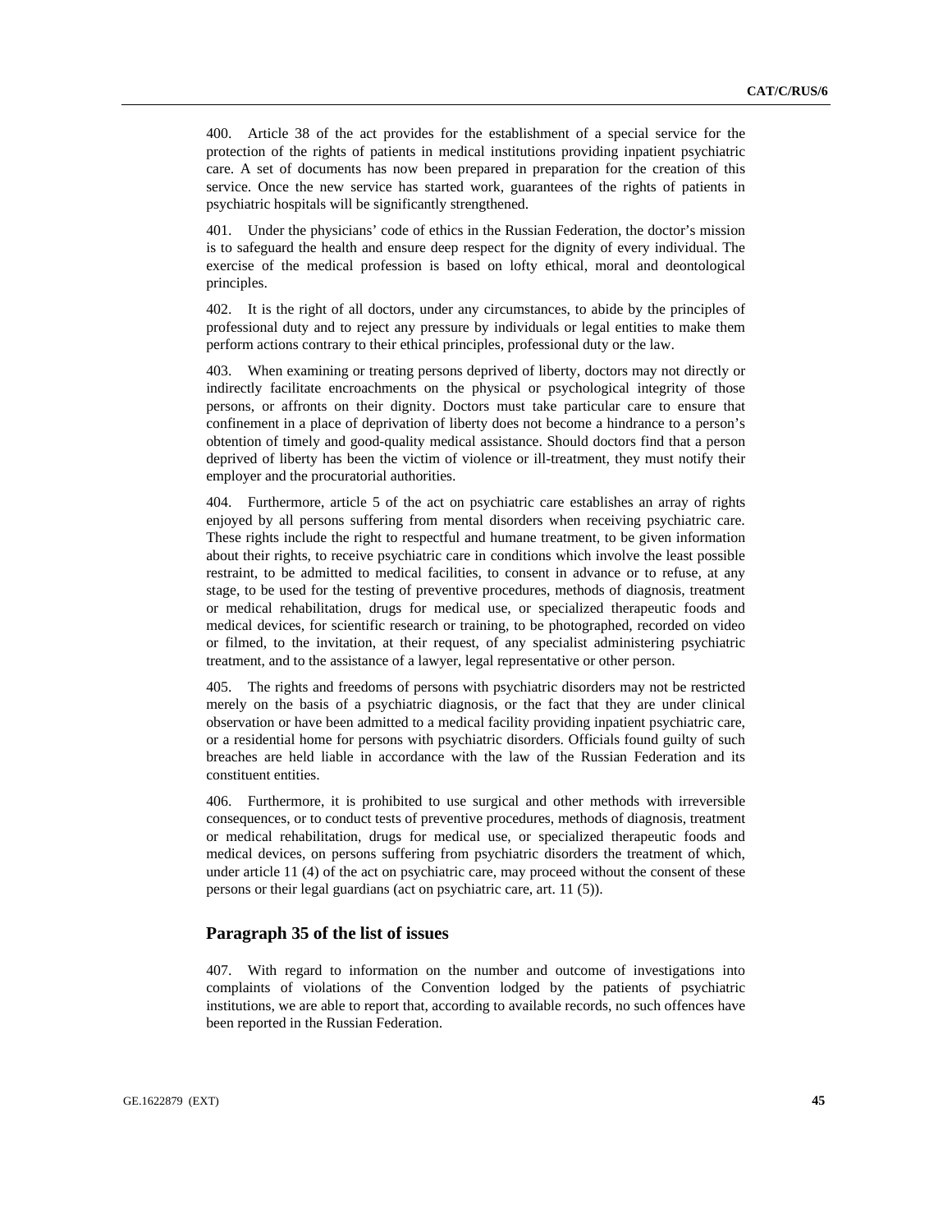400. Article 38 of the act provides for the establishment of a special service for the protection of the rights of patients in medical institutions providing inpatient psychiatric care. A set of documents has now been prepared in preparation for the creation of this service. Once the new service has started work, guarantees of the rights of patients in psychiatric hospitals will be significantly strengthened.

401. Under the physicians' code of ethics in the Russian Federation, the doctor's mission is to safeguard the health and ensure deep respect for the dignity of every individual. The exercise of the medical profession is based on lofty ethical, moral and deontological principles.

402. It is the right of all doctors, under any circumstances, to abide by the principles of professional duty and to reject any pressure by individuals or legal entities to make them perform actions contrary to their ethical principles, professional duty or the law.

403. When examining or treating persons deprived of liberty, doctors may not directly or indirectly facilitate encroachments on the physical or psychological integrity of those persons, or affronts on their dignity. Doctors must take particular care to ensure that confinement in a place of deprivation of liberty does not become a hindrance to a person's obtention of timely and good-quality medical assistance. Should doctors find that a person deprived of liberty has been the victim of violence or ill-treatment, they must notify their employer and the procuratorial authorities.

404. Furthermore, article 5 of the act on psychiatric care establishes an array of rights enjoyed by all persons suffering from mental disorders when receiving psychiatric care. These rights include the right to respectful and humane treatment, to be given information about their rights, to receive psychiatric care in conditions which involve the least possible restraint, to be admitted to medical facilities, to consent in advance or to refuse, at any stage, to be used for the testing of preventive procedures, methods of diagnosis, treatment or medical rehabilitation, drugs for medical use, or specialized therapeutic foods and medical devices, for scientific research or training, to be photographed, recorded on video or filmed, to the invitation, at their request, of any specialist administering psychiatric treatment, and to the assistance of a lawyer, legal representative or other person.

405. The rights and freedoms of persons with psychiatric disorders may not be restricted merely on the basis of a psychiatric diagnosis, or the fact that they are under clinical observation or have been admitted to a medical facility providing inpatient psychiatric care, or a residential home for persons with psychiatric disorders. Officials found guilty of such breaches are held liable in accordance with the law of the Russian Federation and its constituent entities.

406. Furthermore, it is prohibited to use surgical and other methods with irreversible consequences, or to conduct tests of preventive procedures, methods of diagnosis, treatment or medical rehabilitation, drugs for medical use, or specialized therapeutic foods and medical devices, on persons suffering from psychiatric disorders the treatment of which, under article 11 (4) of the act on psychiatric care, may proceed without the consent of these persons or their legal guardians (act on psychiatric care, art. 11 (5)).

## Paragraph 35 of the list of issues

407. With regard to information on the number and outcome of investigations into complaints of violations of the Convention lodged by the patients of psychiatric institutions, we are able to report that, according to available records, no such offences have been reported in the Russian Federation.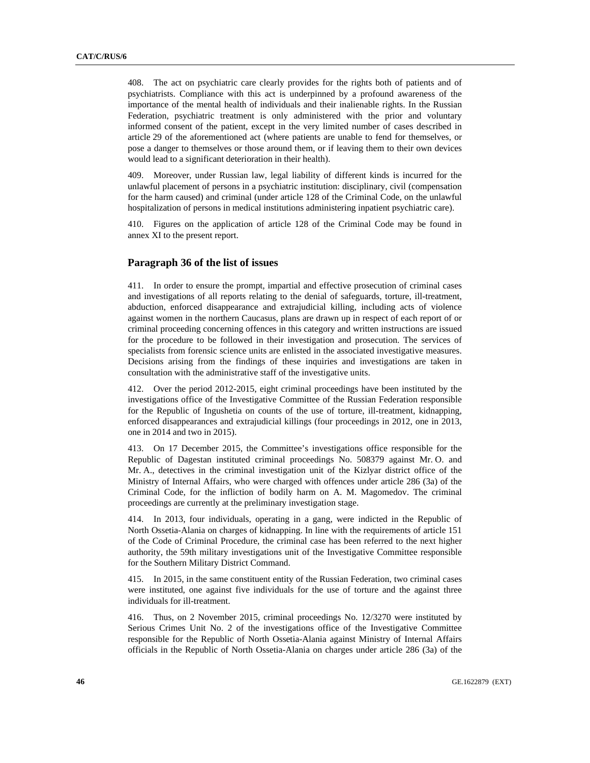408. The act on psychiatric care clearly provides for the rights both of patients and of psychiatrists. Compliance with this act is underpinned by a profound awareness of the importance of the mental health of individuals and their inalienable rights. In the Russian Federation, psychiatric treatment is only administered with the prior and voluntary informed consent of the patient, except in the very limited number of cases described in article 29 of the aforementioned act (where patients are unable to fend for themselves, or pose a danger to themselves or those around them, or if leaving them to their own devices would lead to a significant deterioration in their health).

409. Moreover, under Russian law, legal liability of different kinds is incurred for the unlawful placement of persons in a psychiatric institution: disciplinary, civil (compensation for the harm caused) and criminal (under article 128 of the Criminal Code, on the unlawful hospitalization of persons in medical institutions administering inpatient psychiatric care).

410. Figures on the application of article 128 of the Criminal Code may be found in annex XI to the present report.

## Paragraph 36 of the list of issues

411. In order to ensure the prompt, impartial and effective prosecution of criminal cases and investigations of all reports relating to the denial of safeguards, torture, ill-treatment, abduction, enforced disappearance and extrajudicial killing, including acts of violence against women in the northern Caucasus, plans are drawn up in respect of each report of or criminal proceeding concerning offences in this category and written instructions are issued for the procedure to be followed in their investigation and prosecution. The services of specialists from forensic science units are enlisted in the associated investigative measures. Decisions arising from the findings of these inquiries and investigations are taken in consultation with the administrative staff of the investigative units.

412. Over the period 2012-2015, eight criminal proceedings have been instituted by the investigations office of the Investigative Committee of the Russian Federation responsible for the Republic of Ingushetia on counts of the use of torture, ill-treatment, kidnapping, enforced disappearances and extrajudicial killings (four proceedings in 2012, one in 2013, one in 2014 and two in 2015).

413. On 17 December 2015, the Committee's investigations office responsible for the Republic of Dagestan instituted criminal proceedings No. 508379 against Mr. O. and Mr. A., detectives in the criminal investigation unit of the Kizlyar district office of the Ministry of Internal Affairs, who were charged with offences under article 286 (3a) of the Criminal Code, for the infliction of bodily harm on A. M. Magomedov. The criminal proceedings are currently at the preliminary investigation stage.

414. In 2013, four individuals, operating in a gang, were indicted in the Republic of North Ossetia-Alania on charges of kidnapping. In line with the requirements of article 151 of the Code of Criminal Procedure, the criminal case has been referred to the next higher authority, the 59th military investigations unit of the Investigative Committee responsible for the Southern Military District Command.

415. In 2015, in the same constituent entity of the Russian Federation, two criminal cases were instituted, one against five individuals for the use of torture and the against three individuals for ill-treatment.

416. Thus, on 2 November 2015, criminal proceedings No. 12/3270 were instituted by Serious Crimes Unit No. 2 of the investigations office of the Investigative Committee responsible for the Republic of North Ossetia-Alania against Ministry of Internal Affairs officials in the Republic of North Ossetia-Alania on charges under article 286 (3a) of the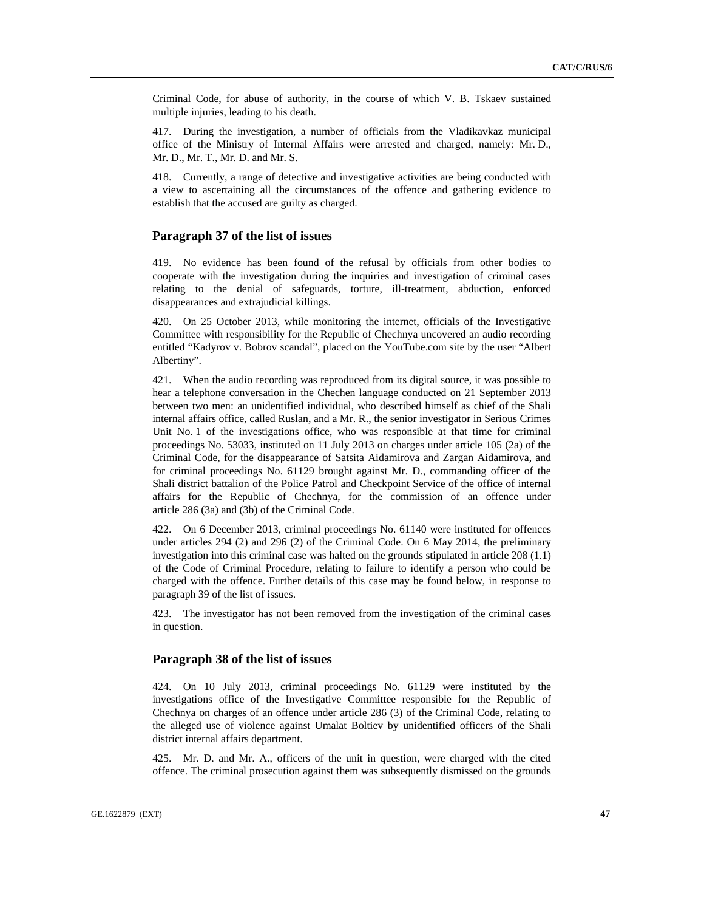Criminal Code, for abuse of authority, in the course of which V. B. Tskaev sustained multiple injuries, leading to his death.

417. During the investigation, a number of officials from the Vladikavkaz municipal office of the Ministry of Internal Affairs were arrested and charged, namely: Mr. D., Mr. D., Mr. T., Mr. D. and Mr. S.

418. Currently, a range of detective and investigative activities are being conducted with a view to ascertaining all the circumstances of the offence and gathering evidence to establish that the accused are guilty as charged.

## Paragraph 37 of the list of issues

419. No evidence has been found of the refusal by officials from other bodies to cooperate with the investigation during the inquiries and investigation of criminal cases relating to the denial of safeguards, torture, ill-treatment, abduction, enforced disappearances and extrajudicial killings.

420. On 25 October 2013, while monitoring the internet, officials of the Investigative Committee with responsibility for the Republic of Chechnya uncovered an audio recording entitled "Kadyrov v. Bobrov scandal", placed on the YouTube.com site by the user "Albert Albertiny".

421. When the audio recording was reproduced from its digital source, it was possible to hear a telephone conversation in the Chechen language conducted on 21 September 2013 between two men: an unidentified individual, who described himself as chief of the Shali internal affairs office, called Ruslan, and a Mr. R., the senior investigator in Serious Crimes Unit No. 1 of the investigations office, who was responsible at that time for criminal proceedings No. 53033, instituted on 11 July 2013 on charges under article 105 (2a) of the Criminal Code, for the disappearance of Satsita Aidamirova and Zargan Aidamirova, and for criminal proceedings No. 61129 brought against Mr. D., commanding officer of the Shali district battalion of the Police Patrol and Checkpoint Service of the office of internal affairs for the Republic of Chechnya, for the commission of an offence under article 286 (3a) and (3b) of the Criminal Code.

422. On 6 December 2013, criminal proceedings No. 61140 were instituted for offences under articles 294 (2) and 296 (2) of the Criminal Code. On 6 May 2014, the preliminary investigation into this criminal case was halted on the grounds stipulated in article 208 (1.1) of the Code of Criminal Procedure, relating to failure to identify a person who could be charged with the offence. Further details of this case may be found below, in response to paragraph 39 of the list of issues.

423. The investigator has not been removed from the investigation of the criminal cases in question.

## Paragraph 38 of the list of issues

424. On 10 July 2013, criminal proceedings No. 61129 were instituted by the investigations office of the Investigative Committee responsible for the Republic of Chechnya on charges of an offence under article 286 (3) of the Criminal Code, relating to the alleged use of violence against Umalat Boltiev by unidentified officers of the Shali district internal affairs department.

425. Mr. D. and Mr. A., officers of the unit in question, were charged with the cited offence. The criminal prosecution against them was subsequently dismissed on the grounds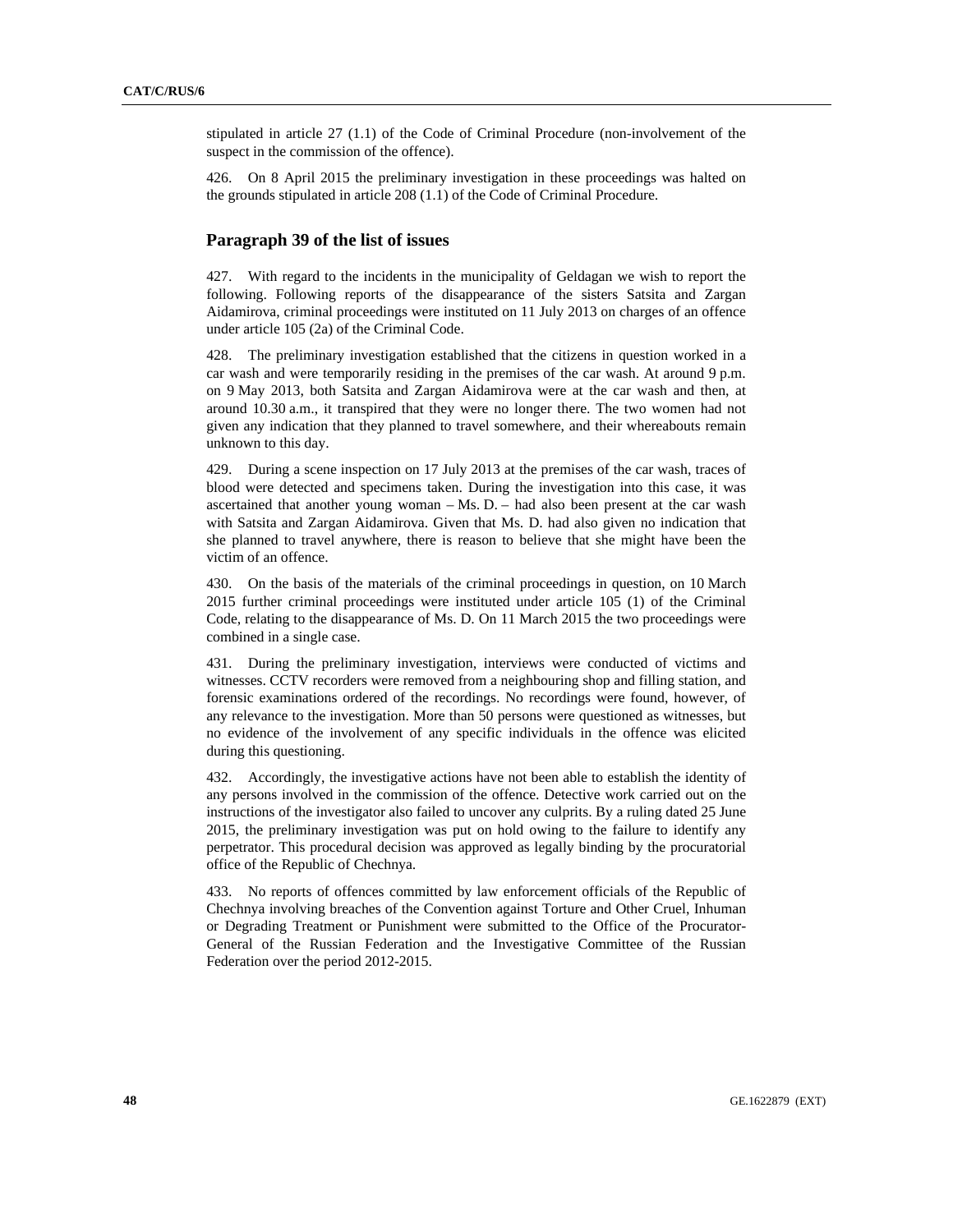stipulated in article 27 (1.1) of the Code of Criminal Procedure (non-involvement of the suspect in the commission of the offence).

426. On 8 April 2015 the preliminary investigation in these proceedings was halted on the grounds stipulated in article 208 (1.1) of the Code of Criminal Procedure.

## Paragraph 39 of the list of issues

427. With regard to the incidents in the municipality of Geldagan we wish to report the following. Following reports of the disappearance of the sisters Satsita and Zargan Aidamirova, criminal proceedings were instituted on 11 July 2013 on charges of an offence under article 105 (2a) of the Criminal Code.

428. The preliminary investigation established that the citizens in question worked in a car wash and were temporarily residing in the premises of the car wash. At around 9 p.m. on 9 May 2013, both Satsita and Zargan Aidamirova were at the car wash and then, at around 10.30 a.m., it transpired that they were no longer there. The two women had not given any indication that they planned to travel somewhere, and their whereabouts remain unknown to this day.

429. During a scene inspection on 17 July 2013 at the premises of the car wash, traces of blood were detected and specimens taken. During the investigation into this case, it was ascertained that another young woman – Ms. D. – had also been present at the car wash with Satsita and Zargan Aidamirova. Given that Ms. D. had also given no indication that she planned to travel anywhere, there is reason to believe that she might have been the victim of an offence.

430. On the basis of the materials of the criminal proceedings in question, on 10 March 2015 further criminal proceedings were instituted under article 105 (1) of the Criminal Code, relating to the disappearance of Ms. D. On 11 March 2015 the two proceedings were combined in a single case.

431. During the preliminary investigation, interviews were conducted of victims and witnesses. CCTV recorders were removed from a neighbouring shop and filling station, and forensic examinations ordered of the recordings. No recordings were found, however, of any relevance to the investigation. More than 50 persons were questioned as witnesses, but no evidence of the involvement of any specific individuals in the offence was elicited during this questioning.

432. Accordingly, the investigative actions have not been able to establish the identity of any persons involved in the commission of the offence. Detective work carried out on the instructions of the investigator also failed to uncover any culprits. By a ruling dated 25 June 2015, the preliminary investigation was put on hold owing to the failure to identify any perpetrator. This procedural decision was approved as legally binding by the procuratorial office of the Republic of Chechnya.

433. No reports of offences committed by law enforcement officials of the Republic of Chechnya involving breaches of the Convention against Torture and Other Cruel, Inhuman or Degrading Treatment or Punishment were submitted to the Office of the Procurator-General of the Russian Federation and the Investigative Committee of the Russian Federation over the period 2012-2015.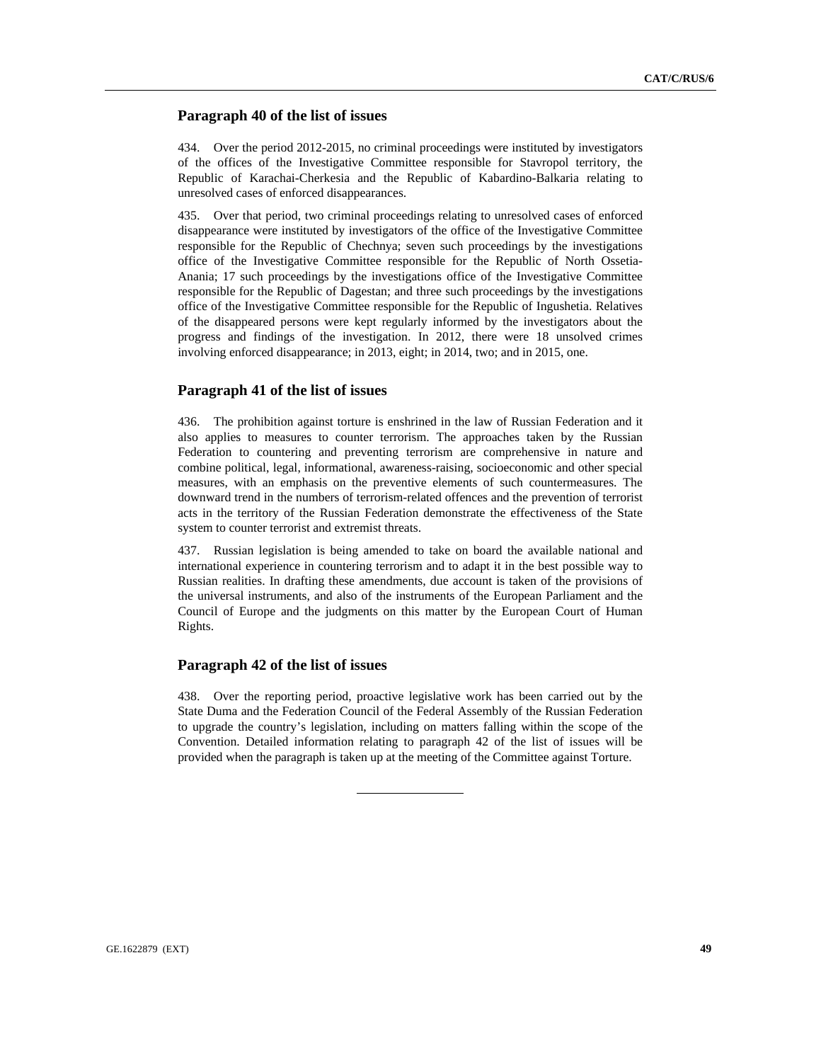## Paragraph 40 of the list of issues

434. Over the period 2012-2015, no criminal proceedings were instituted by investigators of the offices of the Investigative Committee responsible for Stavropol territory, the Republic of Karachai-Cherkesia and the Republic of Kabardino-Balkaria relating to unresolved cases of enforced disappearances.

435. Over that period, two criminal proceedings relating to unresolved cases of enforced disappearance were instituted by investigators of the office of the Investigative Committee responsible for the Republic of Chechnya; seven such proceedings by the investigations office of the Investigative Committee responsible for the Republic of North Ossetia-Anania; 17 such proceedings by the investigations office of the Investigative Committee responsible for the Republic of Dagestan; and three such proceedings by the investigations office of the Investigative Committee responsible for the Republic of Ingushetia. Relatives of the disappeared persons were kept regularly informed by the investigators about the progress and findings of the investigation. In 2012, there were 18 unsolved crimes involving enforced disappearance; in 2013, eight; in 2014, two; and in 2015, one.

## Paragraph 41 of the list of issues

436. The prohibition against torture is enshrined in the law of Russian Federation and it also applies to measures to counter terrorism. The approaches taken by the Russian Federation to countering and preventing terrorism are comprehensive in nature and combine political, legal, informational, awareness-raising, socioeconomic and other special measures, with an emphasis on the preventive elements of such countermeasures. The downward trend in the numbers of terrorism-related offences and the prevention of terrorist acts in the territory of the Russian Federation demonstrate the effectiveness of the State system to counter terrorist and extremist threats.

437. Russian legislation is being amended to take on board the available national and international experience in countering terrorism and to adapt it in the best possible way to Russian realities. In drafting these amendments, due account is taken of the provisions of the universal instruments, and also of the instruments of the European Parliament and the Council of Europe and the judgments on this matter by the European Court of Human Rights.

## Paragraph 42 of the list of issues

438. Over the reporting period, proactive legislative work has been carried out by the State Duma and the Federation Council of the Federal Assembly of the Russian Federation to upgrade the country's legislation, including on matters falling within the scope of the Convention. Detailed information relating to paragraph 42 of the list of issues will be provided when the paragraph is taken up at the meeting of the Committee against Torture.